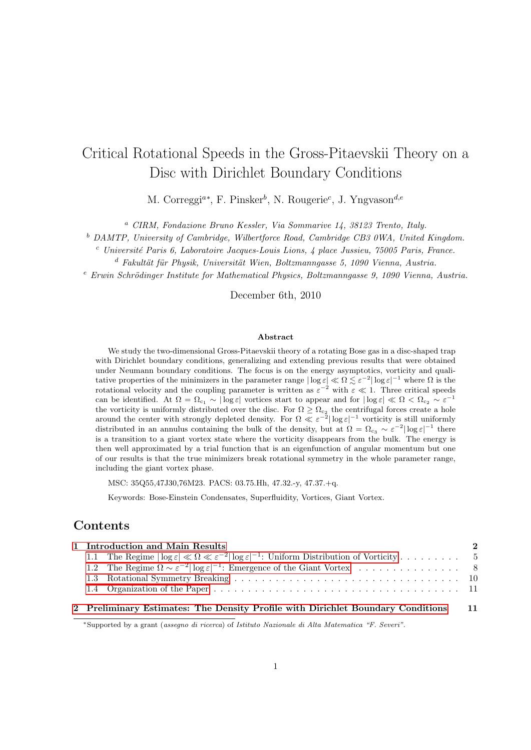# Critical Rotational Speeds in the Gross-Pitaevskii Theory on a Disc with Dirichlet Boundary Conditions

M. Correggi[a*], F. Pinsker[b], N. Rougerie[c], J. Yngvason[d,e]

[a] *CIRM, Fondazione Bruno Kessler, Via Sommarive 14, 38123 Trento, Italy.*

[b] *DAMTP, University of Cambridge, Wilbertforce Road, Cambridge CB3 0WA, United Kingdom.*

[c] *Université Paris 6, Laboratoire Jacques-Louis Lions, 4 place Jussieu, 75005 Paris, France.*

[d] *Fakultät für Physik, Universität Wien, Boltzmanngasse 5, 1090 Vienna, Austria.*

[e] *Erwin Schrödinger Institute for Mathematical Physics, Boltzmanngasse 9, 1090 Vienna, Austria.*

December 6th, 2010

**Abstract**

We study the two-dimensional Gross-Pitaevskii theory of a rotating Bose gas in a disc-shaped trap with Dirichlet boundary conditions, generalizing and extending previous results that were obtained under Neumann boundary conditions. The focus is on the energy asymptotics, vorticity and qualitative properties of the minimizers in the parameter range $|\log\varepsilon| \ll \Omega \lesssim \varepsilon^{-2}|\log\varepsilon|^{-1}$ where $\Omega$ is the rotational velocity and the coupling parameter is written as $\varepsilon^{-2}$ with $\varepsilon \ll 1$. Three critical speeds can be identified. At $\Omega = \Omega_{c_1} \sim |\log\varepsilon|$ vortices start to appear and for $|\log\varepsilon| \ll \Omega < \Omega_{c_2} \sim \varepsilon^{-1}$ the vorticity is uniformly distributed over the disc. For $\Omega \geq \Omega_{c_2}$ the centrifugal forces create a hole around the center with strongly depleted density. For $\Omega \ll \varepsilon^{-2}|\log\varepsilon|^{-1}$ vorticity is still uniformly distributed in an annulus containing the bulk of the density, but at $\Omega = \Omega_{c_3} \sim \varepsilon^{-2}|\log\varepsilon|^{-1}$ there is a transition to a giant vortex state where the vorticity disappears from the bulk. The energy is then well approximated by a trial function that is an eigenfunction of angular momentum but one of our results is that the true minimizers break rotational symmetry in the whole parameter range, including the giant vortex phase.

MSC: 35Q55,47J30,76M23. PACS: 03.75.Hh, 47.32.-y, 47.37.+q.

Keywords: Bose-Einstein Condensates, Superfluidity, Vortices, Giant Vortex.

## Contents

| | |
|---|---|
| **1 Introduction and Main Results** | **2** |
| 1.1 The Regime $|\log\varepsilon| \ll \Omega \ll \varepsilon^{-2}|\log\varepsilon|^{-1}$: Uniform Distribution of Vorticity | 5 |
| 1.2 The Regime $\Omega \sim \varepsilon^{-2}|\log\varepsilon|^{-1}$: Emergence of the Giant Vortex | 8 |
| 1.3 Rotational Symmetry Breaking | 10 |
| 1.4 Organization of the Paper | 11 |
| **2 Preliminary Estimates: The Density Profile with Dirichlet Boundary Conditions** | **11** |

*Supported by a grant (*assegno di ricerca*) of *Istituto Nazionale di Alta Matematica "F. Severi"*.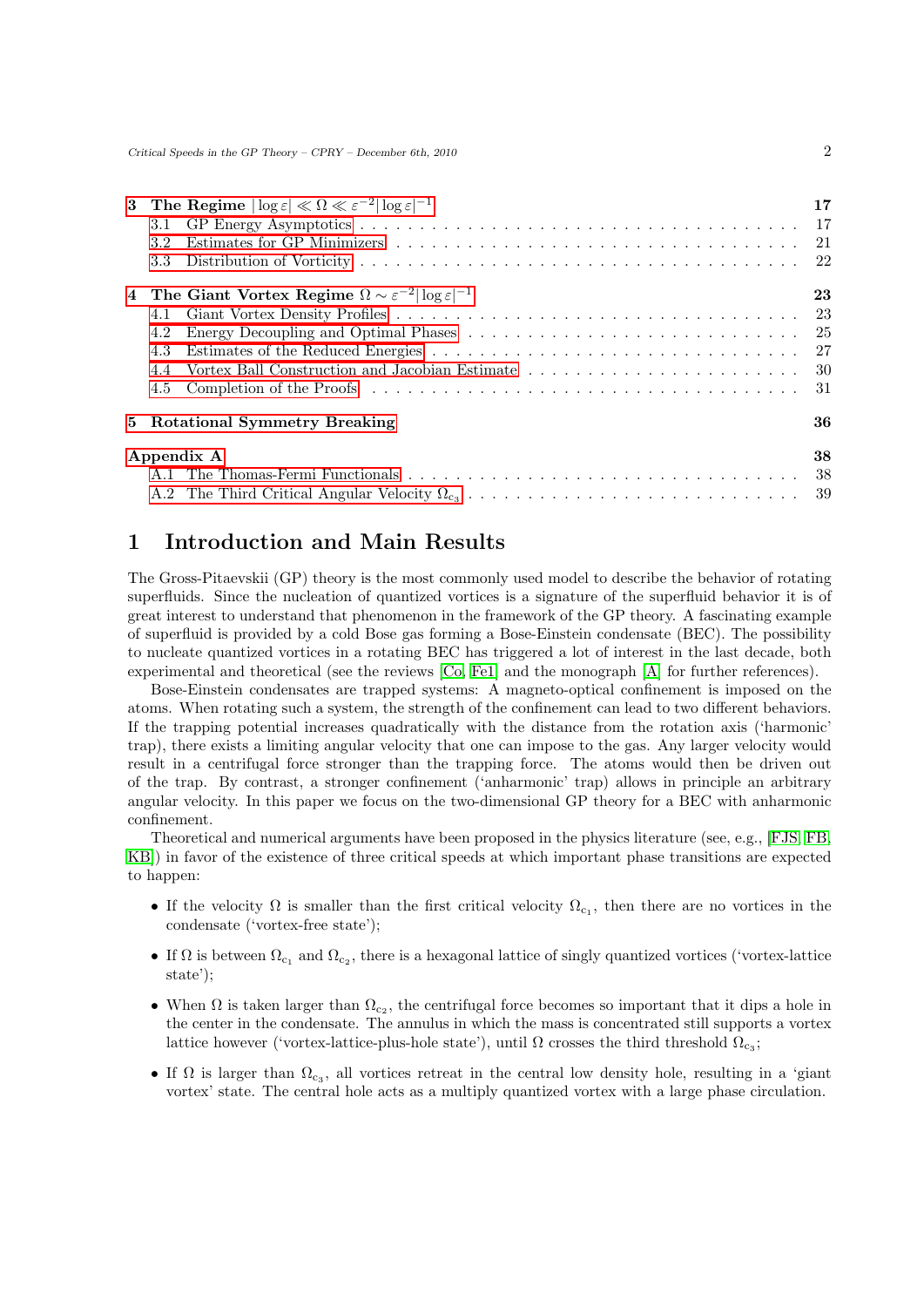| | | |
|---|---|---|
| **3** | **The Regime $\lvert\log\varepsilon\rvert \ll \Omega \ll \varepsilon^{-2}\lvert\log\varepsilon\rvert^{-1}$** | **17** |
| | 3.1 GP Energy Asymptotics | 17 |
| | 3.2 Estimates for GP Minimizers | 21 |
| | 3.3 Distribution of Vorticity | 22 |
| **4** | **The Giant Vortex Regime $\Omega \sim \varepsilon^{-2}\lvert\log\varepsilon\rvert^{-1}$** | **23** |
| | 4.1 Giant Vortex Density Profiles | 23 |
| | 4.2 Energy Decoupling and Optimal Phases | 25 |
| | 4.3 Estimates of the Reduced Energies | 27 |
| | 4.4 Vortex Ball Construction and Jacobian Estimate | 30 |
| | 4.5 Completion of the Proofs | 31 |
| **5** | **Rotational Symmetry Breaking** | **36** |
| | **Appendix A** | **38** |
| | A.1 The Thomas-Fermi Functionals | 38 |
| | A.2 The Third Critical Angular Velocity $\Omega_{c_3}$ | 39 |

# 1 Introduction and Main Results

The Gross-Pitaevskii (GP) theory is the most commonly used model to describe the behavior of rotating superfluids. Since the nucleation of quantized vortices is a signature of the superfluid behavior it is of great interest to understand that phenomenon in the framework of the GP theory. A fascinating example of superfluid is provided by a cold Bose gas forming a Bose-Einstein condensate (BEC). The possibility to nucleate quantized vortices in a rotating BEC has triggered a lot of interest in the last decade, both experimental and theoretical (see the reviews [Co, Fe1] and the monograph [A] for further references).

Bose-Einstein condensates are trapped systems: A magneto-optical confinement is imposed on the atoms. When rotating such a system, the strength of the confinement can lead to two different behaviors. If the trapping potential increases quadratically with the distance from the rotation axis ('harmonic' trap), there exists a limiting angular velocity that one can impose to the gas. Any larger velocity would result in a centrifugal force stronger than the trapping force. The atoms would then be driven out of the trap. By contrast, a stronger confinement ('anharmonic' trap) allows in principle an arbitrary angular velocity. In this paper we focus on the two-dimensional GP theory for a BEC with anharmonic confinement.

Theoretical and numerical arguments have been proposed in the physics literature (see, e.g., [FJS, FB, KB]) in favor of the existence of three critical speeds at which important phase transitions are expected to happen:

- If the velocity $\Omega$ is smaller than the first critical velocity $\Omega_{c_1}$, then there are no vortices in the condensate ('vortex-free state');
- If $\Omega$ is between $\Omega_{c_1}$ and $\Omega_{c_2}$, there is a hexagonal lattice of singly quantized vortices ('vortex-lattice state');
- When $\Omega$ is taken larger than $\Omega_{c_2}$, the centrifugal force becomes so important that it dips a hole in the center in the condensate. The annulus in which the mass is concentrated still supports a vortex lattice however ('vortex-lattice-plus-hole state'), until $\Omega$ crosses the third threshold $\Omega_{c_3}$;
- If $\Omega$ is larger than $\Omega_{c_3}$, all vortices retreat in the central low density hole, resulting in a 'giant vortex' state. The central hole acts as a multiply quantized vortex with a large phase circulation.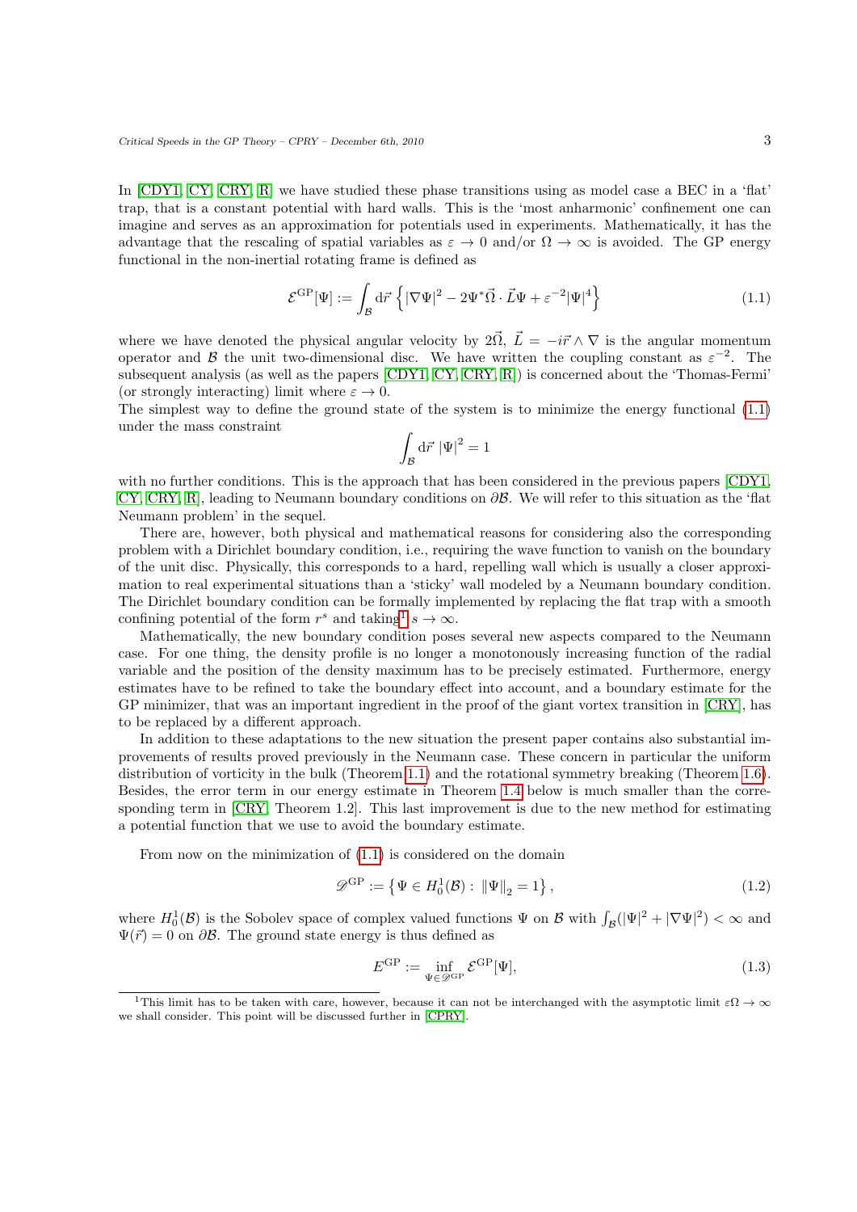In [CDY1, CY, CRY, R] we have studied these phase transitions using as model case a BEC in a 'flat' trap, that is a constant potential with hard walls. This is the 'most anharmonic' confinement one can imagine and serves as an approximation for potentials used in experiments. Mathematically, it has the advantage that the rescaling of spatial variables as $\varepsilon \to 0$ and/or $\Omega \to \infty$ is avoided. The GP energy functional in the non-inertial rotating frame is defined as

$$\mathcal{E}^{\mathrm{GP}}[\Psi] := \int_{\mathcal{B}} \mathrm{d}\vec{r}\, \left\{ |\nabla \Psi|^2 - 2\Psi^* \vec{\Omega} \cdot \vec{L} \Psi + \varepsilon^{-2} |\Psi|^4 \right\} \tag{1.1}$$

where we have denoted the physical angular velocity by $2\vec{\Omega}$, $\vec{L} = -i\vec{r} \wedge \nabla$ is the angular momentum operator and $\mathcal{B}$ the unit two-dimensional disc. We have written the coupling constant as $\varepsilon^{-2}$. The subsequent analysis (as well as the papers [CDY1, CY, CRY, R]) is concerned about the 'Thomas-Fermi' (or strongly interacting) limit where $\varepsilon \to 0$.

The simplest way to define the ground state of the system is to minimize the energy functional (1.1) under the mass constraint

$$\int_{\mathcal{B}} \mathrm{d}\vec{r}\, |\Psi|^2 = 1$$

with no further conditions. This is the approach that has been considered in the previous papers [CDY1, CY, CRY, R], leading to Neumann boundary conditions on $\partial\mathcal{B}$. We will refer to this situation as the 'flat Neumann problem' in the sequel.

There are, however, both physical and mathematical reasons for considering also the corresponding problem with a Dirichlet boundary condition, i.e., requiring the wave function to vanish on the boundary of the unit disc. Physically, this corresponds to a hard, repelling wall which is usually a closer approximation to real experimental situations than a 'sticky' wall modeled by a Neumann boundary condition. The Dirichlet boundary condition can be formally implemented by replacing the flat trap with a smooth confining potential of the form $r^s$ and taking[1] $s \to \infty$.

Mathematically, the new boundary condition poses several new aspects compared to the Neumann case. For one thing, the density profile is no longer a monotonously increasing function of the radial variable and the position of the density maximum has to be precisely estimated. Furthermore, energy estimates have to be refined to take the boundary effect into account, and a boundary estimate for the GP minimizer, that was an important ingredient in the proof of the giant vortex transition in [CRY], has to be replaced by a different approach.

In addition to these adaptations to the new situation the present paper contains also substantial improvements of results proved previously in the Neumann case. These concern in particular the uniform distribution of vorticity in the bulk (Theorem 1.1) and the rotational symmetry breaking (Theorem 1.6). Besides, the error term in our energy estimate in Theorem 1.4 below is much smaller than the corresponding term in [CRY, Theorem 1.2]. This last improvement is due to the new method for estimating a potential function that we use to avoid the boundary estimate.

From now on the minimization of (1.1) is considered on the domain

$$\mathscr{D}^{\mathrm{GP}} := \left\{ \Psi \in H_0^1(\mathcal{B}) : \|\Psi\|_2 = 1 \right\}, \tag{1.2}$$

where $H_0^1(\mathcal{B})$ is the Sobolev space of complex valued functions $\Psi$ on $\mathcal{B}$ with $\int_{\mathcal{B}}(|\Psi|^2 + |\nabla\Psi|^2) < \infty$ and $\Psi(\vec{r}) = 0$ on $\partial\mathcal{B}$. The ground state energy is thus defined as

$$E^{\mathrm{GP}} := \inf_{\Psi \in \mathscr{D}^{\mathrm{GP}}} \mathcal{E}^{\mathrm{GP}}[\Psi], \tag{1.3}$$

[1] This limit has to be taken with care, however, because it can not be interchanged with the asymptotic limit $\varepsilon\Omega \to \infty$ we shall consider. This point will be discussed further in [CPRY].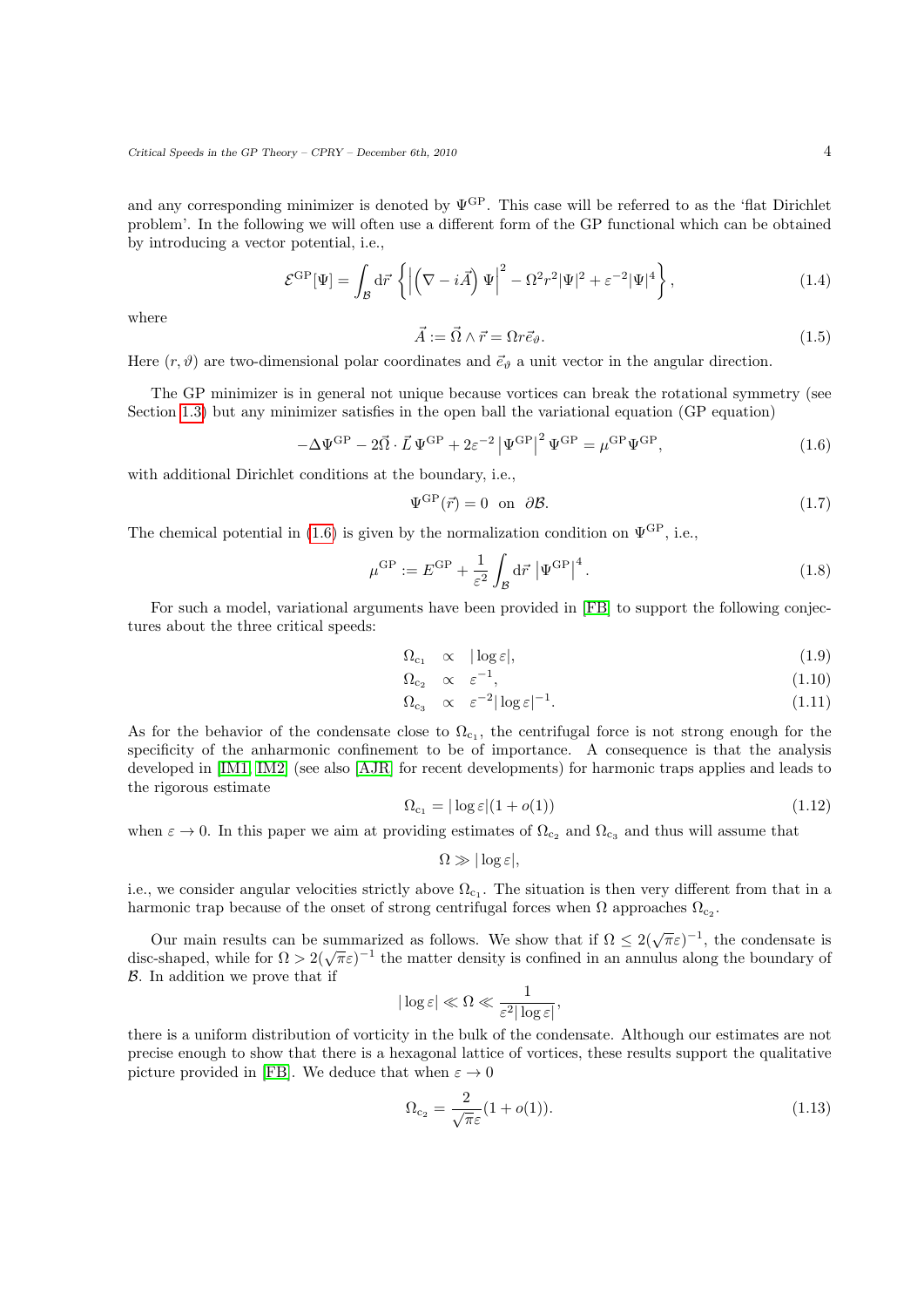and any corresponding minimizer is denoted by $\Psi^{\mathrm{GP}}$. This case will be referred to as the 'flat Dirichlet problem'. In the following we will often use a different form of the GP functional which can be obtained by introducing a vector potential, i.e.,

$$\mathcal{E}^{\mathrm{GP}}[\Psi] = \int_{\mathcal{B}} \mathrm{d}\vec{r} \left\{ \left| \left( \nabla - i\vec{A} \right) \Psi \right|^2 - \Omega^2 r^2 |\Psi|^2 + \varepsilon^{-2} |\Psi|^4 \right\}, \tag{1.4}$$

where

$$\vec{A} := \vec{\Omega} \wedge \vec{r} = \Omega r \vec{e}_\vartheta. \tag{1.5}$$

Here $(r, \vartheta)$ are two-dimensional polar coordinates and $\vec{e}_\vartheta$ a unit vector in the angular direction.

The GP minimizer is in general not unique because vortices can break the rotational symmetry (see Section 1.3) but any minimizer satisfies in the open ball the variational equation (GP equation)

$$-\Delta \Psi^{\mathrm{GP}} - 2\vec{\Omega} \cdot \vec{L}\, \Psi^{\mathrm{GP}} + 2\varepsilon^{-2} \left| \Psi^{\mathrm{GP}} \right|^2 \Psi^{\mathrm{GP}} = \mu^{\mathrm{GP}} \Psi^{\mathrm{GP}}, \tag{1.6}$$

with additional Dirichlet conditions at the boundary, i.e.,

$$\Psi^{\mathrm{GP}}(\vec{r}) = 0 \quad \text{on} \quad \partial\mathcal{B}. \tag{1.7}$$

The chemical potential in (1.6) is given by the normalization condition on $\Psi^{\mathrm{GP}}$, i.e.,

$$\mu^{\mathrm{GP}} := E^{\mathrm{GP}} + \frac{1}{\varepsilon^2} \int_{\mathcal{B}} \mathrm{d}\vec{r} \left| \Psi^{\mathrm{GP}} \right|^4. \tag{1.8}$$

For such a model, variational arguments have been provided in [FB] to support the following conjectures about the three critical speeds:

$$\Omega_{\mathrm{c}_1} \propto |\log \varepsilon|, \tag{1.9}$$

$$\Omega_{\mathrm{c}_2} \propto \varepsilon^{-1}, \tag{1.10}$$

$$\Omega_{\mathrm{c}_3} \propto \varepsilon^{-2} |\log \varepsilon|^{-1}. \tag{1.11}$$

As for the behavior of the condensate close to $\Omega_{\mathrm{c}_1}$, the centrifugal force is not strong enough for the specificity of the anharmonic confinement to be of importance. A consequence is that the analysis developed in [IM1, IM2] (see also [AJR] for recent developments) for harmonic traps applies and leads to the rigorous estimate

$$\Omega_{\mathrm{c}_1} = |\log \varepsilon| (1 + o(1)) \tag{1.12}$$

when $\varepsilon \to 0$. In this paper we aim at providing estimates of $\Omega_{\mathrm{c}_2}$ and $\Omega_{\mathrm{c}_3}$ and thus will assume that

$$\Omega \gg |\log \varepsilon|,$$

i.e., we consider angular velocities strictly above $\Omega_{\mathrm{c}_1}$. The situation is then very different from that in a harmonic trap because of the onset of strong centrifugal forces when $\Omega$ approaches $\Omega_{\mathrm{c}_2}$.

Our main results can be summarized as follows. We show that if $\Omega \leq 2(\sqrt{\pi}\varepsilon)^{-1}$, the condensate is disc-shaped, while for $\Omega > 2(\sqrt{\pi}\varepsilon)^{-1}$ the matter density is confined in an annulus along the boundary of $\mathcal{B}$. In addition we prove that if

$$|\log \varepsilon| \ll \Omega \ll \frac{1}{\varepsilon^2 |\log \varepsilon|},$$

there is a uniform distribution of vorticity in the bulk of the condensate. Although our estimates are not precise enough to show that there is a hexagonal lattice of vortices, these results support the qualitative picture provided in [FB]. We deduce that when $\varepsilon \to 0$

$$\Omega_{\mathrm{c}_2} = \frac{2}{\sqrt{\pi}\varepsilon} (1 + o(1)). \tag{1.13}$$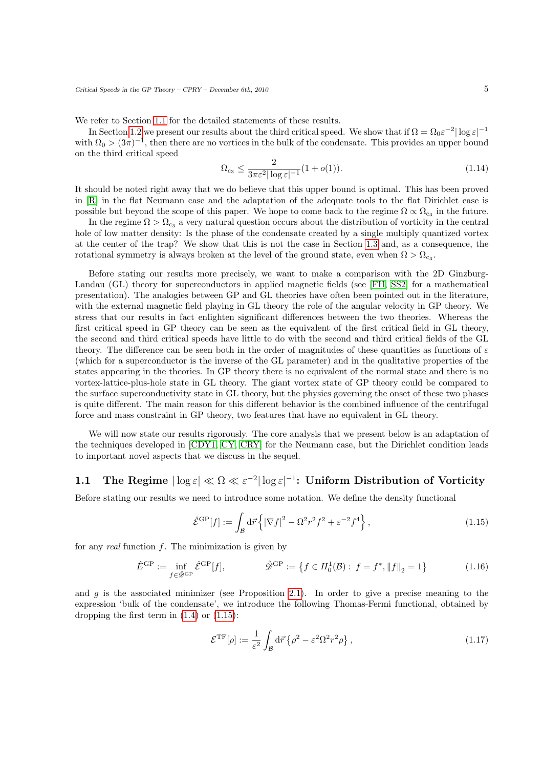We refer to Section 1.1 for the detailed statements of these results.

In Section 1.2 we present our results about the third critical speed. We show that if $\Omega = \Omega_0 \varepsilon^{-2} |\log \varepsilon|^{-1}$ with $\Omega_0 > (3\pi)^{-1}$, then there are no vortices in the bulk of the condensate. This provides an upper bound on the third critical speed

$$
\Omega_{c_3} \leq \frac{2}{3\pi\varepsilon^2 |\log \varepsilon|^{-1}}(1 + o(1)). \tag{1.14}
$$

It should be noted right away that we do believe that this upper bound is optimal. This has been proved in [R] in the flat Neumann case and the adaptation of the adequate tools to the flat Dirichlet case is possible but beyond the scope of this paper. We hope to come back to the regime $\Omega \propto \Omega_{c_3}$ in the future.

In the regime $\Omega > \Omega_{c_3}$ a very natural question occurs about the distribution of vorticity in the central hole of low matter density: Is the phase of the condensate created by a single multiply quantized vortex at the center of the trap? We show that this is not the case in Section 1.3 and, as a consequence, the rotational symmetry is always broken at the level of the ground state, even when $\Omega > \Omega_{c_3}$.

Before stating our results more precisely, we want to make a comparison with the 2D Ginzburg-Landau (GL) theory for superconductors in applied magnetic fields (see [FH, SS2] for a mathematical presentation). The analogies between GP and GL theories have often been pointed out in the literature, with the external magnetic field playing in GL theory the role of the angular velocity in GP theory. We stress that our results in fact enlighten significant differences between the two theories. Whereas the first critical speed in GP theory can be seen as the equivalent of the first critical field in GL theory, the second and third critical speeds have little to do with the second and third critical fields of the GL theory. The difference can be seen both in the order of magnitudes of these quantities as functions of $\varepsilon$ (which for a superconductor is the inverse of the GL parameter) and in the qualitative properties of the states appearing in the theories. In GP theory there is no equivalent of the normal state and there is no vortex-lattice-plus-hole state in GL theory. The giant vortex state of GP theory could be compared to the surface superconductivity state in GL theory, but the physics governing the onset of these two phases is quite different. The main reason for this different behavior is the combined influence of the centrifugal force and mass constraint in GP theory, two features that have no equivalent in GL theory.

We will now state our results rigorously. The core analysis that we present below is an adaptation of the techniques developed in [CDY1, CY, CRY] for the Neumann case, but the Dirichlet condition leads to important novel aspects that we discuss in the sequel.

## 1.1 The Regime $|\log \varepsilon| \ll \Omega \ll \varepsilon^{-2} |\log \varepsilon|^{-1}$: Uniform Distribution of Vorticity

Before stating our results we need to introduce some notation. We define the density functional

$$
\hat{\mathcal{E}}^{\mathrm{GP}}[f] := \int_{\mathcal{B}} \mathrm{d}\vec{r} \left\{ |\nabla f|^2 - \Omega^2 r^2 f^2 + \varepsilon^{-2} f^4 \right\}, \tag{1.15}
$$

for any *real* function $f$. The minimization is given by

$$
\hat{E}^{\mathrm{GP}} := \inf_{f \in \hat{\mathscr{D}}^{\mathrm{GP}}} \hat{\mathcal{E}}^{\mathrm{GP}}[f], \qquad \hat{\mathscr{D}}^{\mathrm{GP}} := \left\{ f \in H^1_0(\mathcal{B}) : \, f = f^*, \|f\|_2 = 1 \right\} \tag{1.16}
$$

and $g$ is the associated minimizer (see Proposition 2.1). In order to give a precise meaning to the expression 'bulk of the condensate', we introduce the following Thomas-Fermi functional, obtained by dropping the first term in (1.4) or (1.15):

$$
\mathcal{E}^{\mathrm{TF}}[\rho] := \frac{1}{\varepsilon^2} \int_{\mathcal{B}} \mathrm{d}\vec{r} \left\{ \rho^2 - \varepsilon^2 \Omega^2 r^2 \rho \right\}, \tag{1.17}
$$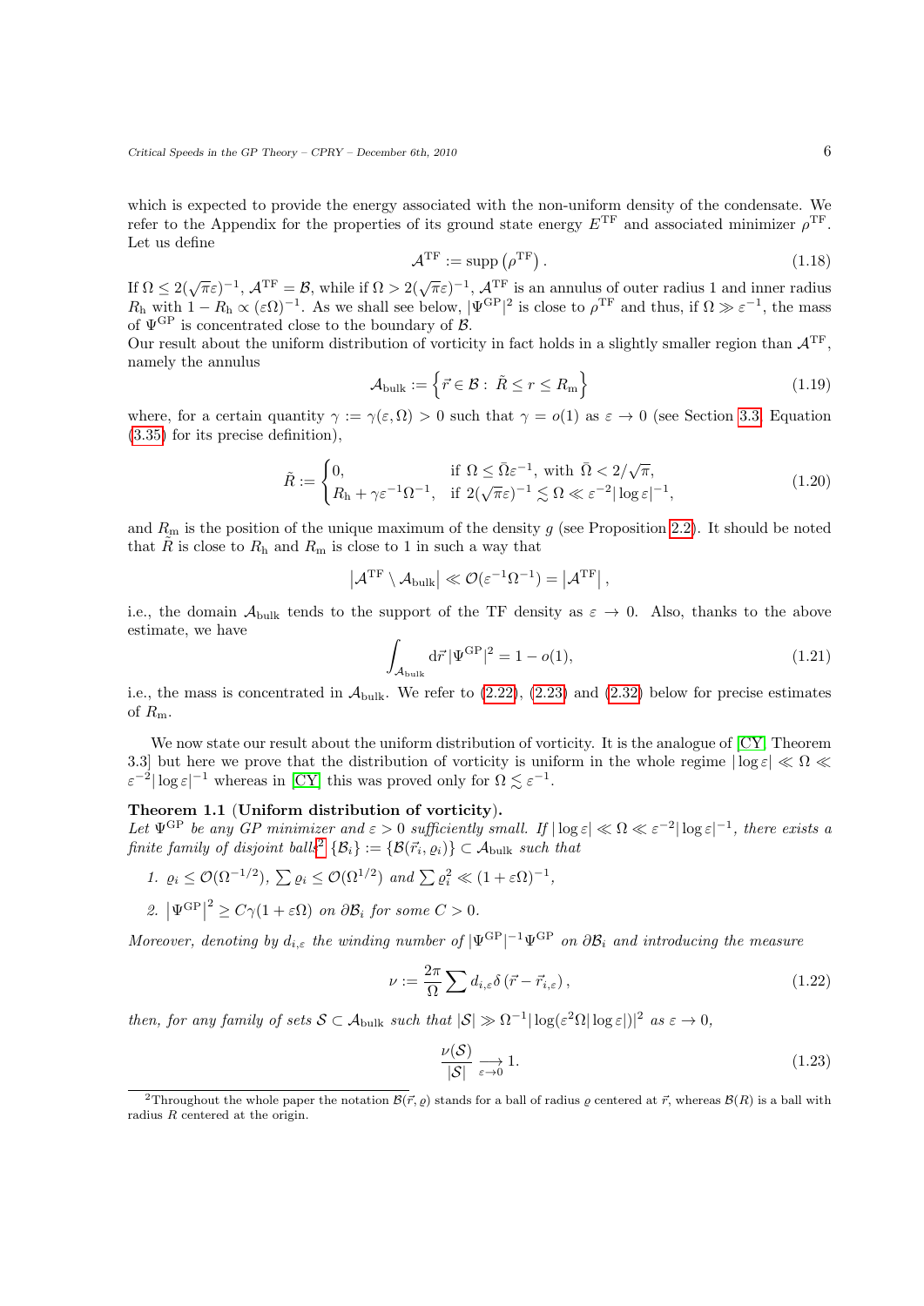which is expected to provide the energy associated with the non-uniform density of the condensate. We refer to the Appendix for the properties of its ground state energy $E^{\mathrm{TF}}$ and associated minimizer $\rho^{\mathrm{TF}}$. Let us define

$$\mathcal{A}^{\mathrm{TF}} := \mathrm{supp}\left(\rho^{\mathrm{TF}}\right). \tag{1.18}$$

If $\Omega \leq 2(\sqrt{\pi}\varepsilon)^{-1}$, $\mathcal{A}^{\mathrm{TF}} = \mathcal{B}$, while if $\Omega > 2(\sqrt{\pi}\varepsilon)^{-1}$, $\mathcal{A}^{\mathrm{TF}}$ is an annulus of outer radius 1 and inner radius $R_{\mathrm{h}}$ with $1 - R_{\mathrm{h}} \propto (\varepsilon\Omega)^{-1}$. As we shall see below, $|\Psi^{\mathrm{GP}}|^2$ is close to $\rho^{\mathrm{TF}}$ and thus, if $\Omega \gg \varepsilon^{-1}$, the mass of $\Psi^{\mathrm{GP}}$ is concentrated close to the boundary of $\mathcal{B}$.

Our result about the uniform distribution of vorticity in fact holds in a slightly smaller region than $\mathcal{A}^{\mathrm{TF}}$, namely the annulus

$$\mathcal{A}_{\mathrm{bulk}} := \left\{ \vec{r} \in \mathcal{B} : \tilde{R} \leq r \leq R_{\mathrm{m}} \right\} \tag{1.19}$$

where, for a certain quantity $\gamma := \gamma(\varepsilon, \Omega) > 0$ such that $\gamma = o(1)$ as $\varepsilon \to 0$ (see Section 3.3, Equation (3.35) for its precise definition),

$$\tilde{R} := \begin{cases} 0, & \text{if } \Omega \leq \bar{\Omega}\varepsilon^{-1}, \text{ with } \bar{\Omega} < 2/\sqrt{\pi}, \\ R_{\mathrm{h}} + \gamma\varepsilon^{-1}\Omega^{-1}, & \text{if } 2(\sqrt{\pi}\varepsilon)^{-1} \lesssim \Omega \ll \varepsilon^{-2}|\log\varepsilon|^{-1}, \end{cases} \tag{1.20}$$

and $R_{\mathrm{m}}$ is the position of the unique maximum of the density $g$ (see Proposition 2.2). It should be noted that $\tilde{R}$ is close to $R_{\mathrm{h}}$ and $R_{\mathrm{m}}$ is close to 1 in such a way that

$$\left|\mathcal{A}^{\mathrm{TF}} \setminus \mathcal{A}_{\mathrm{bulk}}\right| \ll \mathcal{O}(\varepsilon^{-1}\Omega^{-1}) = \left|\mathcal{A}^{\mathrm{TF}}\right|,$$

i.e., the domain $\mathcal{A}_{\mathrm{bulk}}$ tends to the support of the TF density as $\varepsilon \to 0$. Also, thanks to the above estimate, we have

$$\int_{\mathcal{A}_{\mathrm{bulk}}} \mathrm{d}\vec{r}\, |\Psi^{\mathrm{GP}}|^2 = 1 - o(1), \tag{1.21}$$

i.e., the mass is concentrated in $\mathcal{A}_{\mathrm{bulk}}$. We refer to (2.22), (2.23) and (2.32) below for precise estimates of $R_{\mathrm{m}}$.

We now state our result about the uniform distribution of vorticity. It is the analogue of [CY, Theorem 3.3] but here we prove that the distribution of vorticity is uniform in the whole regime $|\log\varepsilon| \ll \Omega \ll \varepsilon^{-2}|\log\varepsilon|^{-1}$ whereas in [CY] this was proved only for $\Omega \lesssim \varepsilon^{-1}$.

**Theorem 1.1 (Uniform distribution of vorticity).**
*Let $\Psi^{\mathrm{GP}}$ be any GP minimizer and $\varepsilon > 0$ sufficiently small. If $|\log\varepsilon| \ll \Omega \ll \varepsilon^{-2}|\log\varepsilon|^{-1}$, there exists a finite family of disjoint balls[2] $\{\mathcal{B}_i\} := \{\mathcal{B}(\vec{r}_i, \varrho_i)\} \subset \mathcal{A}_{\mathrm{bulk}}$ such that*

1. *$\varrho_i \leq \mathcal{O}(\Omega^{-1/2})$, $\sum \varrho_i \leq \mathcal{O}(\Omega^{1/2})$ and $\sum \varrho_i^2 \ll (1 + \varepsilon\Omega)^{-1}$,*
2. *$\left|\Psi^{\mathrm{GP}}\right|^2 \geq C\gamma(1 + \varepsilon\Omega)$ on $\partial\mathcal{B}_i$ for some $C > 0$.*

*Moreover, denoting by $d_{i,\varepsilon}$ the winding number of $|\Psi^{\mathrm{GP}}|^{-1}\Psi^{\mathrm{GP}}$ on $\partial\mathcal{B}_i$ and introducing the measure*

$$\nu := \frac{2\pi}{\Omega} \sum d_{i,\varepsilon}\, \delta\left(\vec{r} - \vec{r}_{i,\varepsilon}\right), \tag{1.22}$$

*then, for any family of sets $\mathcal{S} \subset \mathcal{A}_{\mathrm{bulk}}$ such that $|\mathcal{S}| \gg \Omega^{-1}|\log(\varepsilon^2\Omega|\log\varepsilon|)|^2$ as $\varepsilon \to 0$,*

$$\frac{\nu(\mathcal{S})}{|\mathcal{S}|} \underset{\varepsilon \to 0}{\longrightarrow} 1. \tag{1.23}$$

[2] Throughout the whole paper the notation $\mathcal{B}(\vec{r}, \varrho)$ stands for a ball of radius $\varrho$ centered at $\vec{r}$, whereas $\mathcal{B}(R)$ is a ball with radius $R$ centered at the origin.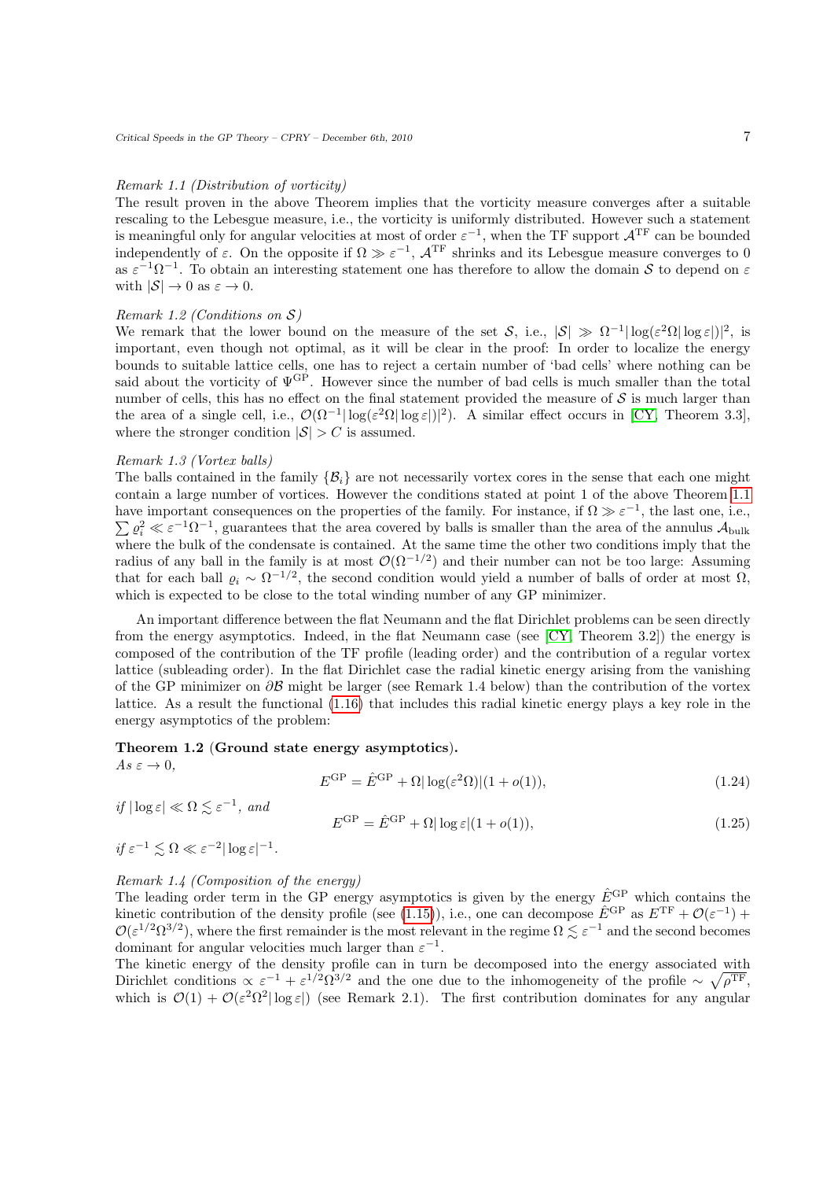*Remark 1.1 (Distribution of vorticity)*
The result proven in the above Theorem implies that the vorticity measure converges after a suitable rescaling to the Lebesgue measure, i.e., the vorticity is uniformly distributed. However such a statement is meaningful only for angular velocities at most of order $\varepsilon^{-1}$, when the TF support $\mathcal{A}^{\mathrm{TF}}$ can be bounded independently of $\varepsilon$. On the opposite if $\Omega \gg \varepsilon^{-1}$, $\mathcal{A}^{\mathrm{TF}}$ shrinks and its Lebesgue measure converges to 0 as $\varepsilon^{-1}\Omega^{-1}$. To obtain an interesting statement one has therefore to allow the domain $\mathcal{S}$ to depend on $\varepsilon$ with $|\mathcal{S}| \to 0$ as $\varepsilon \to 0$.

*Remark 1.2 (Conditions on $\mathcal{S}$)*
We remark that the lower bound on the measure of the set $\mathcal{S}$, i.e., $|\mathcal{S}| \gg \Omega^{-1}|\log(\varepsilon^2\Omega|\log\varepsilon|)|^2$, is important, even though not optimal, as it will be clear in the proof: In order to localize the energy bounds to suitable lattice cells, one has to reject a certain number of 'bad cells' where nothing can be said about the vorticity of $\Psi^{\mathrm{GP}}$. However since the number of bad cells is much smaller than the total number of cells, this has no effect on the final statement provided the measure of $\mathcal{S}$ is much larger than the area of a single cell, i.e., $\mathcal{O}(\Omega^{-1}|\log(\varepsilon^2\Omega|\log\varepsilon|)|^2)$. A similar effect occurs in [CY, Theorem 3.3], where the stronger condition $|\mathcal{S}| > C$ is assumed.

*Remark 1.3 (Vortex balls)*
The balls contained in the family $\{\mathcal{B}_i\}$ are not necessarily vortex cores in the sense that each one might contain a large number of vortices. However the conditions stated at point 1 of the above Theorem 1.1 have important consequences on the properties of the family. For instance, if $\Omega \gg \varepsilon^{-1}$, the last one, i.e., $\sum \varrho_i^2 \ll \varepsilon^{-1}\Omega^{-1}$, guarantees that the area covered by balls is smaller than the area of the annulus $\mathcal{A}_{\mathrm{bulk}}$ where the bulk of the condensate is contained. At the same time the other two conditions imply that the radius of any ball in the family is at most $\mathcal{O}(\Omega^{-1/2})$ and their number can not be too large: Assuming that for each ball $\varrho_i \sim \Omega^{-1/2}$, the second condition would yield a number of balls of order at most $\Omega$, which is expected to be close to the total winding number of any GP minimizer.

An important difference between the flat Neumann and the flat Dirichlet problems can be seen directly from the energy asymptotics. Indeed, in the flat Neumann case (see [CY, Theorem 3.2]) the energy is composed of the contribution of the TF profile (leading order) and the contribution of a regular vortex lattice (subleading order). In the flat Dirichlet case the radial kinetic energy arising from the vanishing of the GP minimizer on $\partial\mathcal{B}$ might be larger (see Remark 1.4 below) than the contribution of the vortex lattice. As a result the functional (1.16) that includes this radial kinetic energy plays a key role in the energy asymptotics of the problem:

**Theorem 1.2** (**Ground state energy asymptotics**).
*As $\varepsilon \to 0$,*

$$E^{\mathrm{GP}} = \hat{E}^{\mathrm{GP}} + \Omega|\log(\varepsilon^2\Omega)|(1 + o(1)), \tag{1.24}$$

*if $|\log\varepsilon| \ll \Omega \lesssim \varepsilon^{-1}$, and*

$$E^{\mathrm{GP}} = \hat{E}^{\mathrm{GP}} + \Omega|\log\varepsilon|(1 + o(1)), \tag{1.25}$$

*if $\varepsilon^{-1} \lesssim \Omega \ll \varepsilon^{-2}|\log\varepsilon|^{-1}$.*

*Remark 1.4 (Composition of the energy)*
The leading order term in the GP energy asymptotics is given by the energy $\hat{E}^{\mathrm{GP}}$ which contains the kinetic contribution of the density profile (see (1.15)), i.e., one can decompose $\hat{E}^{\mathrm{GP}}$ as $E^{\mathrm{TF}} + \mathcal{O}(\varepsilon^{-1}) + \mathcal{O}(\varepsilon^{1/2}\Omega^{3/2})$, where the first remainder is the most relevant in the regime $\Omega \lesssim \varepsilon^{-1}$ and the second becomes dominant for angular velocities much larger than $\varepsilon^{-1}$.
The kinetic energy of the density profile can in turn be decomposed into the energy associated with Dirichlet conditions $\propto \varepsilon^{-1} + \varepsilon^{1/2}\Omega^{3/2}$ and the one due to the inhomogeneity of the profile $\sim \sqrt{\rho^{\mathrm{TF}}}$, which is $\mathcal{O}(1) + \mathcal{O}(\varepsilon^2\Omega^2|\log\varepsilon|)$ (see Remark 2.1). The first contribution dominates for any angular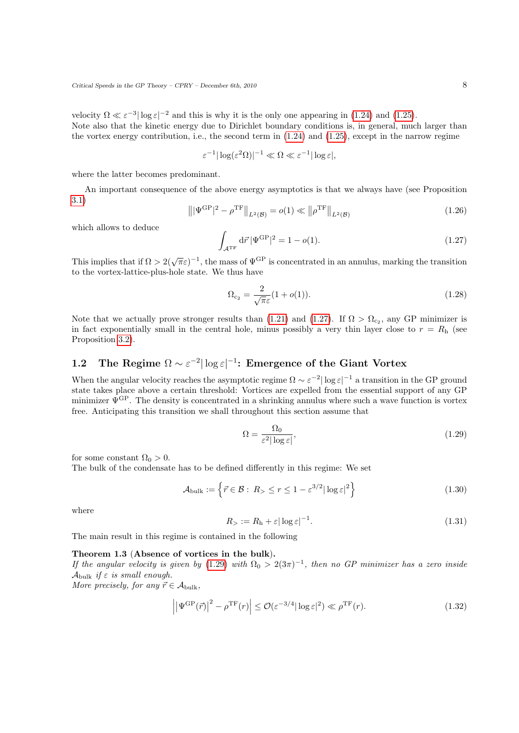velocity $\Omega \ll \varepsilon^{-3}|\log \varepsilon|^{-2}$ and this is why it is the only one appearing in (1.24) and (1.25).
Note also that the kinetic energy due to Dirichlet boundary conditions is, in general, much larger than the vortex energy contribution, i.e., the second term in (1.24) and (1.25), except in the narrow regime

$$\varepsilon^{-1}|\log(\varepsilon^2\Omega)|^{-1} \ll \Omega \ll \varepsilon^{-1}|\log \varepsilon|,$$

where the latter becomes predominant.

An important consequence of the above energy asymptotics is that we always have (see Proposition 3.1)

$$\left\| |\Psi^{\mathrm{GP}}|^2 - \rho^{\mathrm{TF}} \right\|_{L^2(\mathcal{B})} = o(1) \ll \left\| \rho^{\mathrm{TF}} \right\|_{L^2(\mathcal{B})} \tag{1.26}$$

which allows to deduce

$$\int_{\mathcal{A}^{\mathrm{TF}}} \mathrm{d}\vec{r}\, |\Psi^{\mathrm{GP}}|^2 = 1 - o(1). \tag{1.27}$$

This implies that if $\Omega > 2(\sqrt{\pi}\varepsilon)^{-1}$, the mass of $\Psi^{\mathrm{GP}}$ is concentrated in an annulus, marking the transition to the vortex-lattice-plus-hole state. We thus have

$$\Omega_{\mathrm{c}_2} = \frac{2}{\sqrt{\pi}\varepsilon}(1 + o(1)). \tag{1.28}$$

Note that we actually prove stronger results than (1.21) and (1.27). If $\Omega > \Omega_{\mathrm{c}_2}$, any GP minimizer is in fact exponentially small in the central hole, minus possibly a very thin layer close to $r = R_{\mathrm{h}}$ (see Proposition 3.2).

## 1.2 The Regime $\Omega \sim \varepsilon^{-2}|\log \varepsilon|^{-1}$: Emergence of the Giant Vortex

When the angular velocity reaches the asymptotic regime $\Omega \sim \varepsilon^{-2}|\log \varepsilon|^{-1}$ a transition in the GP ground state takes place above a certain threshold: Vortices are expelled from the essential support of any GP minimizer $\Psi^{\mathrm{GP}}$. The density is concentrated in a shrinking annulus where such a wave function is vortex free. Anticipating this transition we shall throughout this section assume that

$$\Omega = \frac{\Omega_0}{\varepsilon^2|\log \varepsilon|}, \tag{1.29}$$

for some constant $\Omega_0 > 0$.
The bulk of the condensate has to be defined differently in this regime: We set

$$\mathcal{A}_{\mathrm{bulk}} := \left\{ \vec{r} \in \mathcal{B} : \ R_> \leq r \leq 1 - \varepsilon^{3/2}|\log \varepsilon|^2 \right\} \tag{1.30}$$

where

$$R_> := R_{\mathrm{h}} + \varepsilon|\log \varepsilon|^{-1}. \tag{1.31}$$

The main result in this regime is contained in the following

**Theorem 1.3 (Absence of vortices in the bulk).**
*If the angular velocity is given by (1.29) with $\Omega_0 > 2(3\pi)^{-1}$, then no GP minimizer has a zero inside $\mathcal{A}_{\mathrm{bulk}}$ if $\varepsilon$ is small enough.*
*More precisely, for any $\vec{r} \in \mathcal{A}_{\mathrm{bulk}}$,*

$$\left| \left| \Psi^{\mathrm{GP}}(\vec{r}) \right|^2 - \rho^{\mathrm{TF}}(r) \right| \leq \mathcal{O}(\varepsilon^{-3/4}|\log \varepsilon|^2) \ll \rho^{\mathrm{TF}}(r). \tag{1.32}$$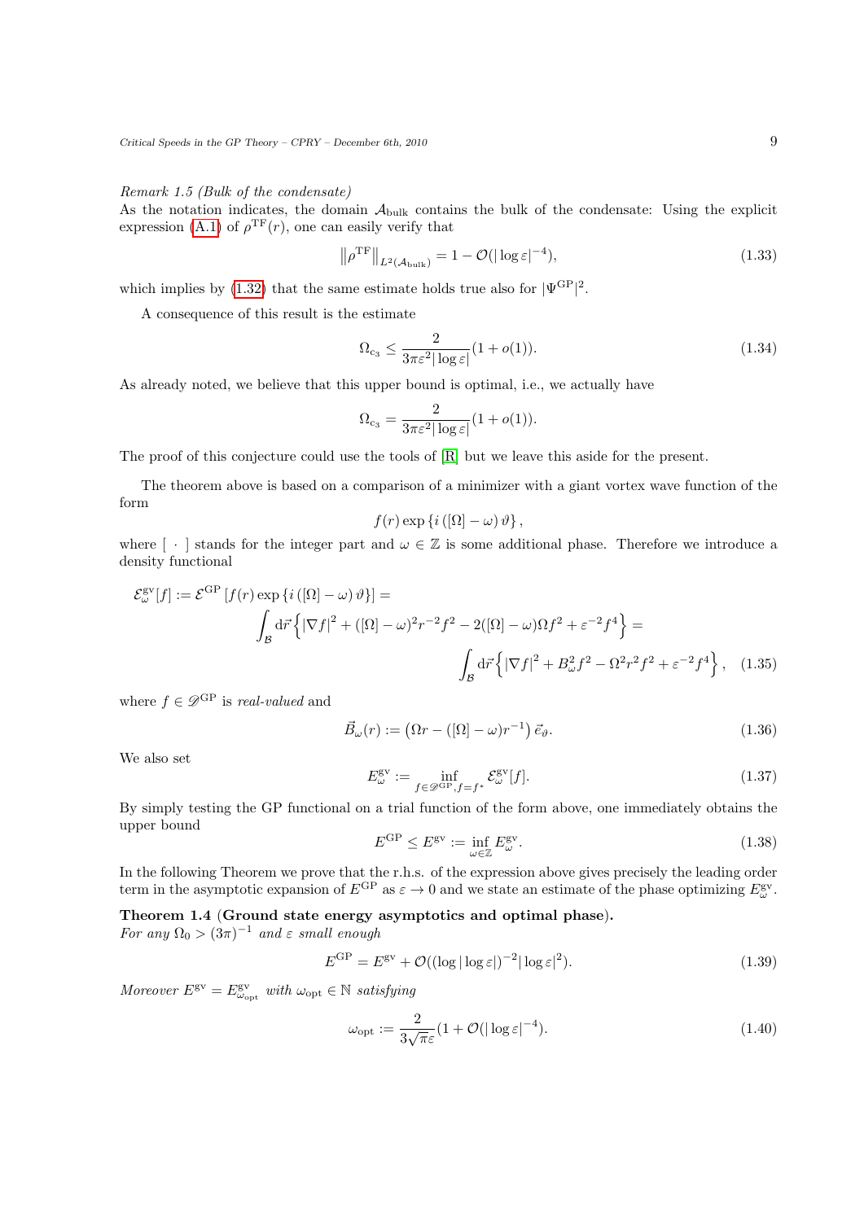*Remark 1.5 (Bulk of the condensate)*
As the notation indicates, the domain $\mathcal{A}_{\mathrm{bulk}}$ contains the bulk of the condensate: Using the explicit expression (A.1) of $\rho^{\mathrm{TF}}(r)$, one can easily verify that

$$\left\|\rho^{\mathrm{TF}}\right\|_{L^2(\mathcal{A}_{\mathrm{bulk}})} = 1 - \mathcal{O}(|\log\varepsilon|^{-4}), \tag{1.33}$$

which implies by (1.32) that the same estimate holds true also for $|\Psi^{\mathrm{GP}}|^2$.

A consequence of this result is the estimate

$$\Omega_{c_3} \leq \frac{2}{3\pi\varepsilon^2|\log\varepsilon|}(1+o(1)). \tag{1.34}$$

As already noted, we believe that this upper bound is optimal, i.e., we actually have

$$\Omega_{c_3} = \frac{2}{3\pi\varepsilon^2|\log\varepsilon|}(1+o(1)).$$

The proof of this conjecture could use the tools of [R] but we leave this aside for the present.

The theorem above is based on a comparison of a minimizer with a giant vortex wave function of the form

$$f(r)\exp\left\{i\left([\Omega]-\omega\right)\vartheta\right\},$$

where $[\ \cdot\ ]$ stands for the integer part and $\omega \in \mathbb{Z}$ is some additional phase. Therefore we introduce a density functional

$$\begin{aligned}\mathcal{E}^{\mathrm{gv}}_{\omega}[f] &:= \mathcal{E}^{\mathrm{GP}}\left[f(r)\exp\left\{i\left([\Omega]-\omega\right)\vartheta\right\}\right] = \\ &\int_{\mathcal{B}}\mathrm{d}\vec{r}\left\{\left|\nabla f\right|^2 + ([\Omega]-\omega)^2 r^{-2} f^2 - 2([\Omega]-\omega)\Omega f^2 + \varepsilon^{-2} f^4\right\} = \\ &\int_{\mathcal{B}}\mathrm{d}\vec{r}\left\{\left|\nabla f\right|^2 + B_{\omega}^2 f^2 - \Omega^2 r^2 f^2 + \varepsilon^{-2} f^4\right\},\end{aligned} \tag{1.35}$$

where $f \in \mathscr{D}^{\mathrm{GP}}$ is *real-valued* and

$$\vec{B}_{\omega}(r) := \left(\Omega r - ([\Omega]-\omega)r^{-1}\right)\vec{e}_{\vartheta}. \tag{1.36}$$

We also set

$$E^{\mathrm{gv}}_{\omega} := \inf_{f\in\mathscr{D}^{\mathrm{GP}}, f=f^*} \mathcal{E}^{\mathrm{gv}}_{\omega}[f]. \tag{1.37}$$

By simply testing the GP functional on a trial function of the form above, one immediately obtains the upper bound

$$E^{\mathrm{GP}} \leq E^{\mathrm{gv}} := \inf_{\omega\in\mathbb{Z}} E^{\mathrm{gv}}_{\omega}. \tag{1.38}$$

In the following Theorem we prove that the r.h.s. of the expression above gives precisely the leading order term in the asymptotic expansion of $E^{\mathrm{GP}}$ as $\varepsilon \to 0$ and we state an estimate of the phase optimizing $E^{\mathrm{gv}}_{\omega}$.

**Theorem 1.4** (**Ground state energy asymptotics and optimal phase**).
*For any $\Omega_0 > (3\pi)^{-1}$ and $\varepsilon$ small enough*

$$E^{\mathrm{GP}} = E^{\mathrm{gv}} + \mathcal{O}((\log|\log\varepsilon|)^{-2}|\log\varepsilon|^2). \tag{1.39}$$

*Moreover $E^{\mathrm{gv}} = E^{\mathrm{gv}}_{\omega_{\mathrm{opt}}}$ with $\omega_{\mathrm{opt}} \in \mathbb{N}$ satisfying*

$$\omega_{\mathrm{opt}} := \frac{2}{3\sqrt{\pi}\varepsilon}(1+\mathcal{O}(|\log\varepsilon|^{-4}). \tag{1.40}$$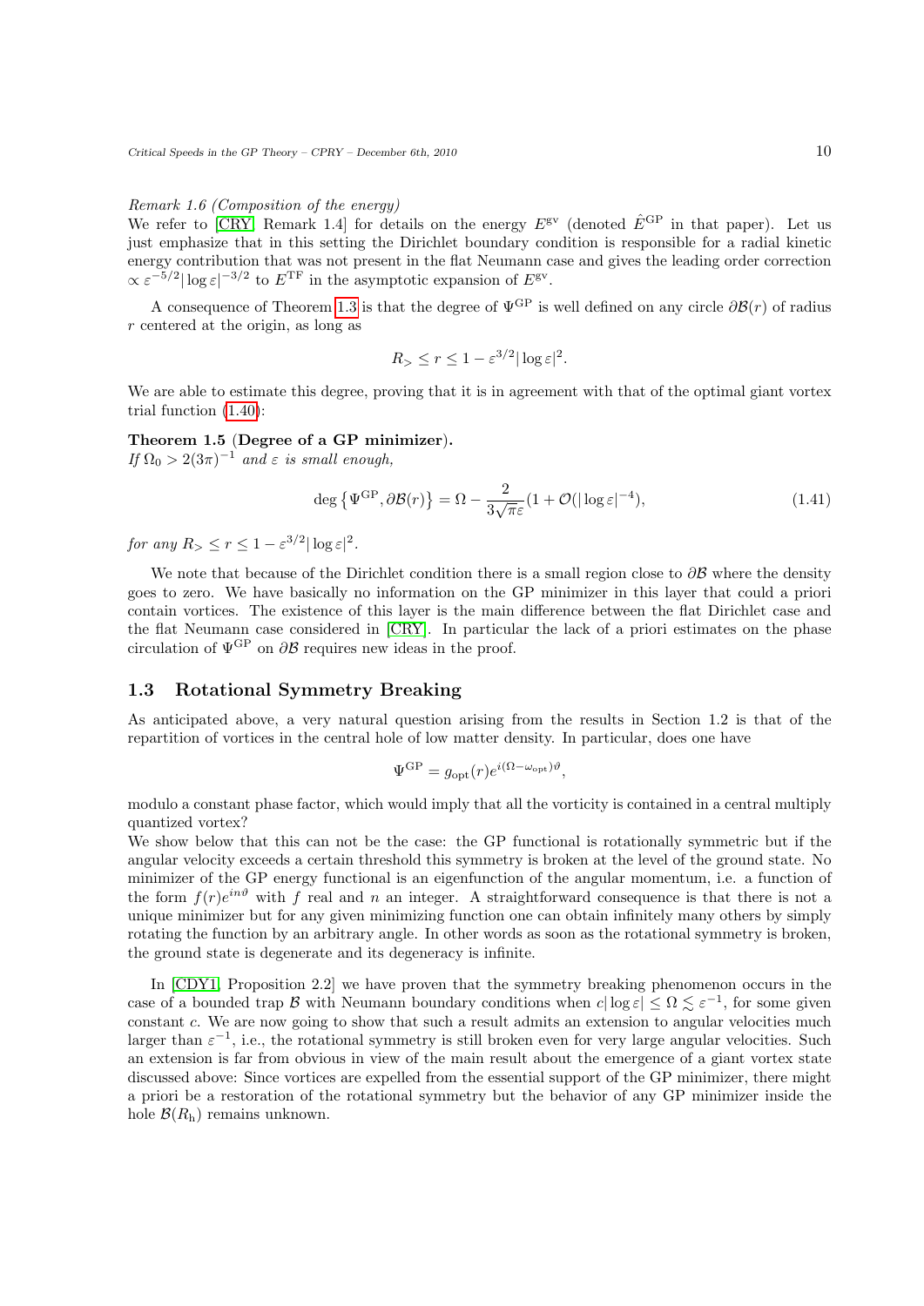*Remark 1.6 (Composition of the energy)*
We refer to [CRY, Remark 1.4] for details on the energy $E^{\mathrm{gv}}$ (denoted $\hat{E}^{\mathrm{GP}}$ in that paper). Let us just emphasize that in this setting the Dirichlet boundary condition is responsible for a radial kinetic energy contribution that was not present in the flat Neumann case and gives the leading order correction $\propto \varepsilon^{-5/2}|\log\varepsilon|^{-3/2}$ to $E^{\mathrm{TF}}$ in the asymptotic expansion of $E^{\mathrm{gv}}$.

A consequence of Theorem 1.3 is that the degree of $\Psi^{\mathrm{GP}}$ is well defined on any circle $\partial\mathcal{B}(r)$ of radius $r$ centered at the origin, as long as

$$R_> \leq r \leq 1 - \varepsilon^{3/2}|\log\varepsilon|^2.$$

We are able to estimate this degree, proving that it is in agreement with that of the optimal giant vortex trial function (1.40):

**Theorem 1.5 (Degree of a GP minimizer).**
*If $\Omega_0 > 2(3\pi)^{-1}$ and $\varepsilon$ is small enough,*

$$\deg\left\{\Psi^{\mathrm{GP}}, \partial\mathcal{B}(r)\right\} = \Omega - \frac{2}{3\sqrt{\pi}\varepsilon}(1 + \mathcal{O}(|\log\varepsilon|^{-4}), \tag{1.41}$$

*for any $R_> \leq r \leq 1 - \varepsilon^{3/2}|\log\varepsilon|^2$.*

We note that because of the Dirichlet condition there is a small region close to $\partial\mathcal{B}$ where the density goes to zero. We have basically no information on the GP minimizer in this layer that could a priori contain vortices. The existence of this layer is the main difference between the flat Dirichlet case and the flat Neumann case considered in [CRY]. In particular the lack of a priori estimates on the phase circulation of $\Psi^{\mathrm{GP}}$ on $\partial\mathcal{B}$ requires new ideas in the proof.

## 1.3 Rotational Symmetry Breaking

As anticipated above, a very natural question arising from the results in Section 1.2 is that of the repartition of vortices in the central hole of low matter density. In particular, does one have

$$\Psi^{\mathrm{GP}} = g_{\mathrm{opt}}(r)e^{i(\Omega - \omega_{\mathrm{opt}})\vartheta},$$

modulo a constant phase factor, which would imply that all the vorticity is contained in a central multiply quantized vortex?
We show below that this can not be the case: the GP functional is rotationally symmetric but if the angular velocity exceeds a certain threshold this symmetry is broken at the level of the ground state. No minimizer of the GP energy functional is an eigenfunction of the angular momentum, i.e. a function of the form $f(r)e^{in\vartheta}$ with $f$ real and $n$ an integer. A straightforward consequence is that there is not a unique minimizer but for any given minimizing function one can obtain infinitely many others by simply rotating the function by an arbitrary angle. In other words as soon as the rotational symmetry is broken, the ground state is degenerate and its degeneracy is infinite.

In [CDY1, Proposition 2.2] we have proven that the symmetry breaking phenomenon occurs in the case of a bounded trap $\mathcal{B}$ with Neumann boundary conditions when $c|\log\varepsilon| \leq \Omega \lesssim \varepsilon^{-1}$, for some given constant $c$. We are now going to show that such a result admits an extension to angular velocities much larger than $\varepsilon^{-1}$, i.e., the rotational symmetry is still broken even for very large angular velocities. Such an extension is far from obvious in view of the main result about the emergence of a giant vortex state discussed above: Since vortices are expelled from the essential support of the GP minimizer, there might a priori be a restoration of the rotational symmetry but the behavior of any GP minimizer inside the hole $\mathcal{B}(R_{\mathrm{h}})$ remains unknown.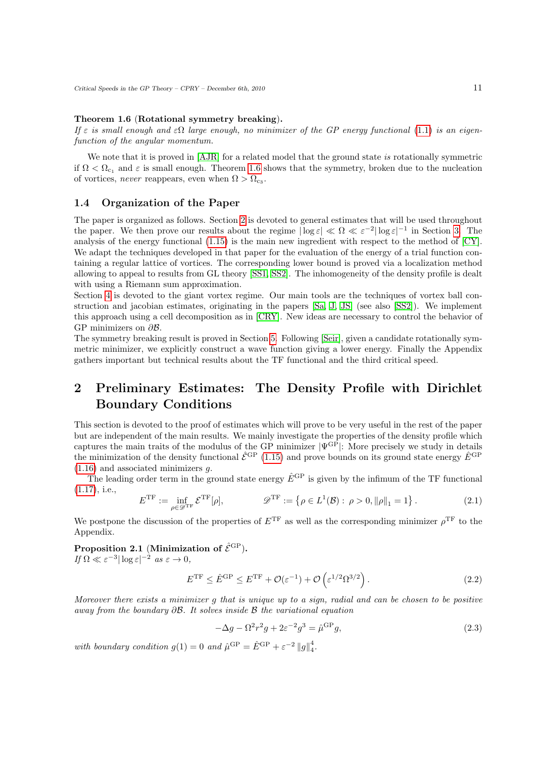**Theorem 1.6** (**Rotational symmetry breaking**).
*If $\varepsilon$ is small enough and $\varepsilon\Omega$ large enough, no minimizer of the GP energy functional (1.1) is an eigenfunction of the angular momentum.*

We note that it is proved in [AJR] for a related model that the ground state *is* rotationally symmetric if $\Omega < \Omega_{c_1}$ and $\varepsilon$ is small enough. Theorem 1.6 shows that the symmetry, broken due to the nucleation of vortices, *never* reappears, even when $\Omega > \Omega_{c_3}$.

### 1.4 Organization of the Paper

The paper is organized as follows. Section 2 is devoted to general estimates that will be used throughout the paper. We then prove our results about the regime $|\log\varepsilon| \ll \Omega \ll \varepsilon^{-2}|\log\varepsilon|^{-1}$ in Section 3. The analysis of the energy functional (1.15) is the main new ingredient with respect to the method of [CY]. We adapt the techniques developed in that paper for the evaluation of the energy of a trial function containing a regular lattice of vortices. The corresponding lower bound is proved via a localization method allowing to appeal to results from GL theory [SS1, SS2]. The inhomogeneity of the density profile is dealt with using a Riemann sum approximation.
Section 4 is devoted to the giant vortex regime. Our main tools are the techniques of vortex ball construction and jacobian estimates, originating in the papers [Sa, J, JS] (see also [SS2]). We implement this approach using a cell decomposition as in [CRY]. New ideas are necessary to control the behavior of GP minimizers on $\partial\mathcal{B}$.
The symmetry breaking result is proved in Section 5. Following [Seir], given a candidate rotationally symmetric minimizer, we explicitly construct a wave function giving a lower energy. Finally the Appendix gathers important but technical results about the TF functional and the third critical speed.

## 2 Preliminary Estimates: The Density Profile with Dirichlet Boundary Conditions

This section is devoted to the proof of estimates which will prove to be very useful in the rest of the paper but are independent of the main results. We mainly investigate the properties of the density profile which captures the main traits of the modulus of the GP minimizer $|\Psi^{\mathrm{GP}}|$: More precisely we study in details the minimization of the density functional $\hat{\mathcal{E}}^{\mathrm{GP}}$ (1.15) and prove bounds on its ground state energy $\hat{E}^{\mathrm{GP}}$ (1.16) and associated minimizers $g$.

The leading order term in the ground state energy $\hat{E}^{\mathrm{GP}}$ is given by the infimum of the TF functional (1.17), i.e.,

$$E^{\mathrm{TF}} := \inf_{\rho \in \mathscr{D}^{\mathrm{TF}}} \mathcal{E}^{\mathrm{TF}}[\rho], \qquad \mathscr{D}^{\mathrm{TF}} := \left\{ \rho \in L^1(\mathcal{B}) : \rho > 0, \|\rho\|_1 = 1 \right\}. \tag{2.1}$$

We postpone the discussion of the properties of $E^{\mathrm{TF}}$ as well as the corresponding minimizer $\rho^{\mathrm{TF}}$ to the Appendix.

**Proposition 2.1** (**Minimization of $\hat{\mathcal{E}}^{\mathrm{GP}}$**).
*If $\Omega \ll \varepsilon^{-3}|\log\varepsilon|^{-2}$ as $\varepsilon \to 0$,*

$$E^{\mathrm{TF}} \leq \hat{E}^{\mathrm{GP}} \leq E^{\mathrm{TF}} + \mathcal{O}(\varepsilon^{-1}) + \mathcal{O}\left(\varepsilon^{1/2}\Omega^{3/2}\right). \tag{2.2}$$

*Moreover there exists a minimizer $g$ that is unique up to a sign, radial and can be chosen to be positive away from the boundary $\partial\mathcal{B}$. It solves inside $\mathcal{B}$ the variational equation*

$$-\Delta g - \Omega^2 r^2 g + 2\varepsilon^{-2} g^3 = \hat{\mu}^{\mathrm{GP}} g, \tag{2.3}$$

*with boundary condition $g(1) = 0$ and $\hat{\mu}^{\mathrm{GP}} = \hat{E}^{\mathrm{GP}} + \varepsilon^{-2}\|g\|_4^4$.*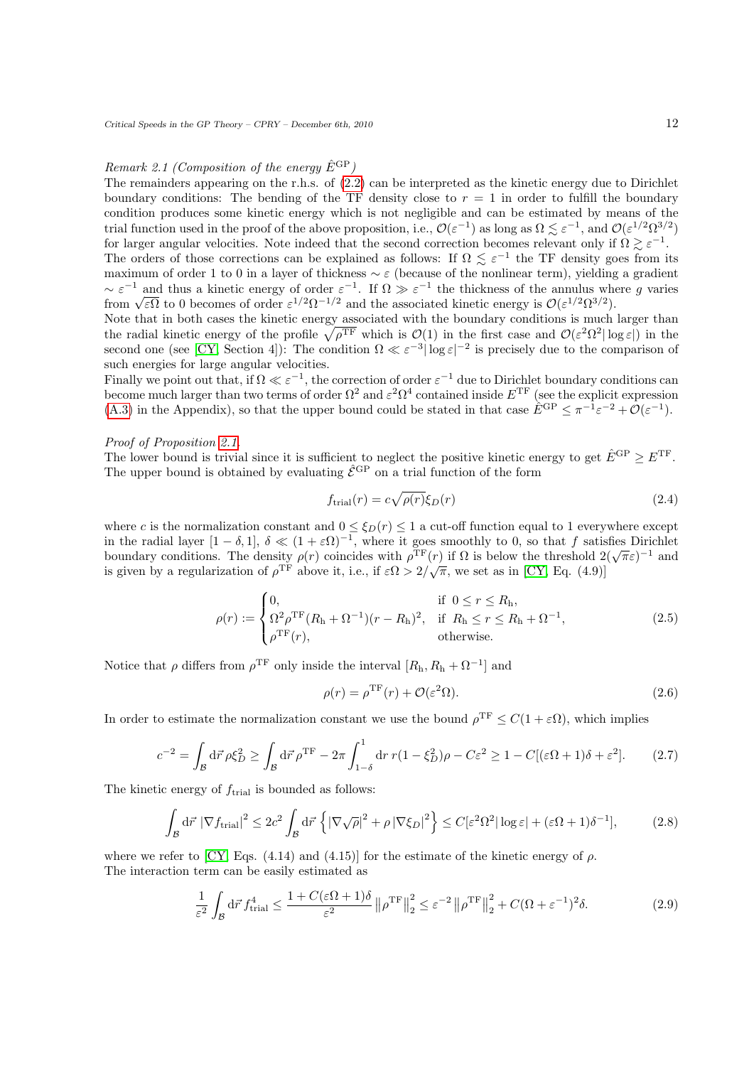*Remark 2.1 (Composition of the energy $\hat{E}^{\mathrm{GP}}$)*
The remainders appearing on the r.h.s. of (2.2) can be interpreted as the kinetic energy due to Dirichlet boundary conditions: The bending of the TF density close to $r = 1$ in order to fulfill the boundary condition produces some kinetic energy which is not negligible and can be estimated by means of the trial function used in the proof of the above proposition, i.e., $\mathcal{O}(\varepsilon^{-1})$ as long as $\Omega \lesssim \varepsilon^{-1}$, and $\mathcal{O}(\varepsilon^{1/2}\Omega^{3/2})$ for larger angular velocities. Note indeed that the second correction becomes relevant only if $\Omega \gtrsim \varepsilon^{-1}$.
The orders of those corrections can be explained as follows: If $\Omega \lesssim \varepsilon^{-1}$ the TF density goes from its maximum of order 1 to 0 in a layer of thickness $\sim \varepsilon$ (because of the nonlinear term), yielding a gradient $\sim \varepsilon^{-1}$ and thus a kinetic energy of order $\varepsilon^{-1}$. If $\Omega \gg \varepsilon^{-1}$ the thickness of the annulus where $g$ varies from $\sqrt{\varepsilon\Omega}$ to 0 becomes of order $\varepsilon^{1/2}\Omega^{-1/2}$ and the associated kinetic energy is $\mathcal{O}(\varepsilon^{1/2}\Omega^{3/2})$.
Note that in both cases the kinetic energy associated with the boundary conditions is much larger than the radial kinetic energy of the profile $\sqrt{\rho^{\mathrm{TF}}}$ which is $\mathcal{O}(1)$ in the first case and $\mathcal{O}(\varepsilon^2\Omega^2|\log\varepsilon|)$ in the second one (see [CY, Section 4]): The condition $\Omega \ll \varepsilon^{-3}|\log\varepsilon|^{-2}$ is precisely due to the comparison of such energies for large angular velocities.
Finally we point out that, if $\Omega \ll \varepsilon^{-1}$, the correction of order $\varepsilon^{-1}$ due to Dirichlet boundary conditions can become much larger than two terms of order $\Omega^2$ and $\varepsilon^2\Omega^4$ contained inside $E^{\mathrm{TF}}$ (see the explicit expression (A.3) in the Appendix), so that the upper bound could be stated in that case $\hat{E}^{\mathrm{GP}} \leq \pi^{-1}\varepsilon^{-2} + \mathcal{O}(\varepsilon^{-1})$.

*Proof of Proposition 2.1.*
The lower bound is trivial since it is sufficient to neglect the positive kinetic energy to get $\hat{E}^{\mathrm{GP}} \geq E^{\mathrm{TF}}$. The upper bound is obtained by evaluating $\hat{\mathcal{E}}^{\mathrm{GP}}$ on a trial function of the form

$$f_{\mathrm{trial}}(r) = c\sqrt{\rho(r)}\xi_D(r) \tag{2.4}$$

where $c$ is the normalization constant and $0 \leq \xi_D(r) \leq 1$ a cut-off function equal to 1 everywhere except in the radial layer $[1-\delta, 1]$, $\delta \ll (1+\varepsilon\Omega)^{-1}$, where it goes smoothly to 0, so that $f$ satisfies Dirichlet boundary conditions. The density $\rho(r)$ coincides with $\rho^{\mathrm{TF}}(r)$ if $\Omega$ is below the threshold $2(\sqrt{\pi}\varepsilon)^{-1}$ and is given by a regularization of $\rho^{\mathrm{TF}}$ above it, i.e., if $\varepsilon\Omega > 2/\sqrt{\pi}$, we set as in [CY, Eq. (4.9)]

$$\rho(r) := \begin{cases} 0, & \text{if } 0 \leq r \leq R_{\mathrm{h}}, \\ \Omega^2\rho^{\mathrm{TF}}(R_{\mathrm{h}} + \Omega^{-1})(r - R_{\mathrm{h}})^2, & \text{if } R_{\mathrm{h}} \leq r \leq R_{\mathrm{h}} + \Omega^{-1}, \\ \rho^{\mathrm{TF}}(r), & \text{otherwise.} \end{cases} \tag{2.5}$$

Notice that $\rho$ differs from $\rho^{\mathrm{TF}}$ only inside the interval $[R_{\mathrm{h}}, R_{\mathrm{h}} + \Omega^{-1}]$ and

$$\rho(r) = \rho^{\mathrm{TF}}(r) + \mathcal{O}(\varepsilon^2\Omega). \tag{2.6}$$

In order to estimate the normalization constant we use the bound $\rho^{\mathrm{TF}} \leq C(1+\varepsilon\Omega)$, which implies

$$c^{-2} = \int_{\mathcal{B}} \mathrm{d}\vec{r}\, \rho\xi_D^2 \geq \int_{\mathcal{B}} \mathrm{d}\vec{r}\, \rho^{\mathrm{TF}} - 2\pi\int_{1-\delta}^{1} \mathrm{d}r\, r(1-\xi_D^2)\rho - C\varepsilon^2 \geq 1 - C[(\varepsilon\Omega+1)\delta + \varepsilon^2]. \tag{2.7}$$

The kinetic energy of $f_{\mathrm{trial}}$ is bounded as follows:

$$\int_{\mathcal{B}} \mathrm{d}\vec{r}\, |\nabla f_{\mathrm{trial}}|^2 \leq 2c^2\int_{\mathcal{B}} \mathrm{d}\vec{r}\left\{|\nabla\sqrt{\rho}|^2 + \rho\,|\nabla\xi_D|^2\right\} \leq C[\varepsilon^2\Omega^2|\log\varepsilon| + (\varepsilon\Omega+1)\delta^{-1}], \tag{2.8}$$

where we refer to [CY, Eqs. (4.14) and (4.15)] for the estimate of the kinetic energy of $\rho$.
The interaction term can be easily estimated as

$$\frac{1}{\varepsilon^2}\int_{\mathcal{B}} \mathrm{d}\vec{r}\, f_{\mathrm{trial}}^4 \leq \frac{1+C(\varepsilon\Omega+1)\delta}{\varepsilon^2}\left\|\rho^{\mathrm{TF}}\right\|_2^2 \leq \varepsilon^{-2}\left\|\rho^{\mathrm{TF}}\right\|_2^2 + C(\Omega+\varepsilon^{-1})^2\delta. \tag{2.9}$$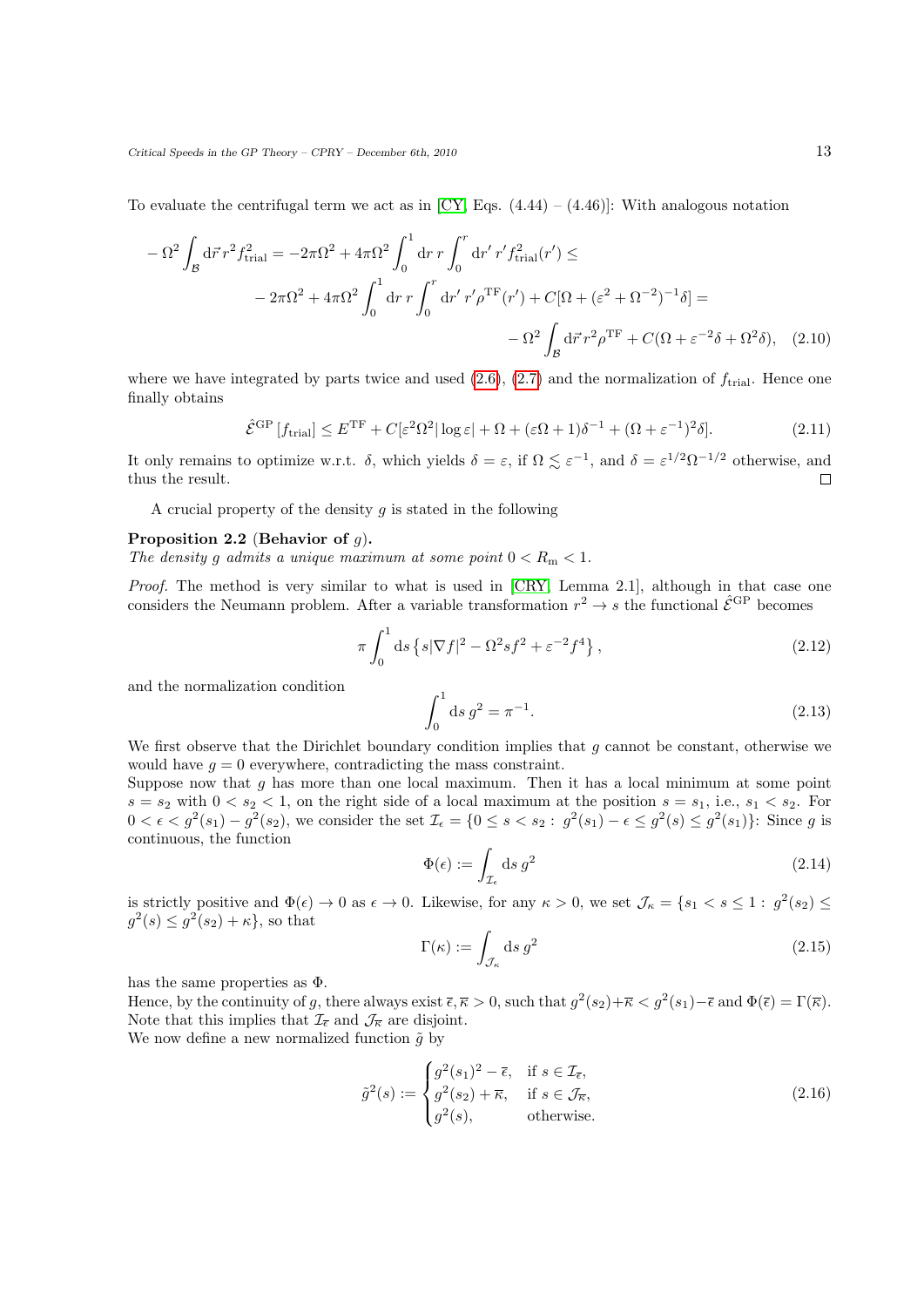To evaluate the centrifugal term we act as in [CY, Eqs. (4.44) – (4.46)]: With analogous notation

$$
\begin{aligned}
-\Omega^2 \int_{\mathcal{B}} \mathrm{d}\vec{r}\, r^2 f_{\mathrm{trial}}^2 &= -2\pi\Omega^2 + 4\pi\Omega^2 \int_0^1 \mathrm{d}r\, r \int_0^r \mathrm{d}r'\, r' f_{\mathrm{trial}}^2(r') \leq \\
& -2\pi\Omega^2 + 4\pi\Omega^2 \int_0^1 \mathrm{d}r\, r \int_0^r \mathrm{d}r'\, r' \rho^{\mathrm{TF}}(r') + C[\Omega + (\varepsilon^2 + \Omega^{-2})^{-1}\delta] = \\
& - \Omega^2 \int_{\mathcal{B}} \mathrm{d}\vec{r}\, r^2 \rho^{\mathrm{TF}} + C(\Omega + \varepsilon^{-2}\delta + \Omega^2\delta), \quad (2.10)
\end{aligned}
$$

where we have integrated by parts twice and used (2.6), (2.7) and the normalization of $f_{\mathrm{trial}}$. Hence one finally obtains

$$
\hat{\mathcal{E}}^{\mathrm{GP}}\left[f_{\mathrm{trial}}\right] \leq E^{\mathrm{TF}} + C[\varepsilon^2\Omega^2|\log\varepsilon| + \Omega + (\varepsilon\Omega + 1)\delta^{-1} + (\Omega + \varepsilon^{-1})^2\delta]. \quad (2.11)
$$

It only remains to optimize w.r.t. $\delta$, which yields $\delta = \varepsilon$, if $\Omega \lesssim \varepsilon^{-1}$, and $\delta = \varepsilon^{1/2}\Omega^{-1/2}$ otherwise, and thus the result. $\square$

A crucial property of the density $g$ is stated in the following

**Proposition 2.2** (**Behavior of** $g$)**.**
*The density $g$ admits a unique maximum at some point $0 < R_{\mathrm{m}} < 1$.*

*Proof.* The method is very similar to what is used in [CRY, Lemma 2.1], although in that case one considers the Neumann problem. After a variable transformation $r^2 \to s$ the functional $\hat{\mathcal{E}}^{\mathrm{GP}}$ becomes

$$
\pi \int_0^1 \mathrm{d}s \left\{ s|\nabla f|^2 - \Omega^2 s f^2 + \varepsilon^{-2} f^4 \right\}, \quad (2.12)
$$

and the normalization condition

$$
\int_0^1 \mathrm{d}s\, g^2 = \pi^{-1}. \quad (2.13)
$$

We first observe that the Dirichlet boundary condition implies that $g$ cannot be constant, otherwise we would have $g = 0$ everywhere, contradicting the mass constraint.
Suppose now that $g$ has more than one local maximum. Then it has a local minimum at some point $s = s_2$ with $0 < s_2 < 1$, on the right side of a local maximum at the position $s = s_1$, i.e., $s_1 < s_2$. For $0 < \epsilon < g^2(s_1) - g^2(s_2)$, we consider the set $\mathcal{I}_\epsilon = \{0 \leq s < s_2 :\ g^2(s_1) - \epsilon \leq g^2(s) \leq g^2(s_1)\}$: Since $g$ is continuous, the function

$$
\Phi(\epsilon) := \int_{\mathcal{I}_\epsilon} \mathrm{d}s\, g^2 \quad (2.14)
$$

is strictly positive and $\Phi(\epsilon) \to 0$ as $\epsilon \to 0$. Likewise, for any $\kappa > 0$, we set $\mathcal{J}_\kappa = \{s_1 < s \leq 1 :\ g^2(s_2) \leq g^2(s) \leq g^2(s_2) + \kappa\}$, so that

$$
\Gamma(\kappa) := \int_{\mathcal{J}_\kappa} \mathrm{d}s\, g^2 \quad (2.15)
$$

has the same properties as $\Phi$.
Hence, by the continuity of $g$, there always exist $\bar{\epsilon}, \bar{\kappa} > 0$, such that $g^2(s_2) + \bar{\kappa} < g^2(s_1) - \bar{\epsilon}$ and $\Phi(\bar{\epsilon}) = \Gamma(\bar{\kappa})$. Note that this implies that $\mathcal{I}_{\bar{\epsilon}}$ and $\mathcal{J}_{\bar{\kappa}}$ are disjoint.
We now define a new normalized function $\tilde{g}$ by

$$
\tilde{g}^2(s) := \begin{cases} g^2(s_1)^2 - \bar{\epsilon}, & \text{if } s \in \mathcal{I}_{\bar{\epsilon}}, \\ g^2(s_2) + \bar{\kappa}, & \text{if } s \in \mathcal{J}_{\bar{\kappa}}, \\ g^2(s), & \text{otherwise.} \end{cases} \quad (2.16)
$$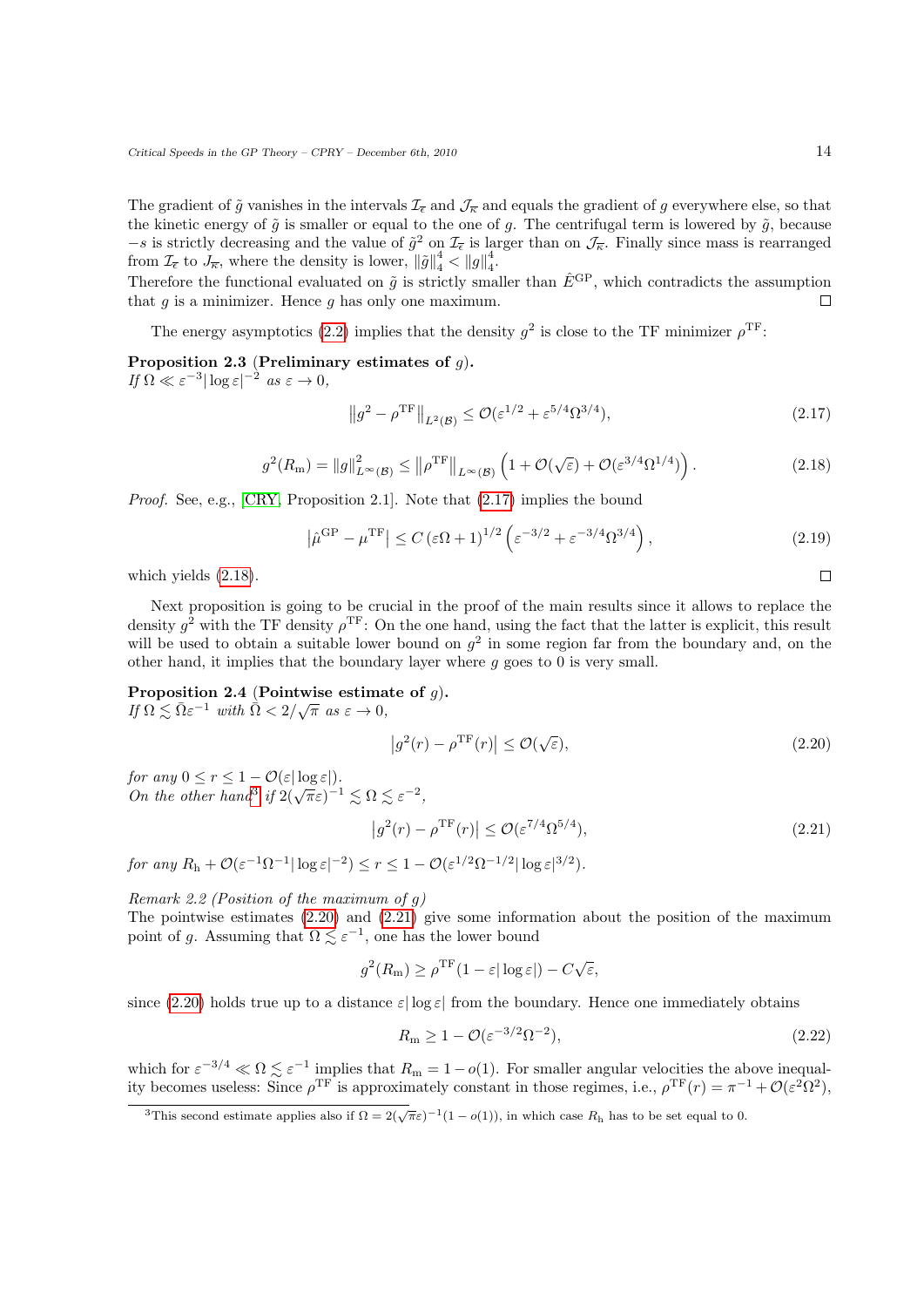The gradient of $\tilde{g}$ vanishes in the intervals $\mathcal{I}_{\overline{\epsilon}}$ and $\mathcal{J}_{\overline{\kappa}}$ and equals the gradient of $g$ everywhere else, so that the kinetic energy of $\tilde{g}$ is smaller or equal to the one of $g$. The centrifugal term is lowered by $\tilde{g}$, because $-s$ is strictly decreasing and the value of $\tilde{g}^2$ on $\mathcal{I}_{\overline{\epsilon}}$ is larger than on $\mathcal{J}_{\overline{\kappa}}$. Finally since mass is rearranged from $\mathcal{I}_{\overline{\epsilon}}$ to $J_{\overline{\kappa}}$, where the density is lower, $\|\tilde{g}\|_4^4 < \|g\|_4^4$.
Therefore the functional evaluated on $\tilde{g}$ is strictly smaller than $\hat{E}^{\mathrm{GP}}$, which contradicts the assumption that $g$ is a minimizer. Hence $g$ has only one maximum. □

The energy asymptotics (2.2) implies that the density $g^2$ is close to the TF minimizer $\rho^{\mathrm{TF}}$:

**Proposition 2.3** (**Preliminary estimates of** $g$).
*If* $\Omega \ll \varepsilon^{-3}|\log\varepsilon|^{-2}$ *as* $\varepsilon \to 0$,

$$\left\| g^2 - \rho^{\mathrm{TF}} \right\|_{L^2(\mathcal{B})} \leq \mathcal{O}(\varepsilon^{1/2} + \varepsilon^{5/4}\Omega^{3/4}), \tag{2.17}$$

$$g^2(R_{\mathrm{m}}) = \|g\|^2_{L^\infty(\mathcal{B})} \leq \left\| \rho^{\mathrm{TF}} \right\|_{L^\infty(\mathcal{B})} \left( 1 + \mathcal{O}(\sqrt{\varepsilon}) + \mathcal{O}(\varepsilon^{3/4}\Omega^{1/4}) \right). \tag{2.18}$$

*Proof.* See, e.g., [CRY, Proposition 2.1]. Note that (2.17) implies the bound

$$\left| \hat{\mu}^{\mathrm{GP}} - \mu^{\mathrm{TF}} \right| \leq C \left( \varepsilon\Omega + 1 \right)^{1/2} \left( \varepsilon^{-3/2} + \varepsilon^{-3/4}\Omega^{3/4} \right), \tag{2.19}$$

which yields (2.18). □

Next proposition is going to be crucial in the proof of the main results since it allows to replace the density $g^2$ with the TF density $\rho^{\mathrm{TF}}$: On the one hand, using the fact that the latter is explicit, this result will be used to obtain a suitable lower bound on $g^2$ in some region far from the boundary and, on the other hand, it implies that the boundary layer where $g$ goes to 0 is very small.

**Proposition 2.4** (**Pointwise estimate of** $g$).
*If* $\Omega \lesssim \bar{\Omega}\varepsilon^{-1}$ *with* $\bar{\Omega} < 2/\sqrt{\pi}$ *as* $\varepsilon \to 0$,

$$\left| g^2(r) - \rho^{\mathrm{TF}}(r) \right| \leq \mathcal{O}(\sqrt{\varepsilon}), \tag{2.20}$$

*for any* $0 \leq r \leq 1 - \mathcal{O}(\varepsilon|\log\varepsilon|)$.
*On the other hand*[3] *if* $2(\sqrt{\pi}\varepsilon)^{-1} \lesssim \Omega \lesssim \varepsilon^{-2}$,

$$\left| g^2(r) - \rho^{\mathrm{TF}}(r) \right| \leq \mathcal{O}(\varepsilon^{7/4}\Omega^{5/4}), \tag{2.21}$$

*for any* $R_{\mathrm{h}} + \mathcal{O}(\varepsilon^{-1}\Omega^{-1}|\log\varepsilon|^{-2}) \leq r \leq 1 - \mathcal{O}(\varepsilon^{1/2}\Omega^{-1/2}|\log\varepsilon|^{3/2})$.

*Remark 2.2 (Position of the maximum of g)*
The pointwise estimates (2.20) and (2.21) give some information about the position of the maximum point of $g$. Assuming that $\Omega \lesssim \varepsilon^{-1}$, one has the lower bound

$$g^2(R_{\mathrm{m}}) \geq \rho^{\mathrm{TF}}(1 - \varepsilon|\log\varepsilon|) - C\sqrt{\varepsilon},$$

since (2.20) holds true up to a distance $\varepsilon|\log\varepsilon|$ from the boundary. Hence one immediately obtains

$$R_{\mathrm{m}} \geq 1 - \mathcal{O}(\varepsilon^{-3/2}\Omega^{-2}), \tag{2.22}$$

which for $\varepsilon^{-3/4} \ll \Omega \lesssim \varepsilon^{-1}$ implies that $R_{\mathrm{m}} = 1 - o(1)$. For smaller angular velocities the above inequality becomes useless: Since $\rho^{\mathrm{TF}}$ is approximately constant in those regimes, i.e., $\rho^{\mathrm{TF}}(r) = \pi^{-1} + \mathcal{O}(\varepsilon^2\Omega^2)$,

[3] This second estimate applies also if $\Omega = 2(\sqrt{\pi}\varepsilon)^{-1}(1 - o(1))$, in which case $R_{\mathrm{h}}$ has to be set equal to 0.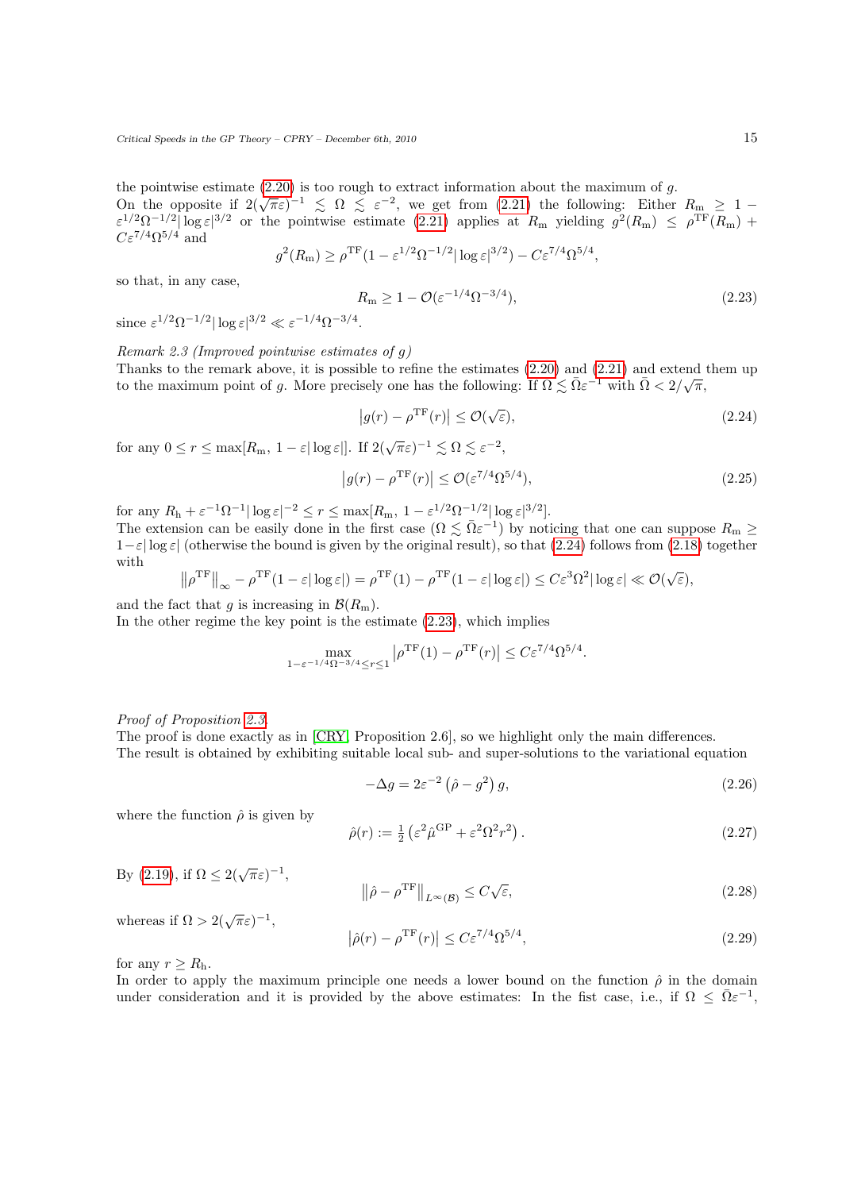the pointwise estimate (2.20) is too rough to extract information about the maximum of $g$.
On the opposite if $2(\sqrt{\pi}\varepsilon)^{-1} \lesssim \Omega \lesssim \varepsilon^{-2}$, we get from (2.21) the following: Either $R_{\mathrm{m}} \geq 1 - \varepsilon^{1/2}\Omega^{-1/2}|\log\varepsilon|^{3/2}$ or the pointwise estimate (2.21) applies at $R_{\mathrm{m}}$ yielding $g^2(R_{\mathrm{m}}) \leq \rho^{\mathrm{TF}}(R_{\mathrm{m}}) + C\varepsilon^{7/4}\Omega^{5/4}$ and

$$g^2(R_{\mathrm{m}}) \geq \rho^{\mathrm{TF}}(1 - \varepsilon^{1/2}\Omega^{-1/2}|\log\varepsilon|^{3/2}) - C\varepsilon^{7/4}\Omega^{5/4},$$

so that, in any case,

$$R_{\mathrm{m}} \geq 1 - \mathcal{O}(\varepsilon^{-1/4}\Omega^{-3/4}), \tag{2.23}$$

since $\varepsilon^{1/2}\Omega^{-1/2}|\log\varepsilon|^{3/2} \ll \varepsilon^{-1/4}\Omega^{-3/4}$.

*Remark 2.3 (Improved pointwise estimates of g)*
Thanks to the remark above, it is possible to refine the estimates (2.20) and (2.21) and extend them up to the maximum point of $g$. More precisely one has the following: If $\Omega \lesssim \bar{\Omega}\varepsilon^{-1}$ with $\bar{\Omega} < 2/\sqrt{\pi}$,

$$\left|g(r) - \rho^{\mathrm{TF}}(r)\right| \leq \mathcal{O}(\sqrt{\varepsilon}), \tag{2.24}$$

for any $0 \leq r \leq \max[R_{\mathrm{m}},\, 1 - \varepsilon|\log\varepsilon|]$. If $2(\sqrt{\pi}\varepsilon)^{-1} \lesssim \Omega \lesssim \varepsilon^{-2}$,

$$\left|g(r) - \rho^{\mathrm{TF}}(r)\right| \leq \mathcal{O}(\varepsilon^{7/4}\Omega^{5/4}), \tag{2.25}$$

for any $R_{\mathrm{h}} + \varepsilon^{-1}\Omega^{-1}|\log\varepsilon|^{-2} \leq r \leq \max[R_{\mathrm{m}},\, 1 - \varepsilon^{1/2}\Omega^{-1/2}|\log\varepsilon|^{3/2}]$.
The extension can be easily done in the first case ($\Omega \lesssim \bar{\Omega}\varepsilon^{-1}$) by noticing that one can suppose $R_{\mathrm{m}} \geq 1 - \varepsilon|\log\varepsilon|$ (otherwise the bound is given by the original result), so that (2.24) follows from (2.18) together with

$$\left\|\rho^{\mathrm{TF}}\right\|_{\infty} - \rho^{\mathrm{TF}}(1 - \varepsilon|\log\varepsilon|) = \rho^{\mathrm{TF}}(1) - \rho^{\mathrm{TF}}(1 - \varepsilon|\log\varepsilon|) \leq C\varepsilon^3\Omega^2|\log\varepsilon| \ll \mathcal{O}(\sqrt{\varepsilon}),$$

and the fact that $g$ is increasing in $\mathcal{B}(R_{\mathrm{m}})$.
In the other regime the key point is the estimate (2.23), which implies

$$\max_{1-\varepsilon^{-1/4}\Omega^{-3/4} \leq r \leq 1} \left|\rho^{\mathrm{TF}}(1) - \rho^{\mathrm{TF}}(r)\right| \leq C\varepsilon^{7/4}\Omega^{5/4}.$$

*Proof of Proposition 2.3.*
The proof is done exactly as in [CRY, Proposition 2.6], so we highlight only the main differences.
The result is obtained by exhibiting suitable local sub- and super-solutions to the variational equation

$$-\Delta g = 2\varepsilon^{-2}\left(\hat{\rho} - g^2\right)g, \tag{2.26}$$

where the function $\hat{\rho}$ is given by

$$\hat{\rho}(r) := \tfrac{1}{2}\left(\varepsilon^2\hat{\mu}^{\mathrm{GP}} + \varepsilon^2\Omega^2 r^2\right). \tag{2.27}$$

By (2.19), if $\Omega \leq 2(\sqrt{\pi}\varepsilon)^{-1}$,

$$\left\|\hat{\rho} - \rho^{\mathrm{TF}}\right\|_{L^\infty(\mathcal{B})} \leq C\sqrt{\varepsilon}, \tag{2.28}$$

whereas if $\Omega > 2(\sqrt{\pi}\varepsilon)^{-1}$,

$$\left|\hat{\rho}(r) - \rho^{\mathrm{TF}}(r)\right| \leq C\varepsilon^{7/4}\Omega^{5/4}, \tag{2.29}$$

for any $r \geq R_{\mathrm{h}}$.
In order to apply the maximum principle one needs a lower bound on the function $\hat{\rho}$ in the domain under consideration and it is provided by the above estimates: In the fist case, i.e., if $\Omega \leq \bar{\Omega}\varepsilon^{-1}$,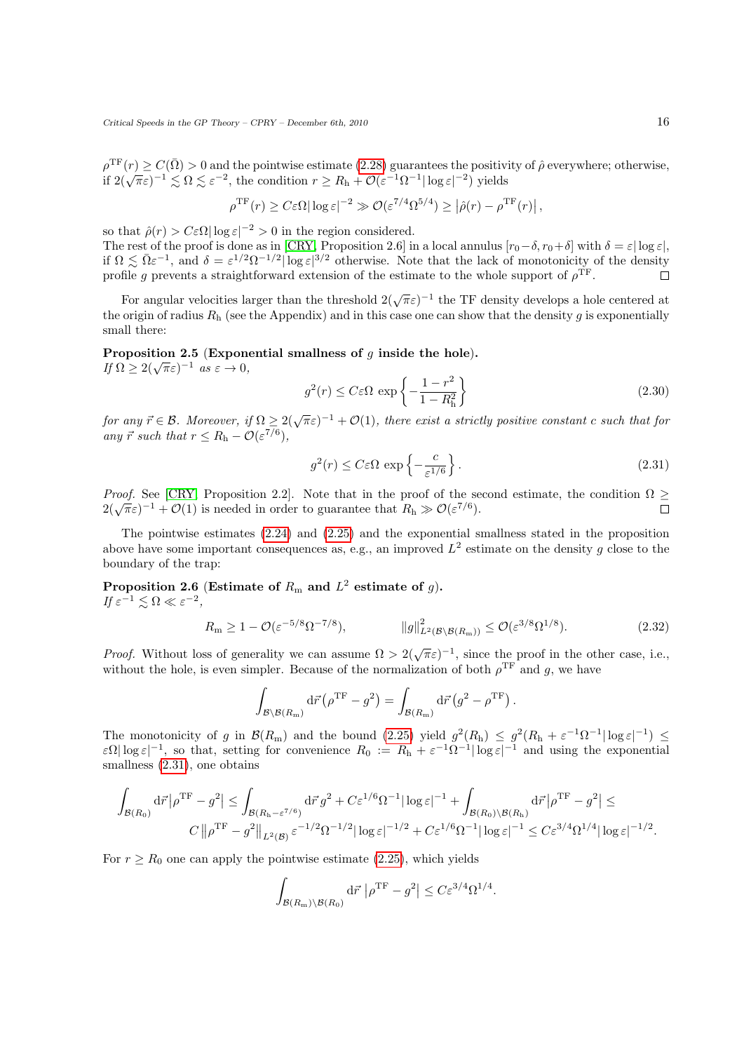$\rho^{\mathrm{TF}}(r) \geq C(\bar{\Omega}) > 0$ and the pointwise estimate (2.28) guarantees the positivity of $\hat{\rho}$ everywhere; otherwise, if $2(\sqrt{\pi}\varepsilon)^{-1} \lesssim \Omega \lesssim \varepsilon^{-2}$, the condition $r \geq R_{\mathrm{h}} + \mathcal{O}(\varepsilon^{-1}\Omega^{-1}|\log\varepsilon|^{-2})$ yields

$$\rho^{\mathrm{TF}}(r) \geq C\varepsilon\Omega|\log\varepsilon|^{-2} \gg \mathcal{O}(\varepsilon^{7/4}\Omega^{5/4}) \geq \left|\hat{\rho}(r) - \rho^{\mathrm{TF}}(r)\right|,$$

so that $\hat{\rho}(r) > C\varepsilon\Omega|\log\varepsilon|^{-2} > 0$ in the region considered.

The rest of the proof is done as in [CRY, Proposition 2.6] in a local annulus $[r_0 - \delta, r_0 + \delta]$ with $\delta = \varepsilon|\log\varepsilon|$, if $\Omega \lesssim \bar{\Omega}\varepsilon^{-1}$, and $\delta = \varepsilon^{1/2}\Omega^{-1/2}|\log\varepsilon|^{3/2}$ otherwise. Note that the lack of monotonicity of the density profile $g$ prevents a straightforward extension of the estimate to the whole support of $\rho^{\mathrm{TF}}$. □

For angular velocities larger than the threshold $2(\sqrt{\pi}\varepsilon)^{-1}$ the TF density develops a hole centered at the origin of radius $R_{\mathrm{h}}$ (see the Appendix) and in this case one can show that the density $g$ is exponentially small there:

**Proposition 2.5 (Exponential smallness of $g$ inside the hole).**
*If $\Omega \geq 2(\sqrt{\pi}\varepsilon)^{-1}$ as $\varepsilon \to 0$,*

$$g^2(r) \leq C\varepsilon\Omega \, \exp\left\{-\frac{1 - r^2}{1 - R_{\mathrm{h}}^2}\right\} \tag{2.30}$$

*for any $\vec{r} \in \mathcal{B}$. Moreover, if $\Omega \geq 2(\sqrt{\pi}\varepsilon)^{-1} + \mathcal{O}(1)$, there exist a strictly positive constant $c$ such that for any $\vec{r}$ such that $r \leq R_{\mathrm{h}} - \mathcal{O}(\varepsilon^{7/6})$,*

$$g^2(r) \leq C\varepsilon\Omega \, \exp\left\{-\frac{c}{\varepsilon^{1/6}}\right\}. \tag{2.31}$$

*Proof.* See [CRY, Proposition 2.2]. Note that in the proof of the second estimate, the condition $\Omega \geq 2(\sqrt{\pi}\varepsilon)^{-1} + \mathcal{O}(1)$ is needed in order to guarantee that $R_{\mathrm{h}} \gg \mathcal{O}(\varepsilon^{7/6})$. □

The pointwise estimates (2.24) and (2.25) and the exponential smallness stated in the proposition above have some important consequences as, e.g., an improved $L^2$ estimate on the density $g$ close to the boundary of the trap:

**Proposition 2.6 (Estimate of $R_{\mathrm{m}}$ and $L^2$ estimate of $g$).**
*If $\varepsilon^{-1} \lesssim \Omega \ll \varepsilon^{-2}$,*

$$R_{\mathrm{m}} \geq 1 - \mathcal{O}(\varepsilon^{-5/8}\Omega^{-7/8}), \qquad \|g\|^2_{L^2(\mathcal{B}\setminus\mathcal{B}(R_{\mathrm{m}}))} \leq \mathcal{O}(\varepsilon^{3/8}\Omega^{1/8}). \tag{2.32}$$

*Proof.* Without loss of generality we can assume $\Omega > 2(\sqrt{\pi}\varepsilon)^{-1}$, since the proof in the other case, i.e., without the hole, is even simpler. Because of the normalization of both $\rho^{\mathrm{TF}}$ and $g$, we have

$$\int_{\mathcal{B}\setminus\mathcal{B}(R_{\mathrm{m}})} \mathrm{d}\vec{r}\left(\rho^{\mathrm{TF}} - g^2\right) = \int_{\mathcal{B}(R_{\mathrm{m}})} \mathrm{d}\vec{r}\left(g^2 - \rho^{\mathrm{TF}}\right).$$

The monotonicity of $g$ in $\mathcal{B}(R_{\mathrm{m}})$ and the bound (2.25) yield $g^2(R_{\mathrm{h}}) \leq g^2(R_{\mathrm{h}} + \varepsilon^{-1}\Omega^{-1}|\log\varepsilon|^{-1}) \leq \varepsilon\Omega|\log\varepsilon|^{-1}$, so that, setting for convenience $R_0 := R_{\mathrm{h}} + \varepsilon^{-1}\Omega^{-1}|\log\varepsilon|^{-1}$ and using the exponential smallness (2.31), one obtains

$$\int_{\mathcal{B}(R_0)} \mathrm{d}\vec{r}\left|\rho^{\mathrm{TF}} - g^2\right| \leq \int_{\mathcal{B}(R_{\mathrm{h}} - \varepsilon^{7/6})} \mathrm{d}\vec{r}\, g^2 + C\varepsilon^{1/6}\Omega^{-1}|\log\varepsilon|^{-1} + \int_{\mathcal{B}(R_0)\setminus\mathcal{B}(R_{\mathrm{h}})} \mathrm{d}\vec{r}\left|\rho^{\mathrm{TF}} - g^2\right| \leq$$
$$C\left\|\rho^{\mathrm{TF}} - g^2\right\|_{L^2(\mathcal{B})}\varepsilon^{-1/2}\Omega^{-1/2}|\log\varepsilon|^{-1/2} + C\varepsilon^{1/6}\Omega^{-1}|\log\varepsilon|^{-1} \leq C\varepsilon^{3/4}\Omega^{1/4}|\log\varepsilon|^{-1/2}.$$

For $r \geq R_0$ one can apply the pointwise estimate (2.25), which yields

$$\int_{\mathcal{B}(R_{\mathrm{m}})\setminus\mathcal{B}(R_0)} \mathrm{d}\vec{r}\,\left|\rho^{\mathrm{TF}} - g^2\right| \leq C\varepsilon^{3/4}\Omega^{1/4}.$$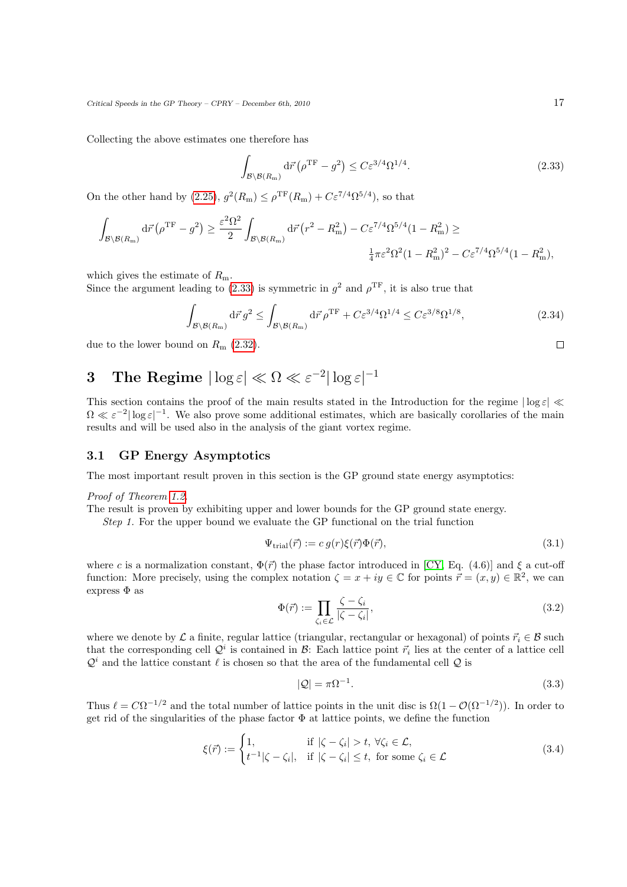Collecting the above estimates one therefore has

$$\int_{\mathcal{B}\setminus\mathcal{B}(R_{\mathrm{m}})} \mathrm{d}\vec{r}\,\big(\rho^{\mathrm{TF}} - g^2\big) \leq C\varepsilon^{3/4}\Omega^{1/4}. \tag{2.33}$$

On the other hand by (2.25), $g^2(R_{\mathrm{m}}) \leq \rho^{\mathrm{TF}}(R_{\mathrm{m}}) + C\varepsilon^{7/4}\Omega^{5/4})$, so that

$$\int_{\mathcal{B}\setminus\mathcal{B}(R_{\mathrm{m}})} \mathrm{d}\vec{r}\,\big(\rho^{\mathrm{TF}} - g^2\big) \geq \frac{\varepsilon^2\Omega^2}{2}\int_{\mathcal{B}\setminus\mathcal{B}(R_{\mathrm{m}})} \mathrm{d}\vec{r}\,\big(r^2 - R_{\mathrm{m}}^2\big) - C\varepsilon^{7/4}\Omega^{5/4}(1-R_{\mathrm{m}}^2) \geq$$
$$\tfrac{1}{4}\pi\varepsilon^2\Omega^2(1-R_{\mathrm{m}}^2)^2 - C\varepsilon^{7/4}\Omega^{5/4}(1-R_{\mathrm{m}}^2),$$

which gives the estimate of $R_{\mathrm{m}}$.
Since the argument leading to (2.33) is symmetric in $g^2$ and $\rho^{\mathrm{TF}}$, it is also true that

$$\int_{\mathcal{B}\setminus\mathcal{B}(R_{\mathrm{m}})} \mathrm{d}\vec{r}\,g^2 \leq \int_{\mathcal{B}\setminus\mathcal{B}(R_{\mathrm{m}})} \mathrm{d}\vec{r}\,\rho^{\mathrm{TF}} + C\varepsilon^{3/4}\Omega^{1/4} \leq C\varepsilon^{3/8}\Omega^{1/8}, \tag{2.34}$$

due to the lower bound on $R_{\mathrm{m}}$ (2.32). □

# 3 The Regime $|\log\varepsilon| \ll \Omega \ll \varepsilon^{-2}|\log\varepsilon|^{-1}$

This section contains the proof of the main results stated in the Introduction for the regime $|\log\varepsilon| \ll \Omega \ll \varepsilon^{-2}|\log\varepsilon|^{-1}$. We also prove some additional estimates, which are basically corollaries of the main results and will be used also in the analysis of the giant vortex regime.

## 3.1 GP Energy Asymptotics

The most important result proven in this section is the GP ground state energy asymptotics:

*Proof of Theorem 1.2.*
The result is proven by exhibiting upper and lower bounds for the GP ground state energy.

*Step 1.* For the upper bound we evaluate the GP functional on the trial function

$$\Psi_{\mathrm{trial}}(\vec{r}) := c\,g(r)\xi(\vec{r})\Phi(\vec{r}), \tag{3.1}$$

where $c$ is a normalization constant, $\Phi(\vec{r})$ the phase factor introduced in [CY, Eq. (4.6)] and $\xi$ a cut-off function: More precisely, using the complex notation $\zeta = x + iy \in \mathbb{C}$ for points $\vec{r} = (x,y) \in \mathbb{R}^2$, we can express $\Phi$ as

$$\Phi(\vec{r}) := \prod_{\zeta_i\in\mathcal{L}} \frac{\zeta - \zeta_i}{|\zeta - \zeta_i|}, \tag{3.2}$$

where we denote by $\mathcal{L}$ a finite, regular lattice (triangular, rectangular or hexagonal) of points $\vec{r}_i \in \mathcal{B}$ such that the corresponding cell $\mathcal{Q}^i$ is contained in $\mathcal{B}$: Each lattice point $\vec{r}_i$ lies at the center of a lattice cell $\mathcal{Q}^i$ and the lattice constant $\ell$ is chosen so that the area of the fundamental cell $\mathcal{Q}$ is

$$|\mathcal{Q}| = \pi\Omega^{-1}. \tag{3.3}$$

Thus $\ell = C\Omega^{-1/2}$ and the total number of lattice points in the unit disc is $\Omega(1 - \mathcal{O}(\Omega^{-1/2}))$. In order to get rid of the singularities of the phase factor $\Phi$ at lattice points, we define the function

$$\xi(\vec{r}) := \begin{cases} 1, & \text{if } |\zeta - \zeta_i| > t, \ \forall \zeta_i \in \mathcal{L}, \\ t^{-1}|\zeta - \zeta_i|, & \text{if } |\zeta - \zeta_i| \leq t, \ \text{for some } \zeta_i \in \mathcal{L} \end{cases} \tag{3.4}$$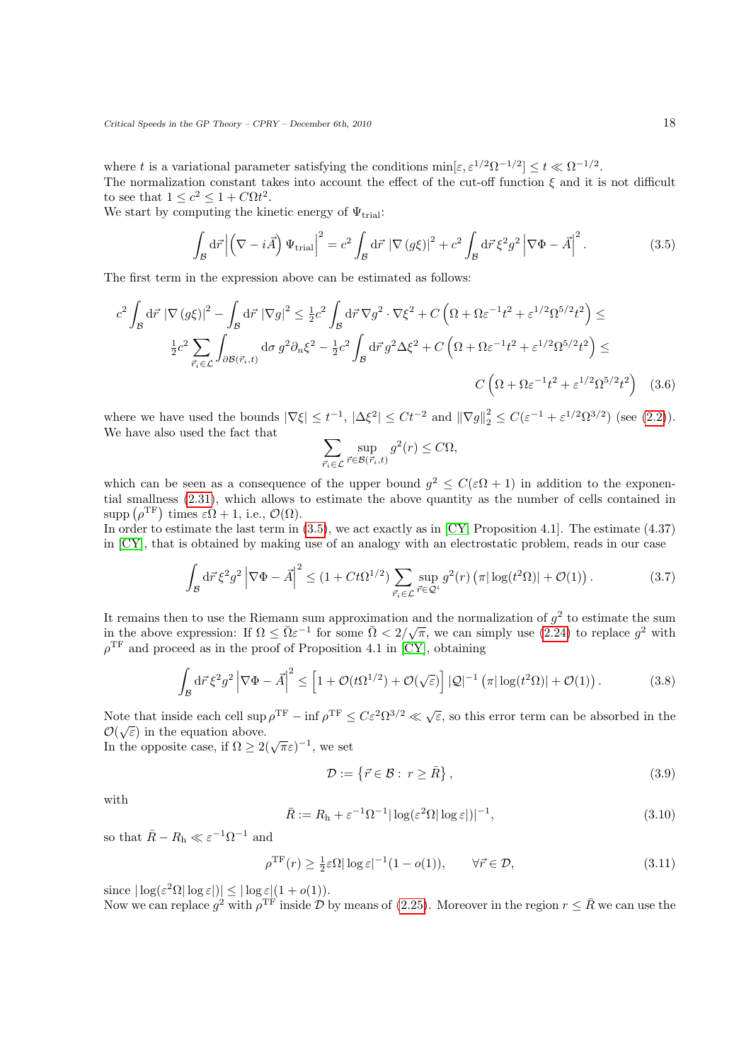where $t$ is a variational parameter satisfying the conditions $\min[\varepsilon, \varepsilon^{1/2}\Omega^{-1/2}] \leq t \ll \Omega^{-1/2}$.
The normalization constant takes into account the effect of the cut-off function $\xi$ and it is not difficult to see that $1 \leq c^2 \leq 1 + C\Omega t^2$.
We start by computing the kinetic energy of $\Psi_{\mathrm{trial}}$:

$$\int_{\mathcal{B}} \mathrm{d}\vec{r} \left| \left( \nabla - i\vec{A} \right) \Psi_{\mathrm{trial}} \right|^2 = c^2 \int_{\mathcal{B}} \mathrm{d}\vec{r} \, |\nabla (g\xi)|^2 + c^2 \int_{\mathcal{B}} \mathrm{d}\vec{r} \, \xi^2 g^2 \left| \nabla \Phi - \vec{A} \right|^2. \tag{3.5}$$

The first term in the expression above can be estimated as follows:

$$c^2 \int_{\mathcal{B}} \mathrm{d}\vec{r} \, |\nabla (g\xi)|^2 - \int_{\mathcal{B}} \mathrm{d}\vec{r} \, |\nabla g|^2 \leq \tfrac{1}{2} c^2 \int_{\mathcal{B}} \mathrm{d}\vec{r} \, \nabla g^2 \cdot \nabla \xi^2 + C\left( \Omega + \Omega\varepsilon^{-1}t^2 + \varepsilon^{1/2}\Omega^{5/2}t^2 \right) \leq$$
$$\tfrac{1}{2} c^2 \sum_{\vec{r}_i \in \mathcal{L}} \int_{\partial\mathcal{B}(\vec{r}_i, t)} \mathrm{d}\sigma \, g^2 \partial_n \xi^2 - \tfrac{1}{2} c^2 \int_{\mathcal{B}} \mathrm{d}\vec{r} \, g^2 \Delta \xi^2 + C\left( \Omega + \Omega\varepsilon^{-1}t^2 + \varepsilon^{1/2}\Omega^{5/2}t^2 \right) \leq$$
$$C\left( \Omega + \Omega\varepsilon^{-1}t^2 + \varepsilon^{1/2}\Omega^{5/2}t^2 \right) \tag{3.6}$$

where we have used the bounds $|\nabla \xi| \leq t^{-1}$, $|\Delta \xi^2| \leq Ct^{-2}$ and $\|\nabla g\|_2^2 \leq C(\varepsilon^{-1} + \varepsilon^{1/2}\Omega^{3/2})$ (see (2.2)).
We have also used the fact that

$$\sum_{\vec{r}_i \in \mathcal{L}} \sup_{\vec{r} \in \mathcal{B}(\vec{r}_i, t)} g^2(r) \leq C\Omega,$$

which can be seen as a consequence of the upper bound $g^2 \leq C(\varepsilon\Omega + 1)$ in addition to the exponential smallness (2.31), which allows to estimate the above quantity as the number of cells contained in $\mathrm{supp}\left(\rho^{\mathrm{TF}}\right)$ times $\varepsilon\Omega + 1$, i.e., $\mathcal{O}(\Omega)$.
In order to estimate the last term in (3.5), we act exactly as in [CY, Proposition 4.1]. The estimate (4.37) in [CY], that is obtained by making use of an analogy with an electrostatic problem, reads in our case

$$\int_{\mathcal{B}} \mathrm{d}\vec{r} \, \xi^2 g^2 \left| \nabla \Phi - \vec{A} \right|^2 \leq (1 + Ct\Omega^{1/2}) \sum_{\vec{r}_i \in \mathcal{L}} \sup_{\vec{r} \in \mathcal{Q}^i} g^2(r) \left( \pi |\log(t^2\Omega)| + \mathcal{O}(1) \right). \tag{3.7}$$

It remains then to use the Riemann sum approximation and the normalization of $g^2$ to estimate the sum in the above expression: If $\Omega \leq \bar{\Omega}\varepsilon^{-1}$ for some $\bar{\Omega} < 2/\sqrt{\pi}$, we can simply use (2.24) to replace $g^2$ with $\rho^{\mathrm{TF}}$ and proceed as in the proof of Proposition 4.1 in [CY], obtaining

$$\int_{\mathcal{B}} \mathrm{d}\vec{r} \, \xi^2 g^2 \left| \nabla \Phi - \vec{A} \right|^2 \leq \left[ 1 + \mathcal{O}(t\Omega^{1/2}) + \mathcal{O}(\sqrt{\varepsilon}) \right] |\mathcal{Q}|^{-1} \left( \pi |\log(t^2\Omega)| + \mathcal{O}(1) \right). \tag{3.8}$$

Note that inside each cell $\sup \rho^{\mathrm{TF}} - \inf \rho^{\mathrm{TF}} \leq C\varepsilon^2\Omega^{3/2} \ll \sqrt{\varepsilon}$, so this error term can be absorbed in the $\mathcal{O}(\sqrt{\varepsilon})$ in the equation above.
In the opposite case, if $\Omega \geq 2(\sqrt{\pi}\varepsilon)^{-1}$, we set

$$\mathcal{D} := \left\{ \vec{r} \in \mathcal{B} : \, r \geq \bar{R} \right\}, \tag{3.9}$$

with

$$\bar{R} := R_{\mathrm{h}} + \varepsilon^{-1}\Omega^{-1} |\log(\varepsilon^2\Omega|\log\varepsilon|)|^{-1}, \tag{3.10}$$

so that $\bar{R} - R_{\mathrm{h}} \ll \varepsilon^{-1}\Omega^{-1}$ and

$$\rho^{\mathrm{TF}}(r) \geq \tfrac{1}{2}\varepsilon\Omega|\log\varepsilon|^{-1}(1 - o(1)), \qquad \forall \vec{r} \in \mathcal{D}, \tag{3.11}$$

since $|\log(\varepsilon^2\Omega|\log\varepsilon|)| \leq |\log\varepsilon|(1 + o(1))$.
Now we can replace $g^2$ with $\rho^{\mathrm{TF}}$ inside $\mathcal{D}$ by means of (2.25). Moreover in the region $r \leq \bar{R}$ we can use the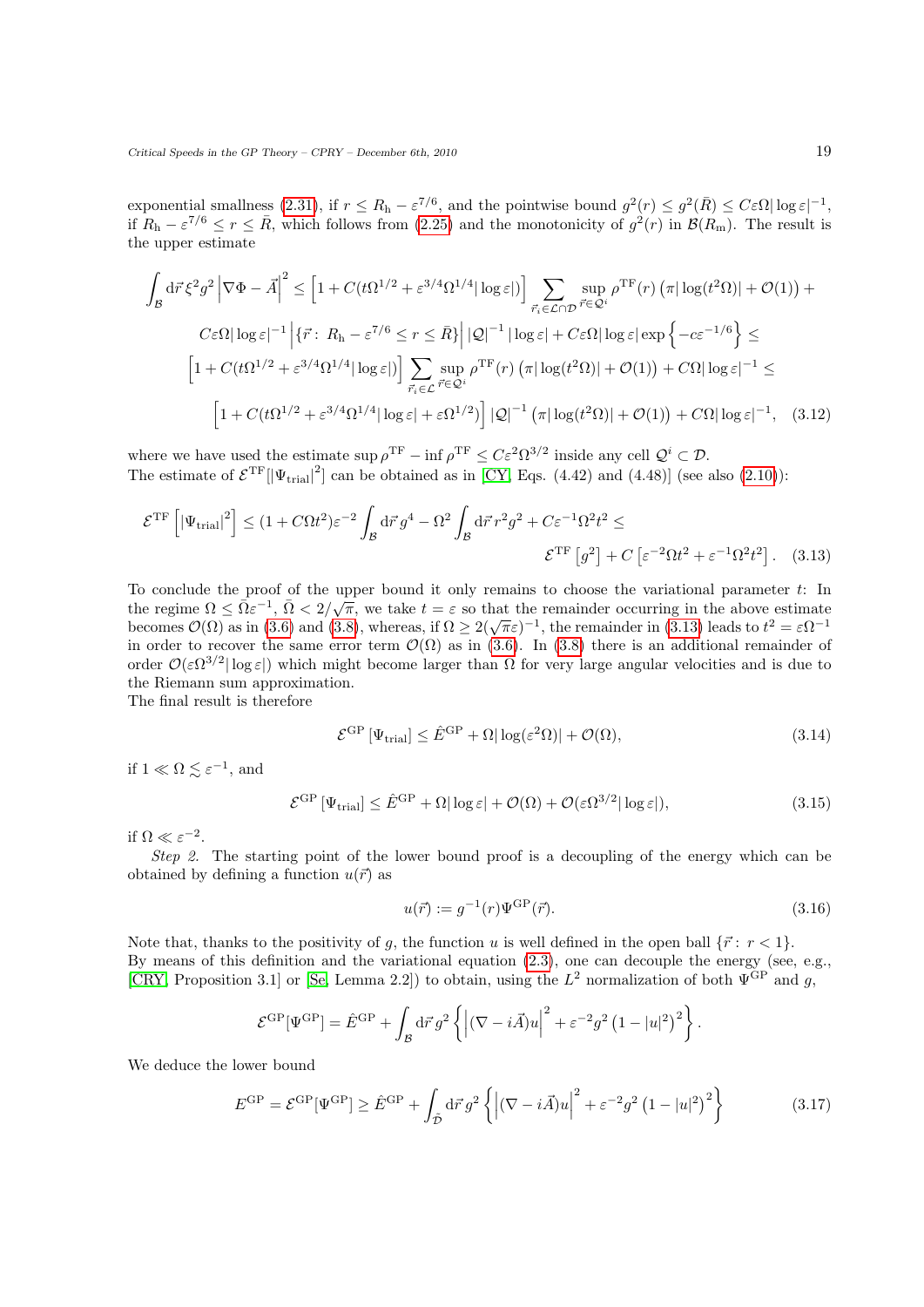exponential smallness (2.31), if $r \leq R_{\mathrm{h}} - \varepsilon^{7/6}$, and the pointwise bound $g^2(r) \leq g^2(\bar{R}) \leq C\varepsilon\Omega|\log\varepsilon|^{-1}$, if $R_{\mathrm{h}} - \varepsilon^{7/6} \leq r \leq \bar{R}$, which follows from (2.25) and the monotonicity of $g^2(r)$ in $\mathcal{B}(R_{\mathrm{m}})$. The result is the upper estimate

$$
\begin{aligned}
\int_{\mathcal{B}} \mathrm{d}\vec{r}\, \xi^2 g^2 \left| \nabla \Phi - \vec{A} \right|^2 \leq & \left[ 1 + C(t\Omega^{1/2} + \varepsilon^{3/4}\Omega^{1/4}|\log\varepsilon|) \right] \sum_{\vec{r}_i \in \mathcal{L}\cap\mathcal{D}} \sup_{\vec{r}\in\mathcal{Q}^i} \rho^{\mathrm{TF}}(r) \left( \pi |\log(t^2\Omega)| + \mathcal{O}(1) \right) + \\
& C\varepsilon\Omega|\log\varepsilon|^{-1} \left| \left\{ \vec{r} :\ R_{\mathrm{h}} - \varepsilon^{7/6} \leq r \leq \bar{R} \right\} \right| |\mathcal{Q}|^{-1} |\log\varepsilon| + C\varepsilon\Omega|\log\varepsilon| \exp\left\{ -c\varepsilon^{-1/6} \right\} \leq \\
& \left[ 1 + C(t\Omega^{1/2} + \varepsilon^{3/4}\Omega^{1/4}|\log\varepsilon|) \right] \sum_{\vec{r}_i \in \mathcal{L}} \sup_{\vec{r}\in\mathcal{Q}^i} \rho^{\mathrm{TF}}(r) \left( \pi |\log(t^2\Omega)| + \mathcal{O}(1) \right) + C\Omega|\log\varepsilon|^{-1} \leq \\
& \left[ 1 + C(t\Omega^{1/2} + \varepsilon^{3/4}\Omega^{1/4}|\log\varepsilon| + \varepsilon\Omega^{1/2}) \right] |\mathcal{Q}|^{-1} \left( \pi |\log(t^2\Omega)| + \mathcal{O}(1) \right) + C\Omega|\log\varepsilon|^{-1}, \quad (3.12)
\end{aligned}
$$

where we have used the estimate $\sup \rho^{\mathrm{TF}} - \inf \rho^{\mathrm{TF}} \leq C\varepsilon^2\Omega^{3/2}$ inside any cell $\mathcal{Q}^i \subset \mathcal{D}$.
The estimate of $\mathcal{E}^{\mathrm{TF}}[|\Psi_{\mathrm{trial}}|^2]$ can be obtained as in [CY, Eqs. (4.42) and (4.48)] (see also (2.10)):

$$
\begin{aligned}
\mathcal{E}^{\mathrm{TF}}\left[ |\Psi_{\mathrm{trial}}|^2 \right] \leq (1 + C\Omega t^2)\varepsilon^{-2} \int_{\mathcal{B}} \mathrm{d}\vec{r}\, g^4 - \Omega^2 \int_{\mathcal{B}} \mathrm{d}\vec{r}\, r^2 g^2 + C\varepsilon^{-1}\Omega^2 t^2 \leq \\
\mathcal{E}^{\mathrm{TF}}\left[ g^2 \right] + C\left[ \varepsilon^{-2}\Omega t^2 + \varepsilon^{-1}\Omega^2 t^2 \right]. \quad (3.13)
\end{aligned}
$$

To conclude the proof of the upper bound it only remains to choose the variational parameter $t$: In the regime $\Omega \leq \bar{\Omega}\varepsilon^{-1}$, $\bar{\Omega} < 2/\sqrt{\pi}$, we take $t = \varepsilon$ so that the remainder occurring in the above estimate becomes $\mathcal{O}(\Omega)$ as in (3.6) and (3.8), whereas, if $\Omega \geq 2(\sqrt{\pi}\varepsilon)^{-1}$, the remainder in (3.13) leads to $t^2 = \varepsilon\Omega^{-1}$ in order to recover the same error term $\mathcal{O}(\Omega)$ as in (3.6). In (3.8) there is an additional remainder of order $\mathcal{O}(\varepsilon\Omega^{3/2}|\log\varepsilon|)$ which might become larger than $\Omega$ for very large angular velocities and is due to the Riemann sum approximation.
The final result is therefore

$$
\mathcal{E}^{\mathrm{GP}}\left[ \Psi_{\mathrm{trial}} \right] \leq \hat{E}^{\mathrm{GP}} + \Omega|\log(\varepsilon^2\Omega)| + \mathcal{O}(\Omega), \quad (3.14)
$$

if $1 \ll \Omega \lesssim \varepsilon^{-1}$, and

$$
\mathcal{E}^{\mathrm{GP}}\left[ \Psi_{\mathrm{trial}} \right] \leq \hat{E}^{\mathrm{GP}} + \Omega|\log\varepsilon| + \mathcal{O}(\Omega) + \mathcal{O}(\varepsilon\Omega^{3/2}|\log\varepsilon|), \quad (3.15)
$$

if $\Omega \ll \varepsilon^{-2}$.

*Step 2.* The starting point of the lower bound proof is a decoupling of the energy which can be obtained by defining a function $u(\vec{r})$ as

$$
u(\vec{r}) := g^{-1}(r)\Psi^{\mathrm{GP}}(\vec{r}). \quad (3.16)
$$

Note that, thanks to the positivity of $g$, the function $u$ is well defined in the open ball $\{\vec{r} :\ r < 1\}$.
By means of this definition and the variational equation (2.3), one can decouple the energy (see, e.g., [CRY, Proposition 3.1] or [Se, Lemma 2.2]) to obtain, using the $L^2$ normalization of both $\Psi^{\mathrm{GP}}$ and $g$,

$$
\mathcal{E}^{\mathrm{GP}}[\Psi^{\mathrm{GP}}] = \hat{E}^{\mathrm{GP}} + \int_{\mathcal{B}} \mathrm{d}\vec{r}\, g^2 \left\{ \left| (\nabla - i\vec{A})u \right|^2 + \varepsilon^{-2} g^2 \left( 1 - |u|^2 \right)^2 \right\}.
$$

We deduce the lower bound

$$
E^{\mathrm{GP}} = \mathcal{E}^{\mathrm{GP}}[\Psi^{\mathrm{GP}}] \geq \hat{E}^{\mathrm{GP}} + \int_{\tilde{\mathcal{D}}} \mathrm{d}\vec{r}\, g^2 \left\{ \left| (\nabla - i\vec{A})u \right|^2 + \varepsilon^{-2} g^2 \left( 1 - |u|^2 \right)^2 \right\} \quad (3.17)
$$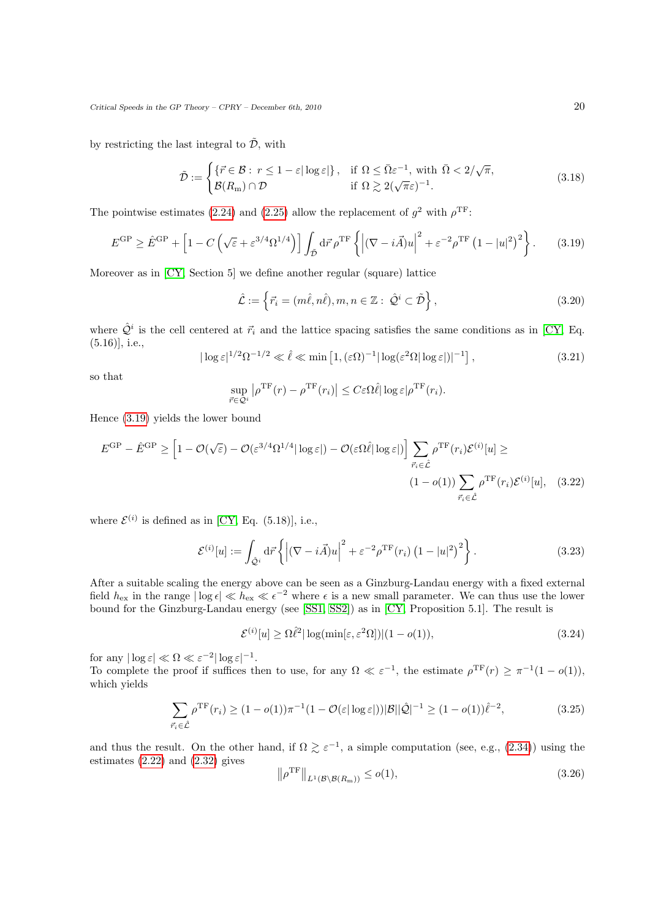by restricting the last integral to $\tilde{\mathcal{D}}$, with

$$\tilde{\mathcal{D}} := \begin{cases} \{\vec{r} \in \mathcal{B} : \ r \leq 1 - \varepsilon|\log\varepsilon|\}, & \text{if } \Omega \leq \bar{\Omega}\varepsilon^{-1}, \text{ with } \bar{\Omega} < 2/\sqrt{\pi}, \\ \mathcal{B}(R_{\mathrm{m}}) \cap \mathcal{D} & \text{if } \Omega \gtrsim 2(\sqrt{\pi}\varepsilon)^{-1}. \end{cases} \tag{3.18}$$

The pointwise estimates (2.24) and (2.25) allow the replacement of $g^2$ with $\rho^{\mathrm{TF}}$:

$$E^{\mathrm{GP}} \geq \hat{E}^{\mathrm{GP}} + \left[1 - C\left(\sqrt{\varepsilon} + \varepsilon^{3/4}\Omega^{1/4}\right)\right] \int_{\tilde{\mathcal{D}}} \mathrm{d}\vec{r}\, \rho^{\mathrm{TF}} \left\{ \left| (\nabla - i\vec{A})u \right|^2 + \varepsilon^{-2}\rho^{\mathrm{TF}}\left(1 - |u|^2\right)^2 \right\}. \tag{3.19}$$

Moreover as in [CY, Section 5] we define another regular (square) lattice

$$\hat{\mathcal{L}} := \left\{ \vec{r}_i = (m\hat{\ell}, n\hat{\ell}), m, n \in \mathbb{Z} : \ \hat{\mathcal{Q}}^i \subset \tilde{\mathcal{D}} \right\}, \tag{3.20}$$

where $\hat{\mathcal{Q}}^i$ is the cell centered at $\vec{r}_i$ and the lattice spacing satisfies the same conditions as in [CY, Eq. (5.16)], i.e.,

$$|\log\varepsilon|^{1/2}\Omega^{-1/2} \ll \hat{\ell} \ll \min\left[1, (\varepsilon\Omega)^{-1}|\log(\varepsilon^2\Omega|\log\varepsilon|)|^{-1}\right], \tag{3.21}$$

so that

$$\sup_{\vec{r} \in \mathcal{Q}^i} \left| \rho^{\mathrm{TF}}(r) - \rho^{\mathrm{TF}}(r_i) \right| \leq C\varepsilon\Omega\hat{\ell}|\log\varepsilon|\rho^{\mathrm{TF}}(r_i).$$

Hence (3.19) yields the lower bound

$$E^{\mathrm{GP}} - \hat{E}^{\mathrm{GP}} \geq \left[1 - \mathcal{O}(\sqrt{\varepsilon}) - \mathcal{O}(\varepsilon^{3/4}\Omega^{1/4}|\log\varepsilon|) - \mathcal{O}(\varepsilon\Omega\hat{\ell}|\log\varepsilon|)\right] \sum_{\vec{r}_i \in \hat{\mathcal{L}}} \rho^{\mathrm{TF}}(r_i)\mathcal{E}^{(i)}[u] \geq (1 - o(1)) \sum_{\vec{r}_i \in \hat{\mathcal{L}}} \rho^{\mathrm{TF}}(r_i)\mathcal{E}^{(i)}[u], \tag{3.22}$$

where $\mathcal{E}^{(i)}$ is defined as in [CY, Eq. (5.18)], i.e.,

$$\mathcal{E}^{(i)}[u] := \int_{\hat{\mathcal{Q}}^i} \mathrm{d}\vec{r} \left\{ \left| (\nabla - i\vec{A})u \right|^2 + \varepsilon^{-2}\rho^{\mathrm{TF}}(r_i)\left(1 - |u|^2\right)^2 \right\}. \tag{3.23}$$

After a suitable scaling the energy above can be seen as a Ginzburg-Landau energy with a fixed external field $h_{\mathrm{ex}}$ in the range $|\log\epsilon| \ll h_{\mathrm{ex}} \ll \epsilon^{-2}$ where $\epsilon$ is a new small parameter. We can thus use the lower bound for the Ginzburg-Landau energy (see [SS1, SS2]) as in [CY, Proposition 5.1]. The result is

$$\mathcal{E}^{(i)}[u] \geq \Omega\hat{\ell}^2|\log(\min[\varepsilon, \varepsilon^2\Omega])|(1 - o(1)), \tag{3.24}$$

for any $|\log\varepsilon| \ll \Omega \ll \varepsilon^{-2}|\log\varepsilon|^{-1}$.

To complete the proof if suffices then to use, for any $\Omega \ll \varepsilon^{-1}$, the estimate $\rho^{\mathrm{TF}}(r) \geq \pi^{-1}(1 - o(1))$, which yields

$$\sum_{\vec{r}_i \in \hat{\mathcal{L}}} \rho^{\mathrm{TF}}(r_i) \geq (1 - o(1))\pi^{-1}(1 - \mathcal{O}(\varepsilon|\log\varepsilon|))|\mathcal{B}||\hat{\mathcal{Q}}|^{-1} \geq (1 - o(1))\hat{\ell}^{-2}, \tag{3.25}$$

and thus the result. On the other hand, if $\Omega \gtrsim \varepsilon^{-1}$, a simple computation (see, e.g., (2.34)) using the estimates (2.22) and (2.32) gives

$$\left\| \rho^{\mathrm{TF}} \right\|_{L^1(\mathcal{B} \setminus \mathcal{B}(R_{\mathrm{m}}))} \leq o(1), \tag{3.26}$$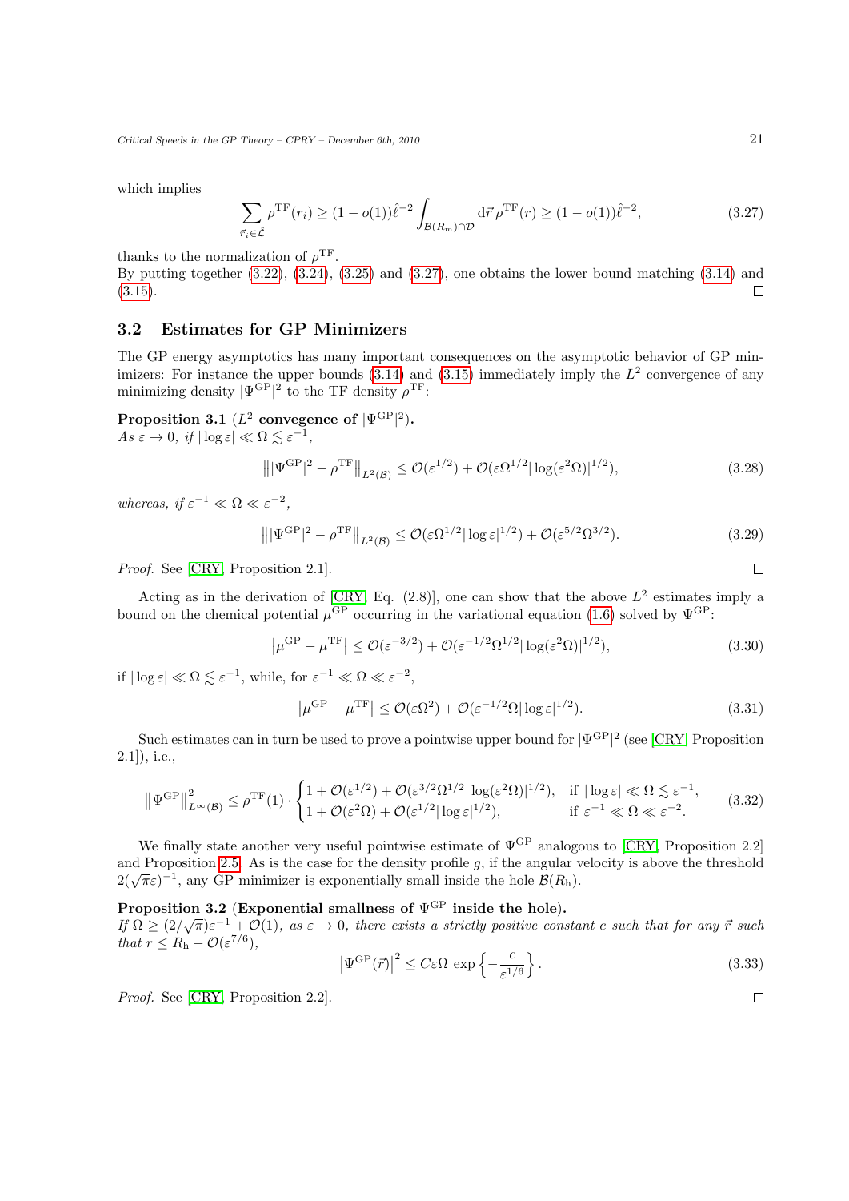which implies

$$\sum_{\vec{r}_i \in \hat{\mathcal{L}}} \rho^{\mathrm{TF}}(r_i) \geq (1 - o(1)) \hat{\ell}^{-2} \int_{\mathcal{B}(R_{\mathrm{m}}) \cap \mathcal{D}} \mathrm{d}\vec{r}\, \rho^{\mathrm{TF}}(r) \geq (1 - o(1)) \hat{\ell}^{-2}, \tag{3.27}$$

thanks to the normalization of $\rho^{\mathrm{TF}}$.
By putting together (3.22), (3.24), (3.25) and (3.27), one obtains the lower bound matching (3.14) and (3.15). □

## 3.2 Estimates for GP Minimizers

The GP energy asymptotics has many important consequences on the asymptotic behavior of GP minimizers: For instance the upper bounds (3.14) and (3.15) immediately imply the $L^2$ convergence of any minimizing density $|\Psi^{\mathrm{GP}}|^2$ to the TF density $\rho^{\mathrm{TF}}$:

**Proposition 3.1** (**$L^2$ convegence of $|\Psi^{\mathrm{GP}}|^2$**).
*As $\varepsilon \to 0$, if $|\log \varepsilon| \ll \Omega \lesssim \varepsilon^{-1}$,*

$$\left\| |\Psi^{\mathrm{GP}}|^2 - \rho^{\mathrm{TF}} \right\|_{L^2(\mathcal{B})} \leq \mathcal{O}(\varepsilon^{1/2}) + \mathcal{O}(\varepsilon \Omega^{1/2} |\log(\varepsilon^2 \Omega)|^{1/2}), \tag{3.28}$$

*whereas, if $\varepsilon^{-1} \ll \Omega \ll \varepsilon^{-2}$,*

$$\left\| |\Psi^{\mathrm{GP}}|^2 - \rho^{\mathrm{TF}} \right\|_{L^2(\mathcal{B})} \leq \mathcal{O}(\varepsilon \Omega^{1/2} |\log \varepsilon|^{1/2}) + \mathcal{O}(\varepsilon^{5/2} \Omega^{3/2}). \tag{3.29}$$

*Proof.* See [CRY, Proposition 2.1]. □

Acting as in the derivation of [CRY, Eq. (2.8)], one can show that the above $L^2$ estimates imply a bound on the chemical potential $\mu^{\mathrm{GP}}$ occurring in the variational equation (1.6) solved by $\Psi^{\mathrm{GP}}$:

$$\left| \mu^{\mathrm{GP}} - \mu^{\mathrm{TF}} \right| \leq \mathcal{O}(\varepsilon^{-3/2}) + \mathcal{O}(\varepsilon^{-1/2} \Omega^{1/2} |\log(\varepsilon^2 \Omega)|^{1/2}), \tag{3.30}$$

if $|\log \varepsilon| \ll \Omega \lesssim \varepsilon^{-1}$, while, for $\varepsilon^{-1} \ll \Omega \ll \varepsilon^{-2}$,

$$\left| \mu^{\mathrm{GP}} - \mu^{\mathrm{TF}} \right| \leq \mathcal{O}(\varepsilon \Omega^2) + \mathcal{O}(\varepsilon^{-1/2} \Omega |\log \varepsilon|^{1/2}). \tag{3.31}$$

Such estimates can in turn be used to prove a pointwise upper bound for $|\Psi^{\mathrm{GP}}|^2$ (see [CRY, Proposition 2.1]), i.e.,

$$\left\| \Psi^{\mathrm{GP}} \right\|^2_{L^\infty(\mathcal{B})} \leq \rho^{\mathrm{TF}}(1) \cdot \begin{cases} 1 + \mathcal{O}(\varepsilon^{1/2}) + \mathcal{O}(\varepsilon^{3/2} \Omega^{1/2} |\log(\varepsilon^2 \Omega)|^{1/2}), & \text{if } |\log \varepsilon| \ll \Omega \lesssim \varepsilon^{-1}, \\ 1 + \mathcal{O}(\varepsilon^2 \Omega) + \mathcal{O}(\varepsilon^{1/2} |\log \varepsilon|^{1/2}), & \text{if } \varepsilon^{-1} \ll \Omega \ll \varepsilon^{-2}. \end{cases} \tag{3.32}$$

We finally state another very useful pointwise estimate of $\Psi^{\mathrm{GP}}$ analogous to [CRY, Proposition 2.2] and Proposition 2.5. As is the case for the density profile $g$, if the angular velocity is above the threshold $2(\sqrt{\pi}\varepsilon)^{-1}$, any GP minimizer is exponentially small inside the hole $\mathcal{B}(R_{\mathrm{h}})$.

**Proposition 3.2** (**Exponential smallness of $\Psi^{\mathrm{GP}}$ inside the hole**).
*If $\Omega \geq (2/\sqrt{\pi})\varepsilon^{-1} + \mathcal{O}(1)$, as $\varepsilon \to 0$, there exists a strictly positive constant $c$ such that for any $\vec{r}$ such that $r \leq R_{\mathrm{h}} - \mathcal{O}(\varepsilon^{7/6})$,*

$$\left| \Psi^{\mathrm{GP}}(\vec{r}) \right|^2 \leq C \varepsilon \Omega \, \exp\left\{ -\frac{c}{\varepsilon^{1/6}} \right\}. \tag{3.33}$$

*Proof.* See [CRY, Proposition 2.2]. □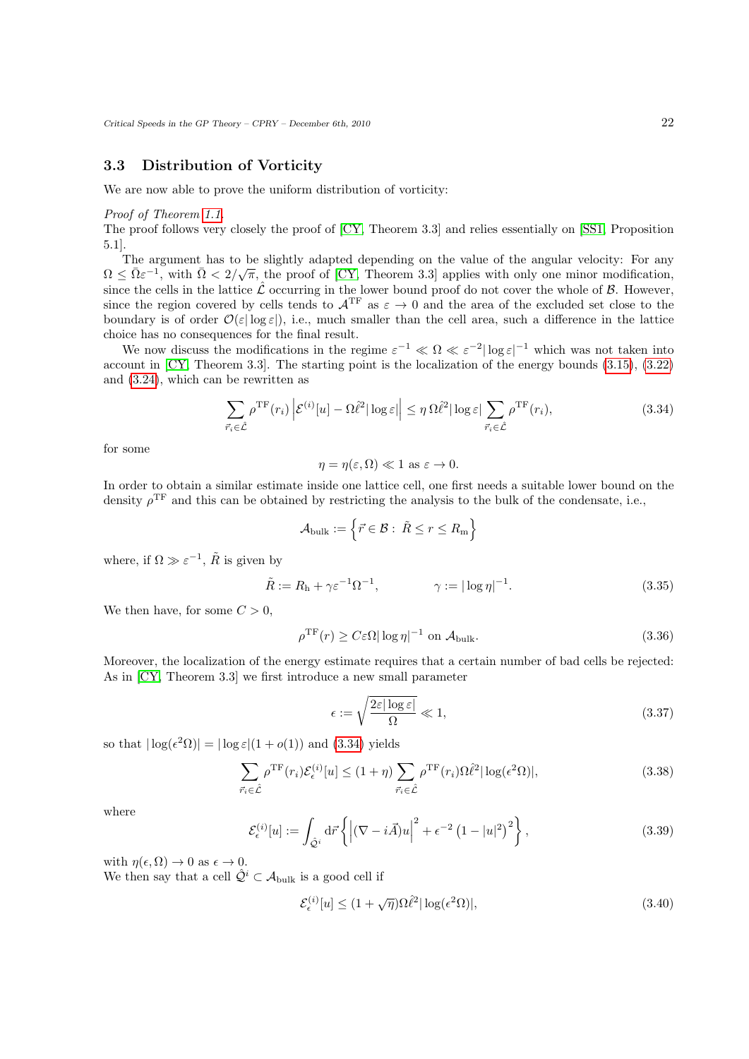### 3.3 Distribution of Vorticity

We are now able to prove the uniform distribution of vorticity:

*Proof of Theorem 1.1.*
The proof follows very closely the proof of [CY, Theorem 3.3] and relies essentially on [SS1, Proposition 5.1].

The argument has to be slightly adapted depending on the value of the angular velocity: For any $\Omega \leq \bar{\Omega}\varepsilon^{-1}$, with $\bar{\Omega} < 2/\sqrt{\pi}$, the proof of [CY, Theorem 3.3] applies with only one minor modification, since the cells in the lattice $\hat{\mathcal{L}}$ occurring in the lower bound proof do not cover the whole of $\mathcal{B}$. However, since the region covered by cells tends to $\mathcal{A}^{\mathrm{TF}}$ as $\varepsilon \to 0$ and the area of the excluded set close to the boundary is of order $\mathcal{O}(\varepsilon|\log\varepsilon|)$, i.e., much smaller than the cell area, such a difference in the lattice choice has no consequences for the final result.

We now discuss the modifications in the regime $\varepsilon^{-1} \ll \Omega \ll \varepsilon^{-2}|\log\varepsilon|^{-1}$ which was not taken into account in [CY, Theorem 3.3]. The starting point is the localization of the energy bounds (3.15), (3.22) and (3.24), which can be rewritten as

$$\sum_{\vec{r}_i \in \hat{\mathcal{L}}} \rho^{\mathrm{TF}}(r_i) \left| \mathcal{E}^{(i)}[u] - \Omega \hat{\ell}^2 |\log\varepsilon| \right| \leq \eta\, \Omega \hat{\ell}^2 |\log\varepsilon| \sum_{\vec{r}_i \in \hat{\mathcal{L}}} \rho^{\mathrm{TF}}(r_i), \tag{3.34}$$

for some

$$\eta = \eta(\varepsilon, \Omega) \ll 1 \text{ as } \varepsilon \to 0.$$

In order to obtain a similar estimate inside one lattice cell, one first needs a suitable lower bound on the density $\rho^{\mathrm{TF}}$ and this can be obtained by restricting the analysis to the bulk of the condensate, i.e.,

$$\mathcal{A}_{\mathrm{bulk}} := \left\{ \vec{r} \in \mathcal{B} : \tilde{R} \leq r \leq R_{\mathrm{m}} \right\}$$

where, if $\Omega \gg \varepsilon^{-1}$, $\tilde{R}$ is given by

$$\tilde{R} := R_{\mathrm{h}} + \gamma \varepsilon^{-1} \Omega^{-1}, \qquad\qquad \gamma := |\log\eta|^{-1}. \tag{3.35}$$

We then have, for some $C > 0$,

$$\rho^{\mathrm{TF}}(r) \geq C \varepsilon \Omega |\log\eta|^{-1} \text{ on } \mathcal{A}_{\mathrm{bulk}}. \tag{3.36}$$

Moreover, the localization of the energy estimate requires that a certain number of bad cells be rejected: As in [CY, Theorem 3.3] we first introduce a new small parameter

$$\epsilon := \sqrt{\frac{2\varepsilon|\log\varepsilon|}{\Omega}} \ll 1, \tag{3.37}$$

so that $|\log(\epsilon^2\Omega)| = |\log\varepsilon|(1 + o(1))$ and (3.34) yields

$$\sum_{\vec{r}_i \in \hat{\mathcal{L}}} \rho^{\mathrm{TF}}(r_i) \mathcal{E}^{(i)}_{\epsilon}[u] \leq (1+\eta) \sum_{\vec{r}_i \in \hat{\mathcal{L}}} \rho^{\mathrm{TF}}(r_i) \Omega \hat{\ell}^2 |\log(\epsilon^2\Omega)|, \tag{3.38}$$

where

$$\mathcal{E}^{(i)}_{\epsilon}[u] := \int_{\hat{\mathcal{Q}}^i} \mathrm{d}\vec{r} \left\{ \left| (\nabla - i\vec{A})u \right|^2 + \epsilon^{-2}\left(1 - |u|^2\right)^2 \right\}, \tag{3.39}$$

with $\eta(\epsilon, \Omega) \to 0$ as $\epsilon \to 0$.
We then say that a cell $\hat{\mathcal{Q}}^i \subset \mathcal{A}_{\mathrm{bulk}}$ is a good cell if

$$\mathcal{E}^{(i)}_{\epsilon}[u] \leq (1 + \sqrt{\eta}) \Omega \hat{\ell}^2 |\log(\epsilon^2\Omega)|, \tag{3.40}$$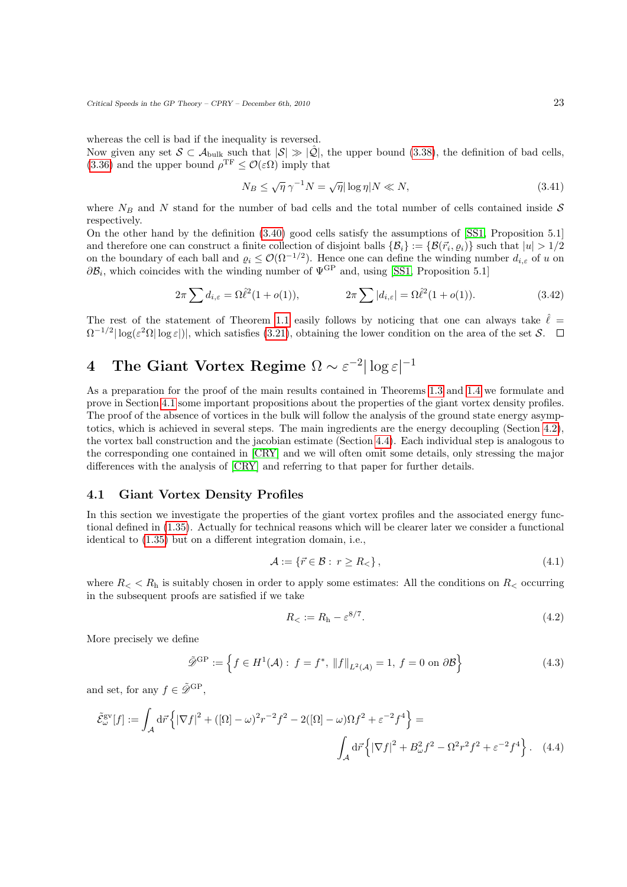whereas the cell is bad if the inequality is reversed.
Now given any set $\mathcal{S} \subset \mathcal{A}_{\mathrm{bulk}}$ such that $|\mathcal{S}| \gg |\hat{\mathcal{Q}}|$, the upper bound (3.38), the definition of bad cells, (3.36) and the upper bound $\rho^{\mathrm{TF}} \leq \mathcal{O}(\varepsilon\Omega)$ imply that

$$N_B \leq \sqrt{\eta}\,\gamma^{-1} N = \sqrt{\eta}|\log \eta| N \ll N, \tag{3.41}$$

where $N_B$ and $N$ stand for the number of bad cells and the total number of cells contained inside $\mathcal{S}$ respectively.
On the other hand by the definition (3.40) good cells satisfy the assumptions of [SS1, Proposition 5.1] and therefore one can construct a finite collection of disjoint balls $\{\mathcal{B}_i\} := \{\mathcal{B}(\vec{r}_i, \varrho_i)\}$ such that $|u| > 1/2$ on the boundary of each ball and $\varrho_i \leq \mathcal{O}(\Omega^{-1/2})$. Hence one can define the winding number $d_{i,\varepsilon}$ of $u$ on $\partial\mathcal{B}_i$, which coincides with the winding number of $\Psi^{\mathrm{GP}}$ and, using [SS1, Proposition 5.1]

$$2\pi \sum d_{i,\varepsilon} = \Omega \hat{\ell}^2 (1 + o(1)), \qquad\qquad 2\pi \sum |d_{i,\varepsilon}| = \Omega \hat{\ell}^2 (1 + o(1)). \tag{3.42}$$

The rest of the statement of Theorem 1.1 easily follows by noticing that one can always take $\hat{\ell} = \Omega^{-1/2} |\log(\varepsilon^2 \Omega |\log \varepsilon|)|$, which satisfies (3.21), obtaining the lower condition on the area of the set $\mathcal{S}$. $\square$

# 4 The Giant Vortex Regime $\Omega \sim \varepsilon^{-2} |\log \varepsilon|^{-1}$

As a preparation for the proof of the main results contained in Theorems 1.3 and 1.4 we formulate and prove in Section 4.1 some important propositions about the properties of the giant vortex density profiles. The proof of the absence of vortices in the bulk will follow the analysis of the ground state energy asymptotics, which is achieved in several steps. The main ingredients are the energy decoupling (Section 4.2), the vortex ball construction and the jacobian estimate (Section 4.4). Each individual step is analogous to the corresponding one contained in [CRY] and we will often omit some details, only stressing the major differences with the analysis of [CRY] and referring to that paper for further details.

## 4.1 Giant Vortex Density Profiles

In this section we investigate the properties of the giant vortex profiles and the associated energy functional defined in (1.35). Actually for technical reasons which will be clearer later we consider a functional identical to (1.35) but on a different integration domain, i.e.,

$$\mathcal{A} := \{\vec{r} \in \mathcal{B} : \, r \geq R_< \}, \tag{4.1}$$

where $R_< < R_{\mathrm{h}}$ is suitably chosen in order to apply some estimates: All the conditions on $R_<$ occurring in the subsequent proofs are satisfied if we take

$$R_< := R_{\mathrm{h}} - \varepsilon^{8/7}. \tag{4.2}$$

More precisely we define

$$\tilde{\mathscr{D}}^{\mathrm{GP}} := \left\{ f \in H^1(\mathcal{A}) : \, f = f^*, \, \|f\|_{L^2(\mathcal{A})} = 1, \, f = 0 \text{ on } \partial\mathcal{B} \right\} \tag{4.3}$$

and set, for any $f \in \tilde{\mathscr{D}}^{\mathrm{GP}}$,

$$\tilde{\mathcal{E}}^{\mathrm{gv}}_{\omega}[f] := \int_{\mathcal{A}} \mathrm{d}\vec{r} \left\{ |\nabla f|^2 + ([\Omega] - \omega)^2 r^{-2} f^2 - 2([\Omega] - \omega)\Omega f^2 + \varepsilon^{-2} f^4 \right\} =$$
$$\int_{\mathcal{A}} \mathrm{d}\vec{r} \left\{ |\nabla f|^2 + B_{\omega}^2 f^2 - \Omega^2 r^2 f^2 + \varepsilon^{-2} f^4 \right\}. \tag{4.4}$$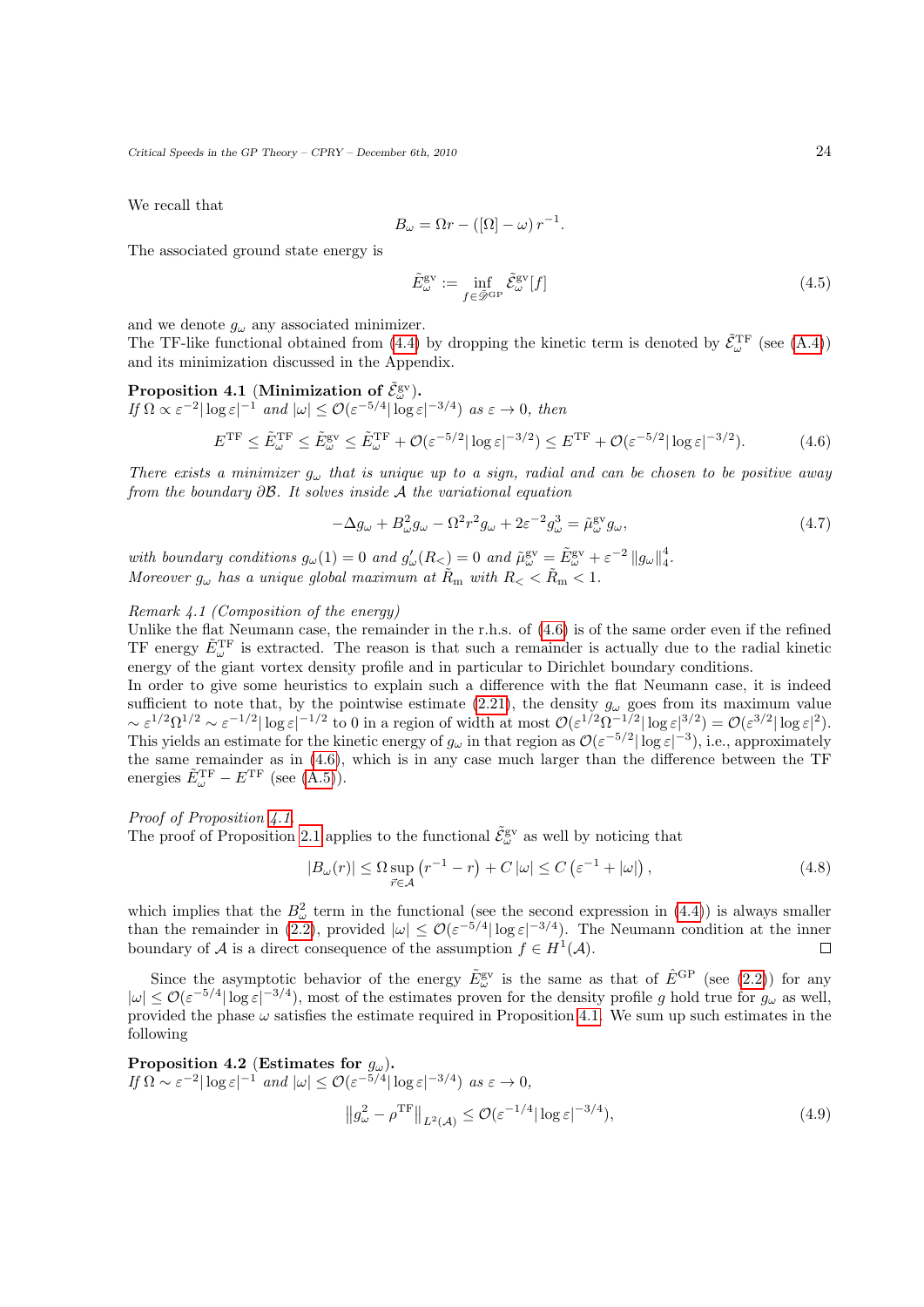We recall that

$$B_\omega = \Omega r - ([\Omega] - \omega)\, r^{-1}.$$

The associated ground state energy is

$$\tilde{E}^{\mathrm{gv}}_\omega := \inf_{f \in \tilde{\mathscr{D}}^{\mathrm{GP}}} \tilde{\mathcal{E}}^{\mathrm{gv}}_\omega[f] \tag{4.5}$$

and we denote $g_\omega$ any associated minimizer.
The TF-like functional obtained from (4.4) by dropping the kinetic term is denoted by $\tilde{\mathcal{E}}^{\mathrm{TF}}_\omega$ (see (A.4)) and its minimization discussed in the Appendix.

**Proposition 4.1 (Minimization of $\tilde{\mathcal{E}}^{\mathrm{gv}}_\omega$).**
*If $\Omega \propto \varepsilon^{-2}|\log\varepsilon|^{-1}$ and $|\omega| \leq \mathcal{O}(\varepsilon^{-5/4}|\log\varepsilon|^{-3/4})$ as $\varepsilon \to 0$, then*

$$E^{\mathrm{TF}} \leq \tilde{E}^{\mathrm{TF}}_\omega \leq \tilde{E}^{\mathrm{gv}}_\omega \leq \tilde{E}^{\mathrm{TF}}_\omega + \mathcal{O}(\varepsilon^{-5/2}|\log\varepsilon|^{-3/2}) \leq E^{\mathrm{TF}} + \mathcal{O}(\varepsilon^{-5/2}|\log\varepsilon|^{-3/2}). \tag{4.6}$$

*There exists a minimizer $g_\omega$ that is unique up to a sign, radial and can be chosen to be positive away from the boundary $\partial\mathcal{B}$. It solves inside $\mathcal{A}$ the variational equation*

$$-\Delta g_\omega + B_\omega^2 g_\omega - \Omega^2 r^2 g_\omega + 2\varepsilon^{-2} g_\omega^3 = \tilde{\mu}^{\mathrm{gv}}_\omega g_\omega, \tag{4.7}$$

*with boundary conditions $g_\omega(1) = 0$ and $g_\omega'(R_<) = 0$ and $\tilde{\mu}^{\mathrm{gv}}_\omega = \tilde{E}^{\mathrm{gv}}_\omega + \varepsilon^{-2}\left\|g_\omega\right\|_4^4$.*
*Moreover $g_\omega$ has a unique global maximum at $\tilde{R}_{\mathrm{m}}$ with $R_< < \tilde{R}_{\mathrm{m}} < 1$.*

*Remark 4.1 (Composition of the energy)*
Unlike the flat Neumann case, the remainder in the r.h.s. of (4.6) is of the same order even if the refined TF energy $\tilde{E}^{\mathrm{TF}}_\omega$ is extracted. The reason is that such a remainder is actually due to the radial kinetic energy of the giant vortex density profile and in particular to Dirichlet boundary conditions.
In order to give some heuristics to explain such a difference with the flat Neumann case, it is indeed sufficient to note that, by the pointwise estimate (2.21), the density $g_\omega$ goes from its maximum value $\sim \varepsilon^{1/2}\Omega^{1/2} \sim \varepsilon^{-1/2}|\log\varepsilon|^{-1/2}$ to 0 in a region of width at most $\mathcal{O}(\varepsilon^{1/2}\Omega^{-1/2}|\log\varepsilon|^{3/2}) = \mathcal{O}(\varepsilon^{3/2}|\log\varepsilon|^2)$. This yields an estimate for the kinetic energy of $g_\omega$ in that region as $\mathcal{O}(\varepsilon^{-5/2}|\log\varepsilon|^{-3})$, i.e., approximately the same remainder as in (4.6), which is in any case much larger than the difference between the TF energies $\tilde{E}^{\mathrm{TF}}_\omega - E^{\mathrm{TF}}$ (see (A.5)).

*Proof of Proposition 4.1.*
The proof of Proposition 2.1 applies to the functional $\tilde{\mathcal{E}}^{\mathrm{gv}}_\omega$ as well by noticing that

$$|B_\omega(r)| \leq \Omega \sup_{\vec{r}\in\mathcal{A}} \left(r^{-1} - r\right) + C\,|\omega| \leq C\left(\varepsilon^{-1} + |\omega|\right), \tag{4.8}$$

which implies that the $B_\omega^2$ term in the functional (see the second expression in (4.4)) is always smaller than the remainder in (2.2), provided $|\omega| \leq \mathcal{O}(\varepsilon^{-5/4}|\log\varepsilon|^{-3/4})$. The Neumann condition at the inner boundary of $\mathcal{A}$ is a direct consequence of the assumption $f \in H^1(\mathcal{A})$. ◻

Since the asymptotic behavior of the energy $\tilde{E}^{\mathrm{gv}}_\omega$ is the same as that of $\hat{E}^{\mathrm{GP}}$ (see (2.2)) for any $|\omega| \leq \mathcal{O}(\varepsilon^{-5/4}|\log\varepsilon|^{-3/4})$, most of the estimates proven for the density profile $g$ hold true for $g_\omega$ as well, provided the phase $\omega$ satisfies the estimate required in Proposition 4.1. We sum up such estimates in the following

**Proposition 4.2 (Estimates for $g_\omega$).**
*If $\Omega \sim \varepsilon^{-2}|\log\varepsilon|^{-1}$ and $|\omega| \leq \mathcal{O}(\varepsilon^{-5/4}|\log\varepsilon|^{-3/4})$ as $\varepsilon \to 0$,*

$$\left\|g_\omega^2 - \rho^{\mathrm{TF}}\right\|_{L^2(\mathcal{A})} \leq \mathcal{O}(\varepsilon^{-1/4}|\log\varepsilon|^{-3/4}), \tag{4.9}$$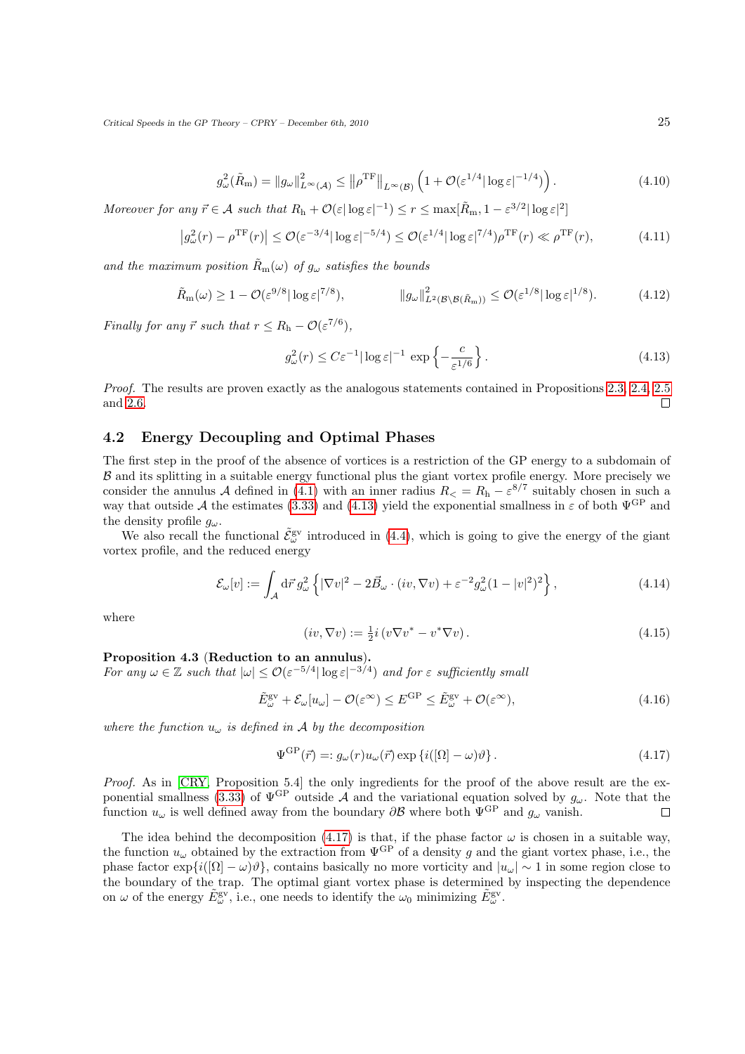$$g_\omega^2(\tilde{R}_{\mathrm{m}}) = \|g_\omega\|^2_{L^\infty(\mathcal{A})} \leq \left\|\rho^{\mathrm{TF}}\right\|_{L^\infty(\mathcal{B})} \left(1 + \mathcal{O}(\varepsilon^{1/4}|\log\varepsilon|^{-1/4})\right). \tag{4.10}$$

*Moreover for any $\vec{r} \in \mathcal{A}$ such that $R_{\mathrm{h}} + \mathcal{O}(\varepsilon|\log\varepsilon|^{-1}) \leq r \leq \max[\tilde{R}_{\mathrm{m}}, 1 - \varepsilon^{3/2}|\log\varepsilon|^2]$*

$$\left|g_\omega^2(r) - \rho^{\mathrm{TF}}(r)\right| \leq \mathcal{O}(\varepsilon^{-3/4}|\log\varepsilon|^{-5/4}) \leq \mathcal{O}(\varepsilon^{1/4}|\log\varepsilon|^{7/4})\rho^{\mathrm{TF}}(r) \ll \rho^{\mathrm{TF}}(r), \tag{4.11}$$

*and the maximum position $\tilde{R}_{\mathrm{m}}(\omega)$ of $g_\omega$ satisfies the bounds*

$$\tilde{R}_{\mathrm{m}}(\omega) \geq 1 - \mathcal{O}(\varepsilon^{9/8}|\log\varepsilon|^{7/8}), \qquad \|g_\omega\|^2_{L^2(\mathcal{B}\setminus\mathcal{B}(\tilde{R}_{\mathrm{m}}))} \leq \mathcal{O}(\varepsilon^{1/8}|\log\varepsilon|^{1/8}). \tag{4.12}$$

*Finally for any $\vec{r}$ such that $r \leq R_{\mathrm{h}} - \mathcal{O}(\varepsilon^{7/6})$,*

$$g_\omega^2(r) \leq C\varepsilon^{-1}|\log\varepsilon|^{-1} \exp\left\{-\frac{c}{\varepsilon^{1/6}}\right\}. \tag{4.13}$$

*Proof.* The results are proven exactly as the analogous statements contained in Propositions 2.3, 2.4, 2.5 and 2.6. □

## 4.2 Energy Decoupling and Optimal Phases

The first step in the proof of the absence of vortices is a restriction of the GP energy to a subdomain of $\mathcal{B}$ and its splitting in a suitable energy functional plus the giant vortex profile energy. More precisely we consider the annulus $\mathcal{A}$ defined in (4.1) with an inner radius $R_< = R_{\mathrm{h}} - \varepsilon^{8/7}$ suitably chosen in such a way that outside $\mathcal{A}$ the estimates (3.33) and (4.13) yield the exponential smallness in $\varepsilon$ of both $\Psi^{\mathrm{GP}}$ and the density profile $g_\omega$.

We also recall the functional $\tilde{\mathcal{E}}^{\mathrm{gv}}_\omega$ introduced in (4.4), which is going to give the energy of the giant vortex profile, and the reduced energy

$$\mathcal{E}_\omega[v] := \int_{\mathcal{A}} \mathrm{d}\vec{r}\, g_\omega^2 \left\{|\nabla v|^2 - 2\vec{B}_\omega \cdot (iv, \nabla v) + \varepsilon^{-2} g_\omega^2 (1 - |v|^2)^2\right\}, \tag{4.14}$$

where

$$(iv, \nabla v) := \tfrac{1}{2} i \left(v\nabla v^* - v^* \nabla v\right). \tag{4.15}$$

**Proposition 4.3 (Reduction to an annulus).**
*For any $\omega \in \mathbb{Z}$ such that $|\omega| \leq \mathcal{O}(\varepsilon^{-5/4}|\log\varepsilon|^{-3/4})$ and for $\varepsilon$ sufficiently small*

$$\tilde{E}^{\mathrm{gv}}_\omega + \mathcal{E}_\omega[u_\omega] - \mathcal{O}(\varepsilon^\infty) \leq E^{\mathrm{GP}} \leq \tilde{E}^{\mathrm{gv}}_\omega + \mathcal{O}(\varepsilon^\infty), \tag{4.16}$$

*where the function $u_\omega$ is defined in $\mathcal{A}$ by the decomposition*

$$\Psi^{\mathrm{GP}}(\vec{r}) =: g_\omega(r) u_\omega(\vec{r}) \exp\left\{i([\Omega] - \omega)\vartheta\right\}. \tag{4.17}$$

*Proof.* As in [CRY, Proposition 5.4] the only ingredients for the proof of the above result are the exponential smallness (3.33) of $\Psi^{\mathrm{GP}}$ outside $\mathcal{A}$ and the variational equation solved by $g_\omega$. Note that the function $u_\omega$ is well defined away from the boundary $\partial\mathcal{B}$ where both $\Psi^{\mathrm{GP}}$ and $g_\omega$ vanish. □

The idea behind the decomposition (4.17) is that, if the phase factor $\omega$ is chosen in a suitable way, the function $u_\omega$ obtained by the extraction from $\Psi^{\mathrm{GP}}$ of a density $g$ and the giant vortex phase, i.e., the phase factor $\exp\{i([\Omega] - \omega)\vartheta\}$, contains basically no more vorticity and $|u_\omega| \sim 1$ in some region close to the boundary of the trap. The optimal giant vortex phase is determined by inspecting the dependence on $\omega$ of the energy $\tilde{E}^{\mathrm{gv}}_\omega$, i.e., one needs to identify the $\omega_0$ minimizing $\tilde{E}^{\mathrm{gv}}_\omega$.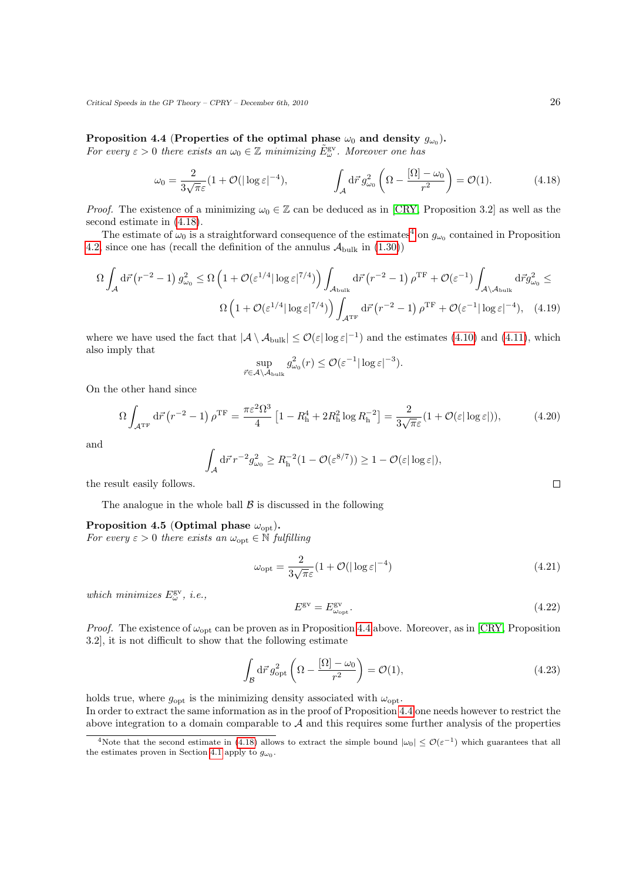**Proposition 4.4** (**Properties of the optimal phase $\omega_0$ and density $g_{\omega_0}$**).
*For every $\varepsilon > 0$ there exists an $\omega_0 \in \mathbb{Z}$ minimizing $\tilde{E}^{\mathrm{gv}}_{\omega}$. Moreover one has*

$$\omega_0 = \frac{2}{3\sqrt{\pi}\varepsilon}\left(1 + \mathcal{O}(|\log\varepsilon|^{-4}\right), \qquad \int_{\mathcal{A}} \mathrm{d}\vec{r}\, g_{\omega_0}^2 \left(\Omega - \frac{[\Omega] - \omega_0}{r^2}\right) = \mathcal{O}(1). \tag{4.18}$$

*Proof.* The existence of a minimizing $\omega_0 \in \mathbb{Z}$ can be deduced as in [CRY, Proposition 3.2] as well as the second estimate in (4.18).

The estimate of $\omega_0$ is a straightforward consequence of the estimates[4] on $g_{\omega_0}$ contained in Proposition 4.2, since one has (recall the definition of the annulus $\mathcal{A}_{\mathrm{bulk}}$ in (1.30))

$$\Omega \int_{\mathcal{A}} \mathrm{d}\vec{r} \left(r^{-2} - 1\right) g_{\omega_0}^2 \leq \Omega \left(1 + \mathcal{O}(\varepsilon^{1/4}|\log\varepsilon|^{7/4})\right) \int_{\mathcal{A}_{\mathrm{bulk}}} \mathrm{d}\vec{r} \left(r^{-2} - 1\right) \rho^{\mathrm{TF}} + \mathcal{O}(\varepsilon^{-1}) \int_{\mathcal{A} \setminus \mathcal{A}_{\mathrm{bulk}}} \mathrm{d}\vec{r} g_{\omega_0}^2 \leq$$
$$\Omega \left(1 + \mathcal{O}(\varepsilon^{1/4}|\log\varepsilon|^{7/4})\right) \int_{\mathcal{A}^{\mathrm{TF}}} \mathrm{d}\vec{r} \left(r^{-2} - 1\right) \rho^{\mathrm{TF}} + \mathcal{O}(\varepsilon^{-1}|\log\varepsilon|^{-4}), \tag{4.19}$$

where we have used the fact that $|\mathcal{A} \setminus \mathcal{A}_{\mathrm{bulk}}| \leq \mathcal{O}(\varepsilon|\log\varepsilon|^{-1})$ and the estimates (4.10) and (4.11), which also imply that

$$\sup_{\vec{r} \in \mathcal{A} \setminus \mathcal{A}_{\mathrm{bulk}}} g_{\omega_0}^2(r) \leq \mathcal{O}(\varepsilon^{-1}|\log\varepsilon|^{-3}).$$

On the other hand since

$$\Omega \int_{\mathcal{A}^{\mathrm{TF}}} \mathrm{d}\vec{r} \left(r^{-2} - 1\right) \rho^{\mathrm{TF}} = \frac{\pi\varepsilon^2\Omega^3}{4}\left[1 - R_{\mathrm{h}}^4 + 2R_{\mathrm{h}}^2 \log R_{\mathrm{h}}^{-2}\right] = \frac{2}{3\sqrt{\pi}\varepsilon}(1 + \mathcal{O}(\varepsilon|\log\varepsilon|)), \tag{4.20}$$

and

$$\int_{\mathcal{A}} \mathrm{d}\vec{r}\, r^{-2} g_{\omega_0}^2 \geq R_{\mathrm{h}}^{-2}(1 - \mathcal{O}(\varepsilon^{8/7})) \geq 1 - \mathcal{O}(\varepsilon|\log\varepsilon|),$$

the result easily follows. □

The analogue in the whole ball $\mathcal{B}$ is discussed in the following

**Proposition 4.5** (**Optimal phase $\omega_{\mathrm{opt}}$**).
*For every $\varepsilon > 0$ there exists an $\omega_{\mathrm{opt}} \in \mathbb{N}$ fulfilling*

$$\omega_{\mathrm{opt}} = \frac{2}{3\sqrt{\pi}\varepsilon}\left(1 + \mathcal{O}(|\log\varepsilon|^{-4}\right) \tag{4.21}$$

*which minimizes $E^{\mathrm{gv}}_{\omega}$, i.e.,*

$$E^{\mathrm{gv}} = E^{\mathrm{gv}}_{\omega_{\mathrm{opt}}}. \tag{4.22}$$

*Proof.* The existence of $\omega_{\mathrm{opt}}$ can be proven as in Proposition 4.4 above. Moreover, as in [CRY, Proposition 3.2], it is not difficult to show that the following estimate

$$\int_{\mathcal{B}} \mathrm{d}\vec{r}\, g_{\mathrm{opt}}^2 \left(\Omega - \frac{[\Omega] - \omega_0}{r^2}\right) = \mathcal{O}(1), \tag{4.23}$$

holds true, where $g_{\mathrm{opt}}$ is the minimizing density associated with $\omega_{\mathrm{opt}}$.
In order to extract the same information as in the proof of Proposition 4.4 one needs however to restrict the above integration to a domain comparable to $\mathcal{A}$ and this requires some further analysis of the properties

---

[4] Note that the second estimate in (4.18) allows to extract the simple bound $|\omega_0| \leq \mathcal{O}(\varepsilon^{-1})$ which guarantees that all the estimates proven in Section 4.1 apply to $g_{\omega_0}$.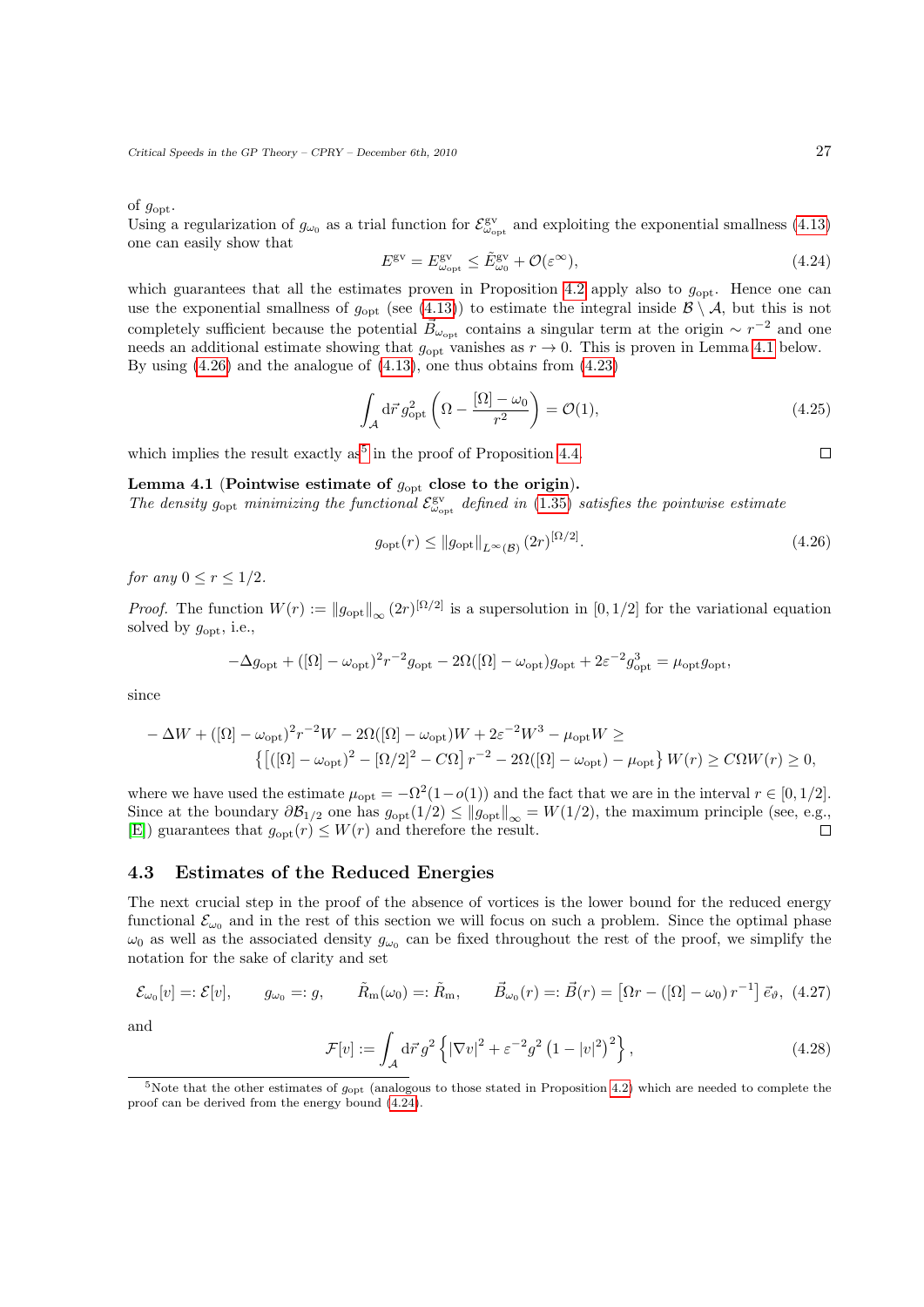of $g_{\mathrm{opt}}$.
Using a regularization of $g_{\omega_0}$ as a trial function for $\mathcal{E}^{\mathrm{gv}}_{\omega_{\mathrm{opt}}}$ and exploiting the exponential smallness (4.13) one can easily show that

$$
E^{\mathrm{gv}} = E^{\mathrm{gv}}_{\omega_{\mathrm{opt}}} \leq \tilde{E}^{\mathrm{gv}}_{\omega_0} + \mathcal{O}(\varepsilon^{\infty}), \tag{4.24}
$$

which guarantees that all the estimates proven in Proposition 4.2 apply also to $g_{\mathrm{opt}}$. Hence one can use the exponential smallness of $g_{\mathrm{opt}}$ (see (4.13)) to estimate the integral inside $\mathcal{B} \setminus \mathcal{A}$, but this is not completely sufficient because the potential $\vec{B}_{\omega_{\mathrm{opt}}}$ contains a singular term at the origin $\sim r^{-2}$ and one needs an additional estimate showing that $g_{\mathrm{opt}}$ vanishes as $r \to 0$. This is proven in Lemma 4.1 below. By using (4.26) and the analogue of (4.13), one thus obtains from (4.23)

$$
\int_{\mathcal{A}} \mathrm{d}\vec{r}\, g_{\mathrm{opt}}^2 \left( \Omega - \frac{[\Omega] - \omega_0}{r^2} \right) = \mathcal{O}(1), \tag{4.25}
$$

which implies the result exactly as[5] in the proof of Proposition 4.4. □

**Lemma 4.1 (Pointwise estimate of $g_{\mathrm{opt}}$ close to the origin).**
*The density $g_{\mathrm{opt}}$ minimizing the functional $\mathcal{E}^{\mathrm{gv}}_{\omega_{\mathrm{opt}}}$ defined in (1.35) satisfies the pointwise estimate*

$$
g_{\mathrm{opt}}(r) \leq \left\| g_{\mathrm{opt}} \right\|_{L^{\infty}(\mathcal{B})} (2r)^{[\Omega/2]}. \tag{4.26}
$$

*for any $0 \leq r \leq 1/2$.*

*Proof.* The function $W(r) := \left\| g_{\mathrm{opt}} \right\|_{\infty} (2r)^{[\Omega/2]}$ is a supersolution in $[0, 1/2]$ for the variational equation solved by $g_{\mathrm{opt}}$, i.e.,

$$
-\Delta g_{\mathrm{opt}} + ([\Omega] - \omega_{\mathrm{opt}})^2 r^{-2} g_{\mathrm{opt}} - 2\Omega([\Omega] - \omega_{\mathrm{opt}}) g_{\mathrm{opt}} + 2\varepsilon^{-2} g_{\mathrm{opt}}^3 = \mu_{\mathrm{opt}} g_{\mathrm{opt}},
$$

since

$$
\begin{aligned}
&- \Delta W + ([\Omega] - \omega_{\mathrm{opt}})^2 r^{-2} W - 2\Omega([\Omega] - \omega_{\mathrm{opt}}) W + 2\varepsilon^{-2} W^3 - \mu_{\mathrm{opt}} W \geq \\
&\qquad \left\{ \left[ ([\Omega] - \omega_{\mathrm{opt}})^2 - [\Omega/2]^2 - C\Omega \right] r^{-2} - 2\Omega([\Omega] - \omega_{\mathrm{opt}}) - \mu_{\mathrm{opt}} \right\} W(r) \geq C\Omega W(r) \geq 0,
\end{aligned}
$$

where we have used the estimate $\mu_{\mathrm{opt}} = -\Omega^2(1 - o(1))$ and the fact that we are in the interval $r \in [0, 1/2]$. Since at the boundary $\partial\mathcal{B}_{1/2}$ one has $g_{\mathrm{opt}}(1/2) \leq \left\| g_{\mathrm{opt}} \right\|_{\infty} = W(1/2)$, the maximum principle (see, e.g., [E]) guarantees that $g_{\mathrm{opt}}(r) \leq W(r)$ and therefore the result. □

### 4.3 Estimates of the Reduced Energies

The next crucial step in the proof of the absence of vortices is the lower bound for the reduced energy functional $\mathcal{E}_{\omega_0}$ and in the rest of this section we will focus on such a problem. Since the optimal phase $\omega_0$ as well as the associated density $g_{\omega_0}$ can be fixed throughout the rest of the proof, we simplify the notation for the sake of clarity and set

$$
\mathcal{E}_{\omega_0}[v] =: \mathcal{E}[v], \qquad g_{\omega_0} =: g, \qquad \tilde{R}_{\mathrm{m}}(\omega_0) =: \tilde{R}_{\mathrm{m}}, \qquad \vec{B}_{\omega_0}(r) =: \vec{B}(r) = \left[ \Omega r - ([\Omega] - \omega_0)\, r^{-1} \right] \vec{e}_{\vartheta}, \tag{4.27}
$$

and

$$
\mathcal{F}[v] := \int_{\mathcal{A}} \mathrm{d}\vec{r}\, g^2 \left\{ \left| \nabla v \right|^2 + \varepsilon^{-2} g^2 \left( 1 - |v|^2 \right)^2 \right\}, \tag{4.28}
$$

[5] Note that the other estimates of $g_{\mathrm{opt}}$ (analogous to those stated in Proposition 4.2) which are needed to complete the proof can be derived from the energy bound (4.24).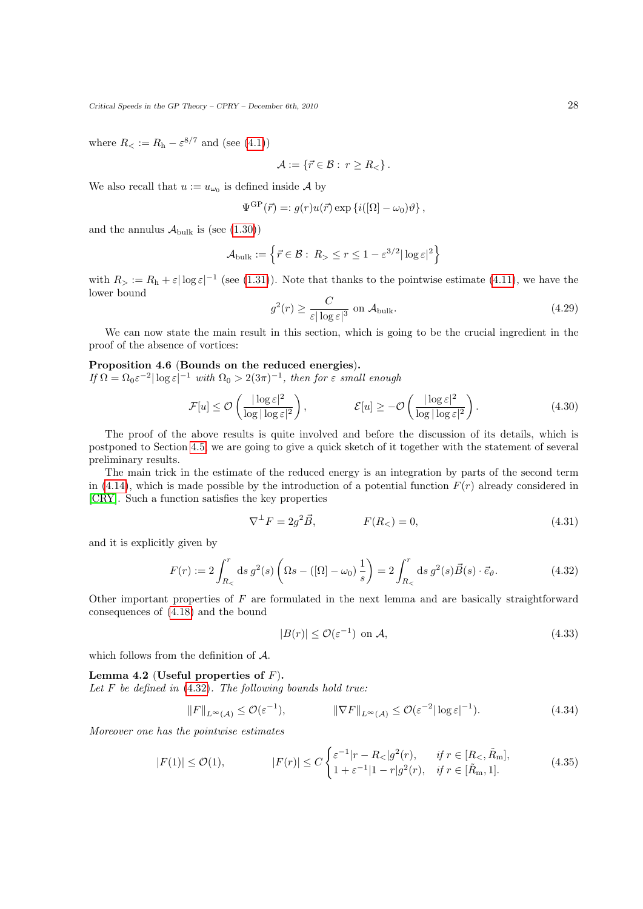where $R_< := R_{\mathrm{h}} - \varepsilon^{8/7}$ and (see (4.1))

$$\mathcal{A} := \{\vec{r} \in \mathcal{B} : \ r \geq R_<\}.$$

We also recall that $u := u_{\omega_0}$ is defined inside $\mathcal{A}$ by

$$\Psi^{\mathrm{GP}}(\vec{r}) =: g(r) u(\vec{r}) \exp\{i([\Omega] - \omega_0)\vartheta\},$$

and the annulus $\mathcal{A}_{\mathrm{bulk}}$ is (see (1.30))

$$\mathcal{A}_{\mathrm{bulk}} := \left\{ \vec{r} \in \mathcal{B} : \ R_> \leq r \leq 1 - \varepsilon^{3/2} |\log \varepsilon|^2 \right\}$$

with $R_> := R_{\mathrm{h}} + \varepsilon |\log \varepsilon|^{-1}$ (see (1.31)). Note that thanks to the pointwise estimate (4.11), we have the lower bound

$$g^2(r) \geq \frac{C}{\varepsilon |\log \varepsilon|^3} \text{ on } \mathcal{A}_{\mathrm{bulk}}. \tag{4.29}$$

We can now state the main result in this section, which is going to be the crucial ingredient in the proof of the absence of vortices:

**Proposition 4.6** (**Bounds on the reduced energies**).
*If $\Omega = \Omega_0 \varepsilon^{-2} |\log \varepsilon|^{-1}$ with $\Omega_0 > 2(3\pi)^{-1}$, then for $\varepsilon$ small enough*

$$\mathcal{F}[u] \leq \mathcal{O}\left( \frac{|\log \varepsilon|^2}{\log |\log \varepsilon|^2} \right), \qquad \mathcal{E}[u] \geq -\mathcal{O}\left( \frac{|\log \varepsilon|^2}{\log |\log \varepsilon|^2} \right). \tag{4.30}$$

The proof of the above results is quite involved and before the discussion of its details, which is postponed to Section 4.5, we are going to give a quick sketch of it together with the statement of several preliminary results.

The main trick in the estimate of the reduced energy is an integration by parts of the second term in (4.14), which is made possible by the introduction of a potential function $F(r)$ already considered in [CRY]. Such a function satisfies the key properties

$$\nabla^{\perp} F = 2 g^2 \vec{B}, \qquad F(R_<) = 0, \tag{4.31}$$

and it is explicitly given by

$$F(r) := 2 \int_{R_<}^{r} \mathrm{d}s \, g^2(s) \left( \Omega s - ([\Omega] - \omega_0) \frac{1}{s} \right) = 2 \int_{R_<}^{r} \mathrm{d}s \, g^2(s) \vec{B}(s) \cdot \vec{e}_{\vartheta}. \tag{4.32}$$

Other important properties of $F$ are formulated in the next lemma and are basically straightforward consequences of (4.18) and the bound

$$|B(r)| \leq \mathcal{O}(\varepsilon^{-1}) \text{ on } \mathcal{A}, \tag{4.33}$$

which follows from the definition of $\mathcal{A}$.

**Lemma 4.2** (**Useful properties of $F$**).
*Let $F$ be defined in (4.32). The following bounds hold true:*

$$\|F\|_{L^\infty(\mathcal{A})} \leq \mathcal{O}(\varepsilon^{-1}), \qquad \|\nabla F\|_{L^\infty(\mathcal{A})} \leq \mathcal{O}(\varepsilon^{-2} |\log \varepsilon|^{-1}). \tag{4.34}$$

*Moreover one has the pointwise estimates*

$$|F(1)| \leq \mathcal{O}(1), \qquad |F(r)| \leq C \begin{cases} \varepsilon^{-1} |r - R_<| g^2(r), & \text{if } r \in [R_<, \tilde{R}_{\mathrm{m}}], \\ 1 + \varepsilon^{-1} |1 - r| g^2(r), & \text{if } r \in [\tilde{R}_{\mathrm{m}}, 1]. \end{cases} \tag{4.35}$$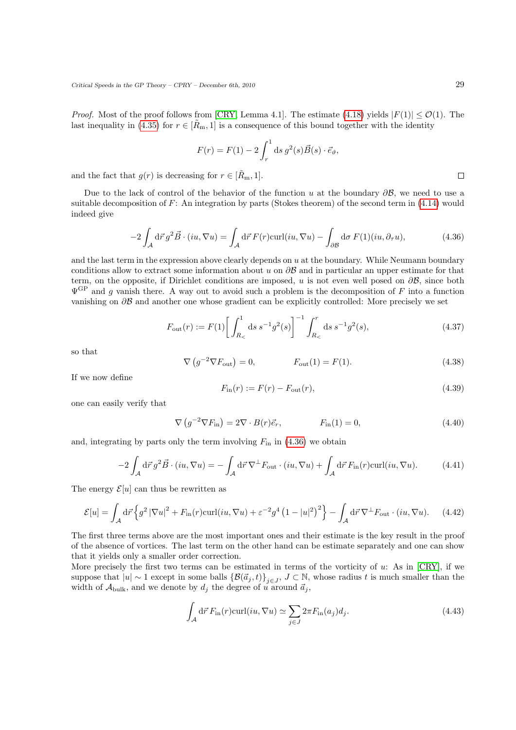*Proof.* Most of the proof follows from [CRY, Lemma 4.1]. The estimate (4.18) yields $|F(1)| \leq \mathcal{O}(1)$. The last inequality in (4.35) for $r \in [\tilde{R}_{\mathrm{m}}, 1]$ is a consequence of this bound together with the identity

$$F(r) = F(1) - 2 \int_r^1 \mathrm{d}s \, g^2(s) \vec{B}(s) \cdot \vec{e}_\vartheta,$$

and the fact that $g(r)$ is decreasing for $r \in [\tilde{R}_{\mathrm{m}}, 1]$. □

Due to the lack of control of the behavior of the function $u$ at the boundary $\partial\mathcal{B}$, we need to use a suitable decomposition of $F$: An integration by parts (Stokes theorem) of the second term in (4.14) would indeed give

$$-2 \int_{\mathcal{A}} \mathrm{d}\vec{r} \, g^2 \vec{B} \cdot (iu, \nabla u) = \int_{\mathcal{A}} \mathrm{d}\vec{r} \, F(r) \mathrm{curl}(iu, \nabla u) - \int_{\partial\mathcal{B}} \mathrm{d}\sigma \, F(1)(iu, \partial_\tau u), \tag{4.36}$$

and the last term in the expression above clearly depends on $u$ at the boundary. While Neumann boundary conditions allow to extract some information about $u$ on $\partial\mathcal{B}$ and in particular an upper estimate for that term, on the opposite, if Dirichlet conditions are imposed, $u$ is not even well posed on $\partial\mathcal{B}$, since both $\Psi^{\mathrm{GP}}$ and $g$ vanish there. A way out to avoid such a problem is the decomposition of $F$ into a function vanishing on $\partial\mathcal{B}$ and another one whose gradient can be explicitly controlled: More precisely we set

$$F_{\mathrm{out}}(r) := F(1) \bigg[ \int_{R_<}^1 \mathrm{d}s \, s^{-1} g^2(s) \bigg]^{-1} \int_{R_<}^r \mathrm{d}s \, s^{-1} g^2(s), \tag{4.37}$$

so that

$$\nabla \left( g^{-2} \nabla F_{\mathrm{out}} \right) = 0, \qquad\qquad F_{\mathrm{out}}(1) = F(1). \tag{4.38}$$

If we now define

$$F_{\mathrm{in}}(r) := F(r) - F_{\mathrm{out}}(r), \tag{4.39}$$

one can easily verify that

$$\nabla \left( g^{-2} \nabla F_{\mathrm{in}} \right) = 2\nabla \cdot B(r) \vec{e}_r, \qquad\qquad F_{\mathrm{in}}(1) = 0, \tag{4.40}$$

and, integrating by parts only the term involving $F_{\mathrm{in}}$ in (4.36) we obtain

$$-2 \int_{\mathcal{A}} \mathrm{d}\vec{r} \, g^2 \vec{B} \cdot (iu, \nabla u) = - \int_{\mathcal{A}} \mathrm{d}\vec{r} \, \nabla^{\perp} F_{\mathrm{out}} \cdot (iu, \nabla u) + \int_{\mathcal{A}} \mathrm{d}\vec{r} \, F_{\mathrm{in}}(r) \mathrm{curl}(iu, \nabla u). \tag{4.41}$$

The energy $\mathcal{E}[u]$ can thus be rewritten as

$$\mathcal{E}[u] = \int_{\mathcal{A}} \mathrm{d}\vec{r} \Big\{ g^2 \left| \nabla u \right|^2 + F_{\mathrm{in}}(r) \mathrm{curl}(iu, \nabla u) + \varepsilon^{-2} g^4 \left( 1 - |u|^2 \right)^2 \Big\} - \int_{\mathcal{A}} \mathrm{d}\vec{r} \, \nabla^{\perp} F_{\mathrm{out}} \cdot (iu, \nabla u). \tag{4.42}$$

The first three terms above are the most important ones and their estimate is the key result in the proof of the absence of vortices. The last term on the other hand can be estimate separately and one can show that it yields only a smaller order correction.
More precisely the first two terms can be estimated in terms of the vorticity of $u$: As in [CRY], if we suppose that $|u| \sim 1$ except in some balls $\{\mathcal{B}(\vec{a}_j, t)\}_{j \in J}$, $J \subset \mathbb{N}$, whose radius $t$ is much smaller than the width of $\mathcal{A}_{\mathrm{bulk}}$, and we denote by $d_j$ the degree of $u$ around $\vec{a}_j$,

$$\int_{\mathcal{A}} \mathrm{d}\vec{r} \, F_{\mathrm{in}}(r) \mathrm{curl}(iu, \nabla u) \simeq \sum_{j \in J} 2\pi F_{\mathrm{in}}(a_j) d_j. \tag{4.43}$$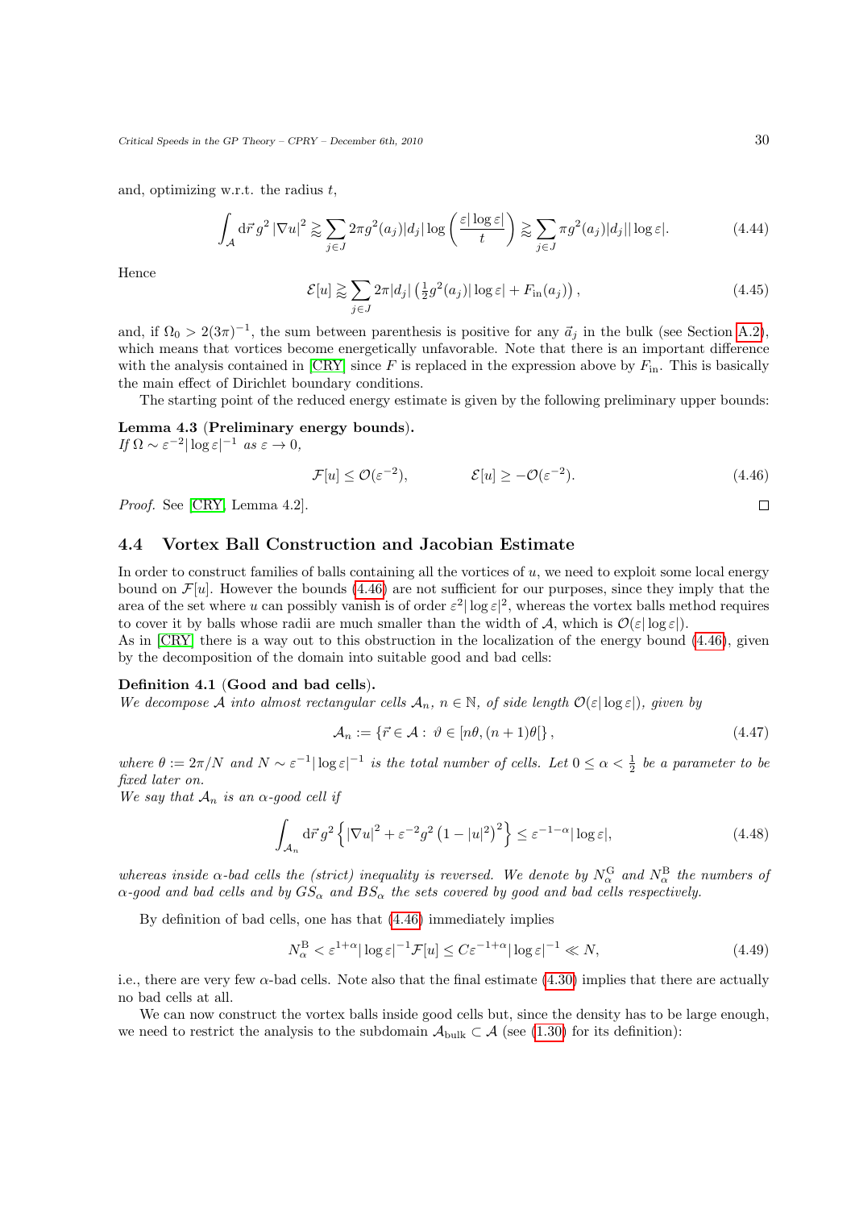and, optimizing w.r.t. the radius $t$,

$$\int_{\mathcal{A}} \mathrm{d}\vec{r}\, g^2 \left|\nabla u\right|^2 \gtrsim \sum_{j \in J} 2\pi g^2(a_j)|d_j| \log\left(\frac{\varepsilon|\log\varepsilon|}{t}\right) \gtrsim \sum_{j\in J} \pi g^2(a_j)|d_j||\log\varepsilon|. \tag{4.44}$$

Hence

$$\mathcal{E}[u] \gtrsim \sum_{j\in J} 2\pi|d_j|\left(\tfrac{1}{2}g^2(a_j)|\log\varepsilon| + F_{\mathrm{in}}(a_j)\right), \tag{4.45}$$

and, if $\Omega_0 > 2(3\pi)^{-1}$, the sum between parenthesis is positive for any $\vec{a}_j$ in the bulk (see Section A.2), which means that vortices become energetically unfavorable. Note that there is an important difference with the analysis contained in [CRY] since $F$ is replaced in the expression above by $F_{\mathrm{in}}$. This is basically the main effect of Dirichlet boundary conditions.

The starting point of the reduced energy estimate is given by the following preliminary upper bounds:

**Lemma 4.3 (Preliminary energy bounds).**
*If $\Omega \sim \varepsilon^{-2}|\log\varepsilon|^{-1}$ as $\varepsilon \to 0$,*

$$\mathcal{F}[u] \leq \mathcal{O}(\varepsilon^{-2}), \qquad\qquad \mathcal{E}[u] \geq -\mathcal{O}(\varepsilon^{-2}). \tag{4.46}$$

*Proof.* See [CRY, Lemma 4.2]. □

### 4.4 Vortex Ball Construction and Jacobian Estimate

In order to construct families of balls containing all the vortices of $u$, we need to exploit some local energy bound on $\mathcal{F}[u]$. However the bounds (4.46) are not sufficient for our purposes, since they imply that the area of the set where $u$ can possibly vanish is of order $\varepsilon^2|\log\varepsilon|^2$, whereas the vortex balls method requires to cover it by balls whose radii are much smaller than the width of $\mathcal{A}$, which is $\mathcal{O}(\varepsilon|\log\varepsilon|)$.
As in [CRY] there is a way out to this obstruction in the localization of the energy bound (4.46), given by the decomposition of the domain into suitable good and bad cells:

**Definition 4.1 (Good and bad cells).**
*We decompose $\mathcal{A}$ into almost rectangular cells $\mathcal{A}_n$, $n \in \mathbb{N}$, of side length $\mathcal{O}(\varepsilon|\log\varepsilon|)$, given by*

$$\mathcal{A}_n := \left\{\vec{r} \in \mathcal{A} :\ \vartheta \in [n\theta, (n+1)\theta[\right\}, \tag{4.47}$$

*where $\theta := 2\pi/N$ and $N \sim \varepsilon^{-1}|\log\varepsilon|^{-1}$ is the total number of cells. Let $0 \leq \alpha < \frac{1}{2}$ be a parameter to be fixed later on.*
*We say that $\mathcal{A}_n$ is an $\alpha$-good cell if*

$$\int_{\mathcal{A}_n} \mathrm{d}\vec{r}\, g^2 \left\{\left|\nabla u\right|^2 + \varepsilon^{-2} g^2\left(1 - |u|^2\right)^2\right\} \leq \varepsilon^{-1-\alpha}|\log\varepsilon|, \tag{4.48}$$

*whereas inside $\alpha$-bad cells the (strict) inequality is reversed. We denote by $N_\alpha^{\mathrm{G}}$ and $N_\alpha^{\mathrm{B}}$ the numbers of $\alpha$-good and bad cells and by $GS_\alpha$ and $BS_\alpha$ the sets covered by good and bad cells respectively.*

By definition of bad cells, one has that (4.46) immediately implies

$$N_\alpha^{\mathrm{B}} < \varepsilon^{1+\alpha}|\log\varepsilon|^{-1}\mathcal{F}[u] \leq C\varepsilon^{-1+\alpha}|\log\varepsilon|^{-1} \ll N, \tag{4.49}$$

i.e., there are very few $\alpha$-bad cells. Note also that the final estimate (4.30) implies that there are actually no bad cells at all.

We can now construct the vortex balls inside good cells but, since the density has to be large enough, we need to restrict the analysis to the subdomain $\mathcal{A}_{\mathrm{bulk}} \subset \mathcal{A}$ (see (1.30) for its definition):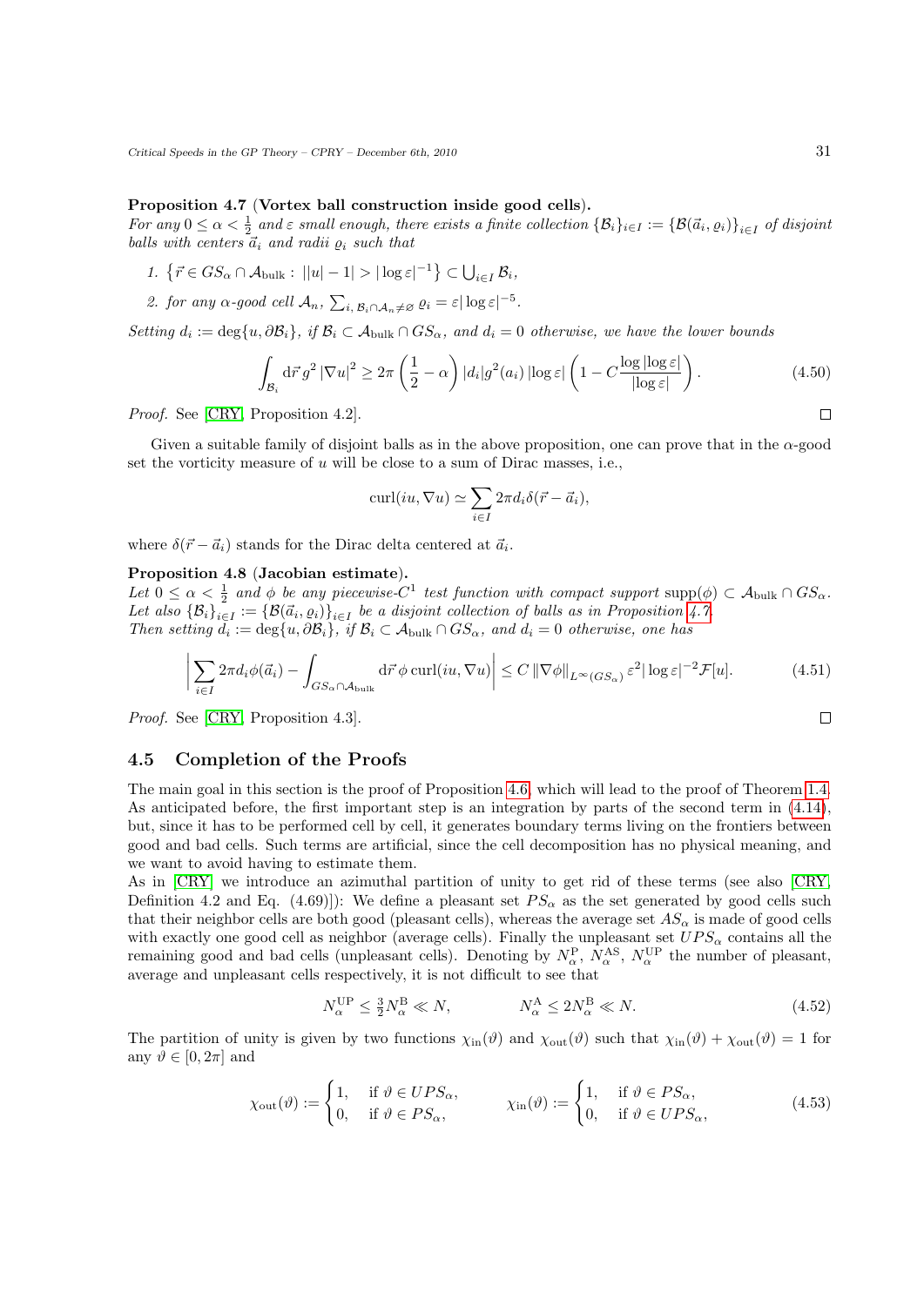**Proposition 4.7** (**Vortex ball construction inside good cells**).
*For any $0 \leq \alpha < \frac{1}{2}$ and $\varepsilon$ small enough, there exists a finite collection $\{\mathcal{B}_i\}_{i\in I} := \{\mathcal{B}(\vec{a}_i, \varrho_i)\}_{i\in I}$ of disjoint balls with centers $\vec{a}_i$ and radii $\varrho_i$ such that*

1. $\left\{\vec{r} \in GS_\alpha \cap \mathcal{A}_{\mathrm{bulk}} : \; ||u| - 1| > |\log\varepsilon|^{-1}\right\} \subset \bigcup_{i\in I} \mathcal{B}_i$,
2. *for any $\alpha$-good cell $\mathcal{A}_n$, $\sum_{i,\, \mathcal{B}_i \cap \mathcal{A}_n \neq \varnothing} \varrho_i = \varepsilon |\log\varepsilon|^{-5}$.*

*Setting $d_i := \deg\{u, \partial\mathcal{B}_i\}$, if $\mathcal{B}_i \subset \mathcal{A}_{\mathrm{bulk}} \cap GS_\alpha$, and $d_i = 0$ otherwise, we have the lower bounds*

$$\int_{\mathcal{B}_i} \mathrm{d}\vec{r}\, g^2 \left|\nabla u\right|^2 \geq 2\pi \left(\frac{1}{2} - \alpha\right) |d_i| g^2(a_i)\, |\log\varepsilon| \left(1 - C\frac{\log|\log\varepsilon|}{|\log\varepsilon|}\right). \tag{4.50}$$

*Proof.* See [CRY, Proposition 4.2]. □

Given a suitable family of disjoint balls as in the above proposition, one can prove that in the $\alpha$-good set the vorticity measure of $u$ will be close to a sum of Dirac masses, i.e.,

$$\mathrm{curl}(iu, \nabla u) \simeq \sum_{i\in I} 2\pi d_i \delta(\vec{r} - \vec{a}_i),$$

where $\delta(\vec{r} - \vec{a}_i)$ stands for the Dirac delta centered at $\vec{a}_i$.

**Proposition 4.8** (**Jacobian estimate**).
*Let $0 \leq \alpha < \frac{1}{2}$ and $\phi$ be any piecewise-$C^1$ test function with compact support $\mathrm{supp}(\phi) \subset \mathcal{A}_{\mathrm{bulk}} \cap GS_\alpha$. Let also $\{\mathcal{B}_i\}_{i\in I} := \{\mathcal{B}(\vec{a}_i, \varrho_i)\}_{i\in I}$ be a disjoint collection of balls as in Proposition 4.7. Then setting $d_i := \deg\{u, \partial\mathcal{B}_i\}$, if $\mathcal{B}_i \subset \mathcal{A}_{\mathrm{bulk}} \cap GS_\alpha$, and $d_i = 0$ otherwise, one has*

$$\left| \sum_{i\in I} 2\pi d_i \phi(\vec{a}_i) - \int_{GS_\alpha \cap \mathcal{A}_{\mathrm{bulk}}} \mathrm{d}\vec{r}\, \phi \,\mathrm{curl}(iu, \nabla u) \right| \leq C \left\|\nabla\phi\right\|_{L^\infty(GS_\alpha)} \varepsilon^2 |\log\varepsilon|^{-2} \mathcal{F}[u]. \tag{4.51}$$

*Proof.* See [CRY, Proposition 4.3]. □

## 4.5 Completion of the Proofs

The main goal in this section is the proof of Proposition 4.6, which will lead to the proof of Theorem 1.4. As anticipated before, the first important step is an integration by parts of the second term in (4.14), but, since it has to be performed cell by cell, it generates boundary terms living on the frontiers between good and bad cells. Such terms are artificial, since the cell decomposition has no physical meaning, and we want to avoid having to estimate them.

As in [CRY] we introduce an azimuthal partition of unity to get rid of these terms (see also [CRY, Definition 4.2 and Eq. (4.69)]): We define a pleasant set $PS_\alpha$ as the set generated by good cells such that their neighbor cells are both good (pleasant cells), whereas the average set $AS_\alpha$ is made of good cells with exactly one good cell as neighbor (average cells). Finally the unpleasant set $UPS_\alpha$ contains all the remaining good and bad cells (unpleasant cells). Denoting by $N_\alpha^{\mathrm{P}}$, $N_\alpha^{\mathrm{AS}}$, $N_\alpha^{\mathrm{UP}}$ the number of pleasant, average and unpleasant cells respectively, it is not difficult to see that

$$N_\alpha^{\mathrm{UP}} \leq \tfrac{3}{2} N_\alpha^{\mathrm{B}} \ll N, \qquad\qquad N_\alpha^{\mathrm{A}} \leq 2 N_\alpha^{\mathrm{B}} \ll N. \tag{4.52}$$

The partition of unity is given by two functions $\chi_{\mathrm{in}}(\vartheta)$ and $\chi_{\mathrm{out}}(\vartheta)$ such that $\chi_{\mathrm{in}}(\vartheta) + \chi_{\mathrm{out}}(\vartheta) = 1$ for any $\vartheta \in [0, 2\pi]$ and

$$\chi_{\mathrm{out}}(\vartheta) := \begin{cases} 1, & \text{if } \vartheta \in UPS_\alpha, \\ 0, & \text{if } \vartheta \in PS_\alpha, \end{cases} \qquad\qquad \chi_{\mathrm{in}}(\vartheta) := \begin{cases} 1, & \text{if } \vartheta \in PS_\alpha, \\ 0, & \text{if } \vartheta \in UPS_\alpha, \end{cases} \tag{4.53}$$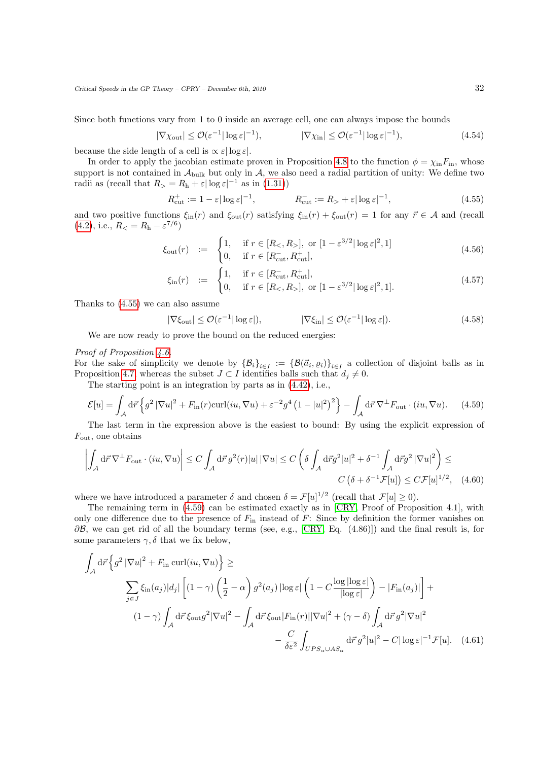Since both functions vary from 1 to 0 inside an average cell, one can always impose the bounds

$$|\nabla \chi_{\mathrm{out}}| \leq \mathcal{O}(\varepsilon^{-1}|\log\varepsilon|^{-1}), \qquad |\nabla \chi_{\mathrm{in}}| \leq \mathcal{O}(\varepsilon^{-1}|\log\varepsilon|^{-1}), \tag{4.54}$$

because the side length of a cell is $\propto \varepsilon|\log\varepsilon|$.

In order to apply the jacobian estimate proven in Proposition 4.8 to the function $\phi = \chi_{\mathrm{in}} F_{\mathrm{in}}$, whose support is not contained in $\mathcal{A}_{\mathrm{bulk}}$ but only in $\mathcal{A}$, we also need a radial partition of unity: We define two radii as (recall that $R_> = R_{\mathrm{h}} + \varepsilon|\log\varepsilon|^{-1}$ as in (1.31))

$$R_{\mathrm{cut}}^{+} := 1 - \varepsilon|\log\varepsilon|^{-1}, \qquad R_{\mathrm{cut}}^{-} := R_> + \varepsilon|\log\varepsilon|^{-1}, \tag{4.55}$$

and two positive functions $\xi_{\mathrm{in}}(r)$ and $\xi_{\mathrm{out}}(r)$ satisfying $\xi_{\mathrm{in}}(r) + \xi_{\mathrm{out}}(r) = 1$ for any $\vec{r} \in \mathcal{A}$ and (recall (4.2), i.e., $R_< = R_{\mathrm{h}} - \varepsilon^{7/6}$)

$$\xi_{\mathrm{out}}(r) \quad := \quad \begin{cases} 1, & \text{if } r \in [R_<, R_>], \text{ or } [1 - \varepsilon^{3/2}|\log\varepsilon|^2, 1] \\ 0, & \text{if } r \in [R_{\mathrm{cut}}^{-}, R_{\mathrm{cut}}^{+}], \end{cases} \tag{4.56}$$

$$\xi_{\mathrm{in}}(r) \quad := \quad \begin{cases} 1, & \text{if } r \in [R_{\mathrm{cut}}^{-}, R_{\mathrm{cut}}^{+}], \\ 0, & \text{if } r \in [R_<, R_>], \text{ or } [1 - \varepsilon^{3/2}|\log\varepsilon|^2, 1]. \end{cases} \tag{4.57}$$

Thanks to (4.55) we can also assume

$$|\nabla \xi_{\mathrm{out}}| \leq \mathcal{O}(\varepsilon^{-1}|\log\varepsilon|), \qquad |\nabla \xi_{\mathrm{in}}| \leq \mathcal{O}(\varepsilon^{-1}|\log\varepsilon|). \tag{4.58}$$

We are now ready to prove the bound on the reduced energies:

*Proof of Proposition 4.6.*
For the sake of simplicity we denote by $\{\mathcal{B}_i\}_{i\in I} := \{\mathcal{B}(\vec{a}_i, \varrho_i)\}_{i \in I}$ a collection of disjoint balls as in Proposition 4.7, whereas the subset $J \subset I$ identifies balls such that $d_j \neq 0$.

The starting point is an integration by parts as in (4.42), i.e.,

$$\mathcal{E}[u] = \int_{\mathcal{A}} \mathrm{d}\vec{r} \left\{ g^2 |\nabla u|^2 + F_{\mathrm{in}}(r) \mathrm{curl}(iu, \nabla u) + \varepsilon^{-2} g^4 \left(1 - |u|^2\right)^2 \right\} - \int_{\mathcal{A}} \mathrm{d}\vec{r}\, \nabla^{\perp} F_{\mathrm{out}} \cdot (iu, \nabla u). \tag{4.59}$$

The last term in the expression above is the easiest to bound: By using the explicit expression of $F_{\mathrm{out}}$, one obtains

$$\left| \int_{\mathcal{A}} \mathrm{d}\vec{r}\, \nabla^{\perp} F_{\mathrm{out}} \cdot (iu, \nabla u) \right| \leq C \int_{\mathcal{A}} \mathrm{d}\vec{r}\, g^2(r)|u|\,|\nabla u| \leq C \left( \delta \int_{\mathcal{A}} \mathrm{d}\vec{r} g^2 |u|^2 + \delta^{-1} \int_{\mathcal{A}} \mathrm{d}\vec{r} g^2 |\nabla u|^2 \right) \leq C\left(\delta + \delta^{-1}\mathcal{F}[u]\right) \leq C \mathcal{F}[u]^{1/2}, \tag{4.60}$$

where we have introduced a parameter $\delta$ and chosen $\delta = \mathcal{F}[u]^{1/2}$ (recall that $\mathcal{F}[u] \geq 0$).

The remaining term in (4.59) can be estimated exactly as in [CRY, Proof of Proposition 4.1], with only one difference due to the presence of $F_{\mathrm{in}}$ instead of $F$: Since by definition the former vanishes on $\partial\mathcal{B}$, we can get rid of all the boundary terms (see, e.g., [CRY, Eq. (4.86)]) and the final result is, for some parameters $\gamma, \delta$ that we fix below,

$$\begin{aligned} \int_{\mathcal{A}} \mathrm{d}\vec{r} \left\{ g^2 |\nabla u|^2 + F_{\mathrm{in}}\, \mathrm{curl}(iu, \nabla u) \right\} \geq & \\ \sum_{j \in J} \xi_{\mathrm{in}}(a_j)|d_j| & \left[ (1-\gamma)\left(\frac{1}{2} - \alpha\right) g^2(a_j) |\log\varepsilon| \left(1 - C\frac{\log|\log\varepsilon|}{|\log\varepsilon|}\right) - |F_{\mathrm{in}}(a_j)| \right] + \\ (1-\gamma) \int_{\mathcal{A}} \mathrm{d}\vec{r}\, \xi_{\mathrm{out}} g^2 |\nabla u|^2 & - \int_{\mathcal{A}} \mathrm{d}\vec{r}\, \xi_{\mathrm{out}} |F_{\mathrm{in}}(r)| |\nabla u|^2 + (\gamma - \delta) \int_{\mathcal{A}} \mathrm{d}\vec{r}\, g^2 |\nabla u|^2 \\ & - \frac{C}{\delta\varepsilon^2} \int_{UPS_\alpha \cup AS_\alpha} \mathrm{d}\vec{r}\, g^2 |u|^2 - C|\log\varepsilon|^{-1}\mathcal{F}[u]. \end{aligned} \tag{4.61}$$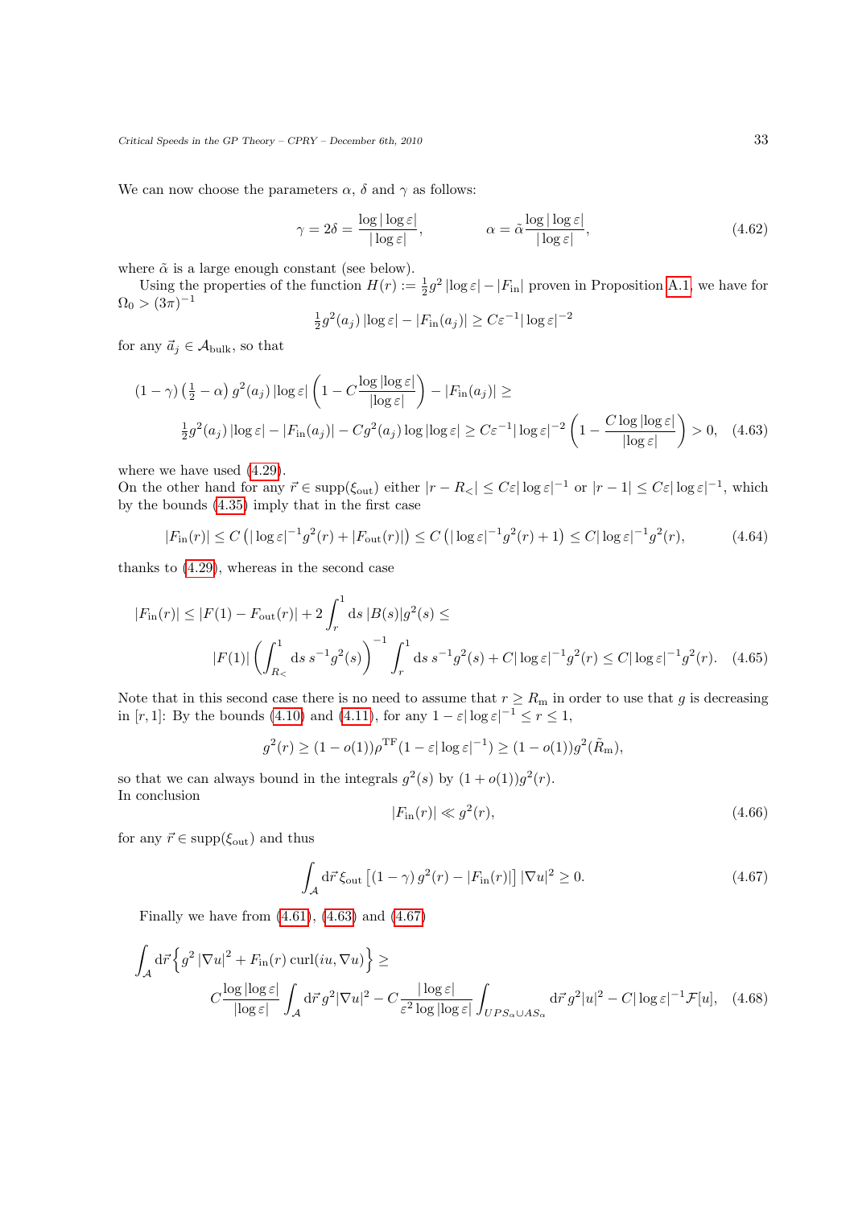We can now choose the parameters $\alpha$, $\delta$ and $\gamma$ as follows:

$$\gamma = 2\delta = \frac{\log|\log\varepsilon|}{|\log\varepsilon|}, \qquad \alpha = \tilde{\alpha}\frac{\log|\log\varepsilon|}{|\log\varepsilon|}, \tag{4.62}$$

where $\tilde{\alpha}$ is a large enough constant (see below).

Using the properties of the function $H(r) := \frac{1}{2}g^2\,|\log\varepsilon| - |F_{\mathrm{in}}|$ proven in Proposition A.1, we have for $\Omega_0 > (3\pi)^{-1}$

$$\tfrac{1}{2}g^2(a_j)\,|\log\varepsilon| - |F_{\mathrm{in}}(a_j)| \geq C\varepsilon^{-1}|\log\varepsilon|^{-2}$$

for any $\vec{a}_j \in \mathcal{A}_{\mathrm{bulk}}$, so that

$$(1-\gamma)\left(\tfrac{1}{2} - \alpha\right) g^2(a_j)\,|\log\varepsilon|\left(1 - C\frac{\log|\log\varepsilon|}{|\log\varepsilon|}\right) - |F_{\mathrm{in}}(a_j)| \geq$$
$$\tfrac{1}{2}g^2(a_j)\,|\log\varepsilon| - |F_{\mathrm{in}}(a_j)| - Cg^2(a_j)\log|\log\varepsilon| \geq C\varepsilon^{-1}|\log\varepsilon|^{-2}\left(1 - \frac{C\log|\log\varepsilon|}{|\log\varepsilon|}\right) > 0, \tag{4.63}$$

where we have used (4.29).

On the other hand for any $\vec{r} \in \mathrm{supp}(\xi_{\mathrm{out}})$ either $|r - R_<| \leq C\varepsilon|\log\varepsilon|^{-1}$ or $|r-1| \leq C\varepsilon|\log\varepsilon|^{-1}$, which by the bounds (4.35) imply that in the first case

$$|F_{\mathrm{in}}(r)| \leq C\left(|\log\varepsilon|^{-1}g^2(r) + |F_{\mathrm{out}}(r)|\right) \leq C\left(|\log\varepsilon|^{-1}g^2(r) + 1\right) \leq C|\log\varepsilon|^{-1}g^2(r), \tag{4.64}$$

thanks to (4.29), whereas in the second case

$$|F_{\mathrm{in}}(r)| \leq |F(1) - F_{\mathrm{out}}(r)| + 2\int_r^1 \mathrm{d}s\,|B(s)|g^2(s) \leq$$
$$|F(1)|\left(\int_{R_<}^1 \mathrm{d}s\,s^{-1}g^2(s)\right)^{-1}\int_r^1 \mathrm{d}s\,s^{-1}g^2(s) + C|\log\varepsilon|^{-1}g^2(r) \leq C|\log\varepsilon|^{-1}g^2(r). \tag{4.65}$$

Note that in this second case there is no need to assume that $r \geq R_{\mathrm{m}}$ in order to use that $g$ is decreasing in $[r,1]$: By the bounds (4.10) and (4.11), for any $1 - \varepsilon|\log\varepsilon|^{-1} \leq r \leq 1$,

$$g^2(r) \geq (1 - o(1))\rho^{\mathrm{TF}}(1 - \varepsilon|\log\varepsilon|^{-1}) \geq (1-o(1))g^2(\tilde{R}_{\mathrm{m}}),$$

so that we can always bound in the integrals $g^2(s)$ by $(1+o(1))g^2(r)$.

In conclusion

$$|F_{\mathrm{in}}(r)| \ll g^2(r), \tag{4.66}$$

for any $\vec{r} \in \mathrm{supp}(\xi_{\mathrm{out}})$ and thus

$$\int_{\mathcal{A}} \mathrm{d}\vec{r}\,\xi_{\mathrm{out}}\left[(1-\gamma)\,g^2(r) - |F_{\mathrm{in}}(r)|\right]|\nabla u|^2 \geq 0. \tag{4.67}$$

Finally we have from (4.61), (4.63) and (4.67)

$$\int_{\mathcal{A}} \mathrm{d}\vec{r}\left\{g^2\,|\nabla u|^2 + F_{\mathrm{in}}(r)\,\mathrm{curl}(iu,\nabla u)\right\} \geq$$
$$C\frac{\log|\log\varepsilon|}{|\log\varepsilon|}\int_{\mathcal{A}} \mathrm{d}\vec{r}\,g^2|\nabla u|^2 - C\frac{|\log\varepsilon|}{\varepsilon^2\log|\log\varepsilon|}\int_{UPS_\alpha \cup AS_\alpha} \mathrm{d}\vec{r}\,g^2|u|^2 - C|\log\varepsilon|^{-1}\mathcal{F}[u], \tag{4.68}$$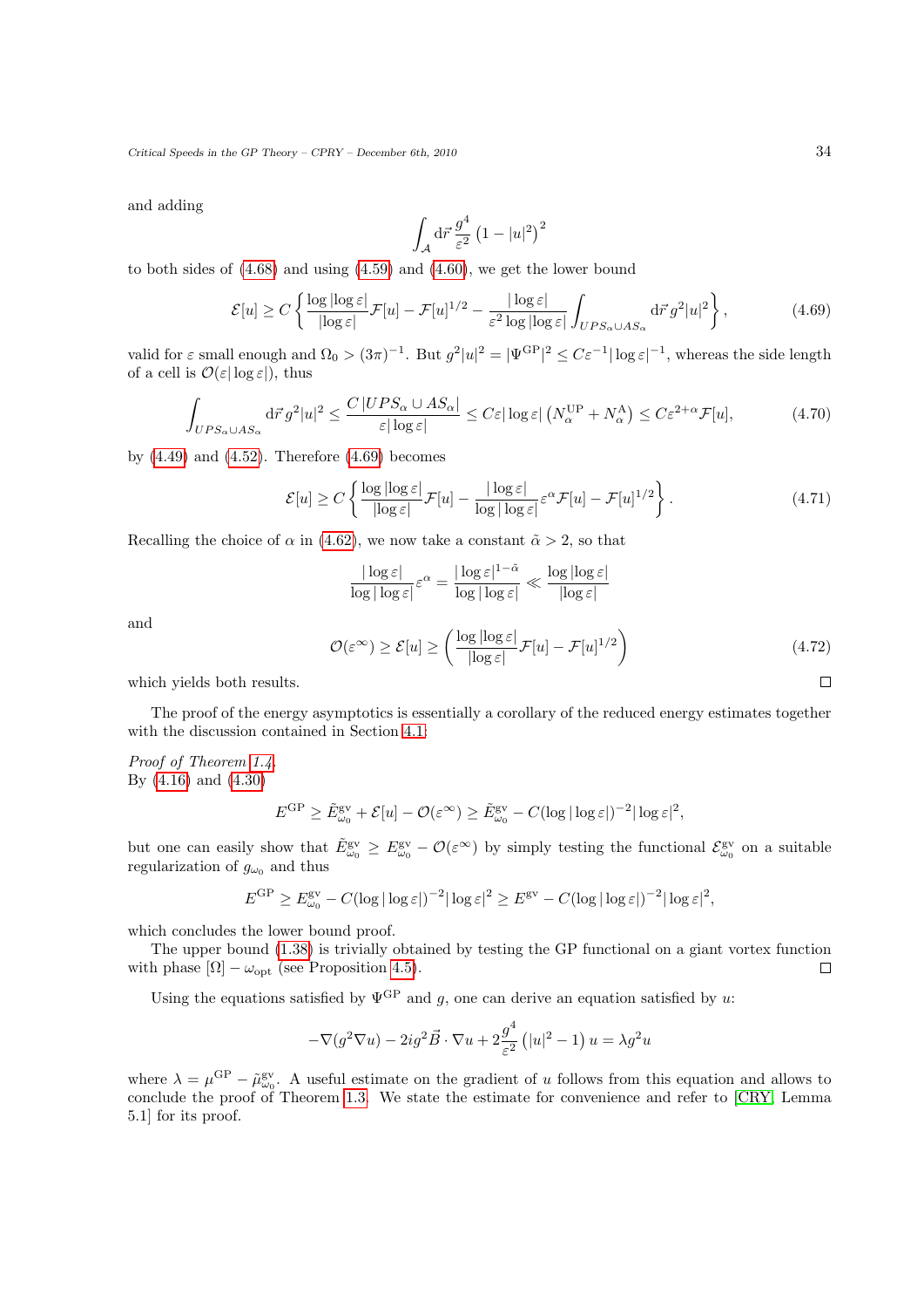and adding

$$\int_{\mathcal{A}} \mathrm{d}\vec{r}\, \frac{g^4}{\varepsilon^2}\left(1-|u|^2\right)^2$$

to both sides of (4.68) and using (4.59) and (4.60), we get the lower bound

$$\mathcal{E}[u] \geq C\left\{\frac{\log|\log\varepsilon|}{|\log\varepsilon|}\mathcal{F}[u] - \mathcal{F}[u]^{1/2} - \frac{|\log\varepsilon|}{\varepsilon^2\log|\log\varepsilon|}\int_{UPS_\alpha\cup AS_\alpha}\mathrm{d}\vec{r}\, g^2|u|^2\right\}, \tag{4.69}$$

valid for $\varepsilon$ small enough and $\Omega_0 > (3\pi)^{-1}$. But $g^2|u|^2 = |\Psi^{\mathrm{GP}}|^2 \leq C\varepsilon^{-1}|\log\varepsilon|^{-1}$, whereas the side length of a cell is $\mathcal{O}(\varepsilon|\log\varepsilon|)$, thus

$$\int_{UPS_\alpha\cup AS_\alpha}\mathrm{d}\vec{r}\, g^2|u|^2 \leq \frac{C\,|UPS_\alpha\cup AS_\alpha|}{\varepsilon|\log\varepsilon|} \leq C\varepsilon|\log\varepsilon|\left(N_\alpha^{\mathrm{UP}} + N_\alpha^{\mathrm{A}}\right) \leq C\varepsilon^{2+\alpha}\mathcal{F}[u], \tag{4.70}$$

by (4.49) and (4.52). Therefore (4.69) becomes

$$\mathcal{E}[u] \geq C\left\{\frac{\log|\log\varepsilon|}{|\log\varepsilon|}\mathcal{F}[u] - \frac{|\log\varepsilon|}{\log|\log\varepsilon|}\varepsilon^\alpha\mathcal{F}[u] - \mathcal{F}[u]^{1/2}\right\}. \tag{4.71}$$

Recalling the choice of $\alpha$ in (4.62), we now take a constant $\tilde{\alpha} > 2$, so that

$$\frac{|\log\varepsilon|}{\log|\log\varepsilon|}\varepsilon^\alpha = \frac{|\log\varepsilon|^{1-\tilde{\alpha}}}{\log|\log\varepsilon|} \ll \frac{\log|\log\varepsilon|}{|\log\varepsilon|}$$

and

$$\mathcal{O}(\varepsilon^\infty) \geq \mathcal{E}[u] \geq \left(\frac{\log|\log\varepsilon|}{|\log\varepsilon|}\mathcal{F}[u] - \mathcal{F}[u]^{1/2}\right) \tag{4.72}$$

which yields both results. □

The proof of the energy asymptotics is essentially a corollary of the reduced energy estimates together with the discussion contained in Section 4.1:

*Proof of Theorem 1.4.*
By (4.16) and (4.30)

$$E^{\mathrm{GP}} \geq \tilde{E}^{\mathrm{gv}}_{\omega_0} + \mathcal{E}[u] - \mathcal{O}(\varepsilon^\infty) \geq \tilde{E}^{\mathrm{gv}}_{\omega_0} - C(\log|\log\varepsilon|)^{-2}|\log\varepsilon|^2,$$

but one can easily show that $\tilde{E}^{\mathrm{gv}}_{\omega_0} \geq E^{\mathrm{gv}}_{\omega_0} - \mathcal{O}(\varepsilon^\infty)$ by simply testing the functional $\mathcal{E}^{\mathrm{gv}}_{\omega_0}$ on a suitable regularization of $g_{\omega_0}$ and thus

$$E^{\mathrm{GP}} \geq E^{\mathrm{gv}}_{\omega_0} - C(\log|\log\varepsilon|)^{-2}|\log\varepsilon|^2 \geq E^{\mathrm{gv}} - C(\log|\log\varepsilon|)^{-2}|\log\varepsilon|^2,$$

which concludes the lower bound proof.
The upper bound (1.38) is trivially obtained by testing the GP functional on a giant vortex function with phase $[\Omega] - \omega_{\mathrm{opt}}$ (see Proposition 4.5). □

Using the equations satisfied by $\Psi^{\mathrm{GP}}$ and $g$, one can derive an equation satisfied by $u$:

$$-\nabla(g^2\nabla u) - 2ig^2\vec{B}\cdot\nabla u + 2\frac{g^4}{\varepsilon^2}\left(|u|^2-1\right)u = \lambda g^2 u$$

where $\lambda = \mu^{\mathrm{GP}} - \tilde{\mu}^{\mathrm{gv}}_{\omega_0}$. A useful estimate on the gradient of $u$ follows from this equation and allows to conclude the proof of Theorem 1.3. We state the estimate for convenience and refer to [CRY, Lemma 5.1] for its proof.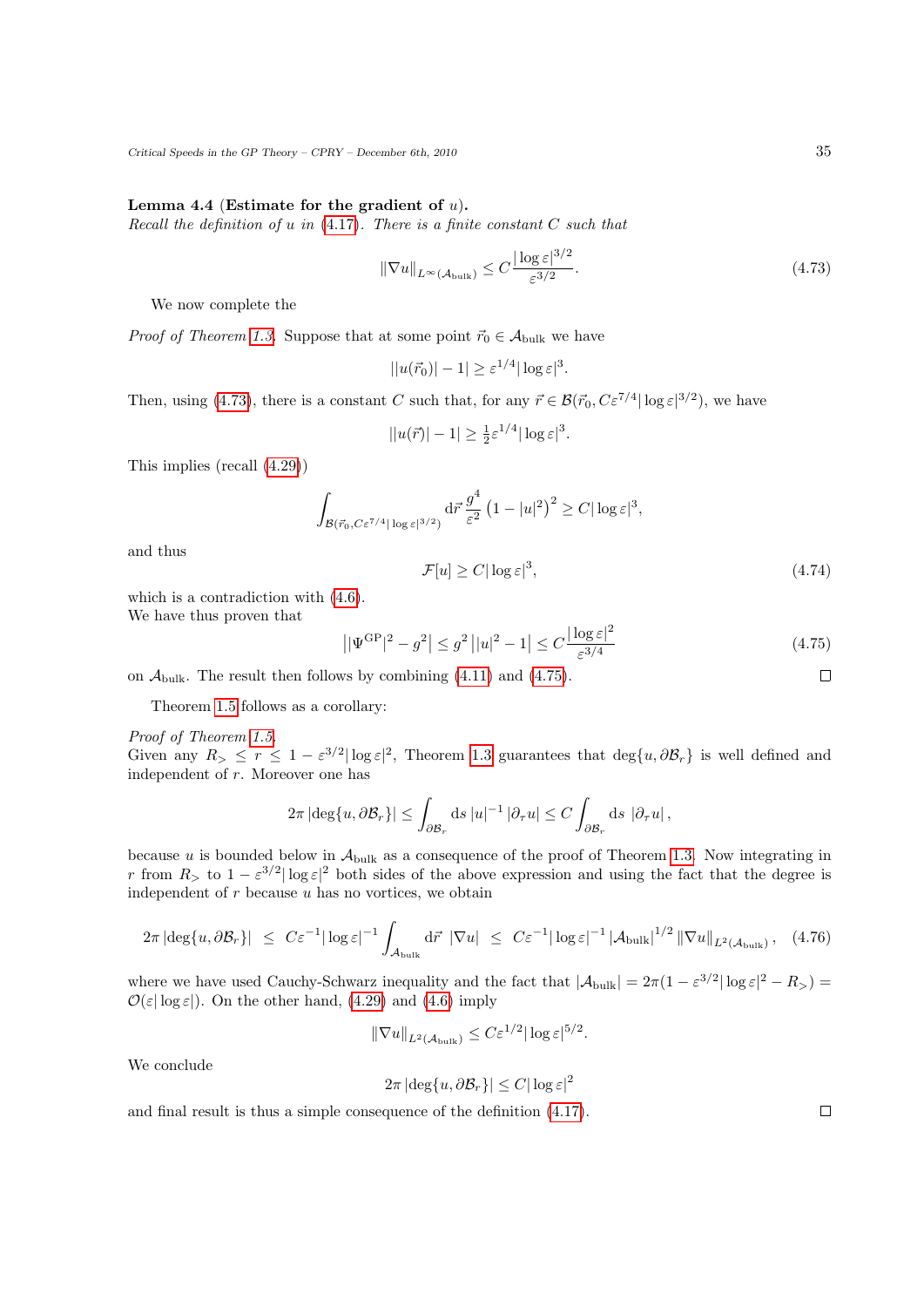**Lemma 4.4** (**Estimate for the gradient of** $u$)**.**
*Recall the definition of* $u$ *in* (4.17)*. There is a finite constant* $C$ *such that*

$$\|\nabla u\|_{L^\infty(\mathcal{A}_{\mathrm{bulk}})} \leq C \frac{|\log \varepsilon|^{3/2}}{\varepsilon^{3/2}}. \tag{4.73}$$

We now complete the

*Proof of Theorem 1.3.* Suppose that at some point $\vec{r}_0 \in \mathcal{A}_{\mathrm{bulk}}$ we have

$$\left||u(\vec{r}_0)| - 1\right| \geq \varepsilon^{1/4} |\log \varepsilon|^3.$$

Then, using (4.73), there is a constant $C$ such that, for any $\vec{r} \in \mathcal{B}(\vec{r}_0, C\varepsilon^{7/4}|\log\varepsilon|^{3/2})$, we have

$$\left||u(\vec{r})| - 1\right| \geq \tfrac{1}{2}\varepsilon^{1/4} |\log \varepsilon|^3.$$

This implies (recall (4.29))

$$\int_{\mathcal{B}(\vec{r}_0, C\varepsilon^{7/4}|\log\varepsilon|^{3/2})} \mathrm{d}\vec{r}\, \frac{g^4}{\varepsilon^2} \left(1 - |u|^2\right)^2 \geq C |\log \varepsilon|^3,$$

and thus

$$\mathcal{F}[u] \geq C|\log\varepsilon|^3, \tag{4.74}$$

which is a contradiction with (4.6).
We have thus proven that

$$\left||\Psi^{\mathrm{GP}}|^2 - g^2\right| \leq g^2 \left||u|^2 - 1\right| \leq C \frac{|\log \varepsilon|^2}{\varepsilon^{3/4}} \tag{4.75}$$

on $\mathcal{A}_{\mathrm{bulk}}$. The result then follows by combining (4.11) and (4.75). □

Theorem 1.5 follows as a corollary:

*Proof of Theorem 1.5.*
Given any $R_> \leq r \leq 1 - \varepsilon^{3/2}|\log\varepsilon|^2$, Theorem 1.3 guarantees that $\deg\{u, \partial\mathcal{B}_r\}$ is well defined and independent of $r$. Moreover one has

$$2\pi \left|\deg\{u, \partial\mathcal{B}_r\}\right| \leq \int_{\partial\mathcal{B}_r} \mathrm{d}s\, |u|^{-1} \left|\partial_\tau u\right| \leq C \int_{\partial\mathcal{B}_r} \mathrm{d}s\, \left|\partial_\tau u\right|,$$

because $u$ is bounded below in $\mathcal{A}_{\mathrm{bulk}}$ as a consequence of the proof of Theorem 1.3. Now integrating in $r$ from $R_>$ to $1 - \varepsilon^{3/2}|\log\varepsilon|^2$ both sides of the above expression and using the fact that the degree is independent of $r$ because $u$ has no vortices, we obtain

$$2\pi \left|\deg\{u, \partial\mathcal{B}_r\}\right| \leq C\varepsilon^{-1}|\log\varepsilon|^{-1} \int_{\mathcal{A}_{\mathrm{bulk}}} \mathrm{d}\vec{r}\, |\nabla u| \leq C\varepsilon^{-1}|\log\varepsilon|^{-1} \left|\mathcal{A}_{\mathrm{bulk}}\right|^{1/2} \|\nabla u\|_{L^2(\mathcal{A}_{\mathrm{bulk}})}, \tag{4.76}$$

where we have used Cauchy-Schwarz inequality and the fact that $|\mathcal{A}_{\mathrm{bulk}}| = 2\pi(1 - \varepsilon^{3/2}|\log\varepsilon|^2 - R_>) = \mathcal{O}(\varepsilon|\log\varepsilon|)$. On the other hand, (4.29) and (4.6) imply

$$\|\nabla u\|_{L^2(\mathcal{A}_{\mathrm{bulk}})} \leq C\varepsilon^{1/2}|\log\varepsilon|^{5/2}.$$

We conclude

$$2\pi \left|\deg\{u, \partial\mathcal{B}_r\}\right| \leq C|\log\varepsilon|^2$$

and final result is thus a simple consequence of the definition (4.17). □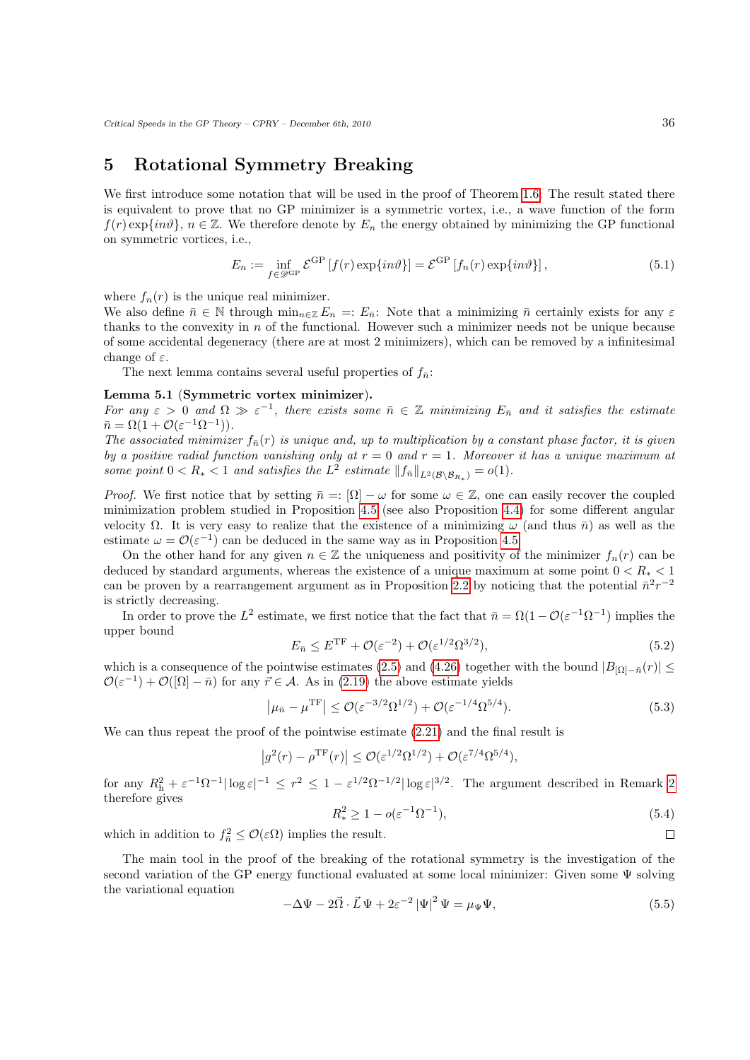# 5 Rotational Symmetry Breaking

We first introduce some notation that will be used in the proof of Theorem 1.6. The result stated there is equivalent to prove that no GP minimizer is a symmetric vortex, i.e., a wave function of the form $f(r)\exp\{in\vartheta\}$, $n \in \mathbb{Z}$. We therefore denote by $E_n$ the energy obtained by minimizing the GP functional on symmetric vortices, i.e.,

$$E_n := \inf_{f \in \mathscr{D}^{\mathrm{GP}}} \mathcal{E}^{\mathrm{GP}}\left[f(r)\exp\{in\vartheta\}\right] = \mathcal{E}^{\mathrm{GP}}\left[f_n(r)\exp\{in\vartheta\}\right], \tag{5.1}$$

where $f_n(r)$ is the unique real minimizer.
We also define $\bar{n} \in \mathbb{N}$ through $\min_{n\in\mathbb{Z}} E_n =: E_{\bar{n}}$: Note that a minimizing $\bar{n}$ certainly exists for any $\varepsilon$ thanks to the convexity in $n$ of the functional. However such a minimizer needs not be unique because of some accidental degeneracy (there are at most 2 minimizers), which can be removed by a infinitesimal change of $\varepsilon$.

The next lemma contains several useful properties of $f_{\bar{n}}$:

**Lemma 5.1 (Symmetric vortex minimizer).**
*For any $\varepsilon > 0$ and $\Omega \gg \varepsilon^{-1}$, there exists some $\bar{n} \in \mathbb{Z}$ minimizing $E_{\bar{n}}$ and it satisfies the estimate $\bar{n} = \Omega(1 + \mathcal{O}(\varepsilon^{-1}\Omega^{-1}))$.*
*The associated minimizer $f_{\bar{n}}(r)$ is unique and, up to multiplication by a constant phase factor, it is given by a positive radial function vanishing only at $r = 0$ and $r = 1$. Moreover it has a unique maximum at some point $0 < R_* < 1$ and satisfies the $L^2$ estimate $\|f_{\bar{n}}\|_{L^2(\mathcal{B}\setminus\mathcal{B}_{R_*})} = o(1)$.*

*Proof.* We first notice that by setting $\bar{n} =: [\Omega] - \omega$ for some $\omega \in \mathbb{Z}$, one can easily recover the coupled minimization problem studied in Proposition 4.5 (see also Proposition 4.4) for some different angular velocity $\Omega$. It is very easy to realize that the existence of a minimizing $\omega$ (and thus $\bar{n}$) as well as the estimate $\omega = \mathcal{O}(\varepsilon^{-1})$ can be deduced in the same way as in Proposition 4.5.

On the other hand for any given $n \in \mathbb{Z}$ the uniqueness and positivity of the minimizer $f_n(r)$ can be deduced by standard arguments, whereas the existence of a unique maximum at some point $0 < R_* < 1$ can be proven by a rearrangement argument as in Proposition 2.2 by noticing that the potential $\bar{n}^2 r^{-2}$ is strictly decreasing.

In order to prove the $L^2$ estimate, we first notice that the fact that $\bar{n} = \Omega(1 - \mathcal{O}(\varepsilon^{-1}\Omega^{-1})$ implies the upper bound

$$E_{\bar{n}} \leq E^{\mathrm{TF}} + \mathcal{O}(\varepsilon^{-2}) + \mathcal{O}(\varepsilon^{1/2}\Omega^{3/2}), \tag{5.2}$$

which is a consequence of the pointwise estimates (2.5) and (4.26) together with the bound $|B_{[\Omega]-\bar{n}}(r)| \leq \mathcal{O}(\varepsilon^{-1}) + \mathcal{O}([\Omega] - \bar{n})$ for any $\vec{r} \in \mathcal{A}$. As in (2.19) the above estimate yields

$$\left|\mu_{\bar{n}} - \mu^{\mathrm{TF}}\right| \leq \mathcal{O}(\varepsilon^{-3/2}\Omega^{1/2}) + \mathcal{O}(\varepsilon^{-1/4}\Omega^{5/4}). \tag{5.3}$$

We can thus repeat the proof of the pointwise estimate (2.21) and the final result is

$$\left|g^2(r) - \rho^{\mathrm{TF}}(r)\right| \leq \mathcal{O}(\varepsilon^{1/2}\Omega^{1/2}) + \mathcal{O}(\varepsilon^{7/4}\Omega^{5/4}),$$

for any $R_{\mathrm{h}}^2 + \varepsilon^{-1}\Omega^{-1}|\log\varepsilon|^{-1} \leq r^2 \leq 1 - \varepsilon^{1/2}\Omega^{-1/2}|\log\varepsilon|^{3/2}$. The argument described in Remark 2 therefore gives

$$R_*^2 \geq 1 - o(\varepsilon^{-1}\Omega^{-1}), \tag{5.4}$$

which in addition to $f_{\bar{n}}^2 \leq \mathcal{O}(\varepsilon\Omega)$ implies the result. ∎

The main tool in the proof of the breaking of the rotational symmetry is the investigation of the second variation of the GP energy functional evaluated at some local minimizer: Given some $\Psi$ solving the variational equation

$$-\Delta\Psi - 2\vec{\Omega}\cdot\vec{L}\,\Psi + 2\varepsilon^{-2}\left|\Psi\right|^2\Psi = \mu_{\Psi}\Psi, \tag{5.5}$$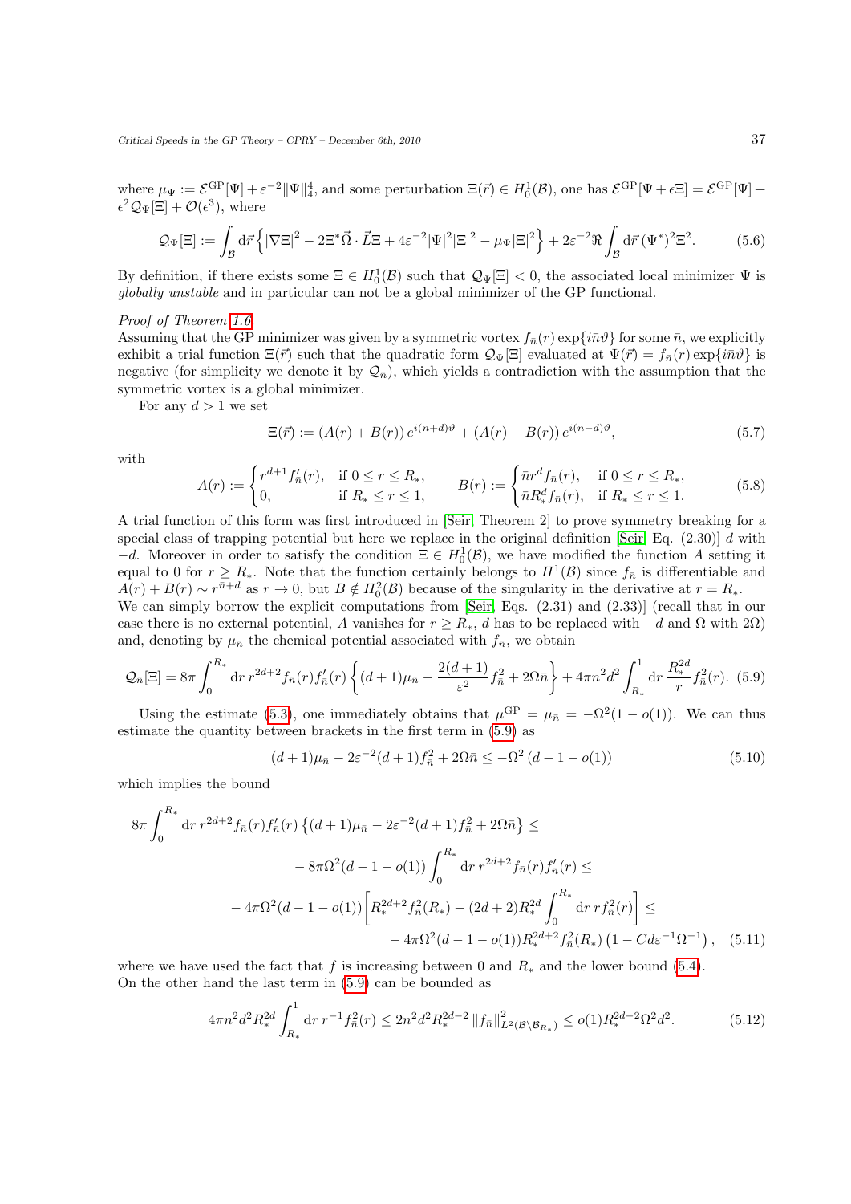where $\mu_\Psi := \mathcal{E}^{\mathrm{GP}}[\Psi] + \varepsilon^{-2}\|\Psi\|_4^4$, and some perturbation $\Xi(\vec{r}) \in H_0^1(\mathcal{B})$, one has $\mathcal{E}^{\mathrm{GP}}[\Psi + \epsilon\Xi] = \mathcal{E}^{\mathrm{GP}}[\Psi] + \epsilon^2 \mathcal{Q}_\Psi[\Xi] + \mathcal{O}(\epsilon^3)$, where

$$
\mathcal{Q}_\Psi[\Xi] := \int_{\mathcal{B}} \mathrm{d}\vec{r} \left\{ |\nabla\Xi|^2 - 2\Xi^* \vec{\Omega} \cdot \vec{L}\Xi + 4\varepsilon^{-2}|\Psi|^2|\Xi|^2 - \mu_\Psi |\Xi|^2 \right\} + 2\varepsilon^{-2}\Re \int_{\mathcal{B}} \mathrm{d}\vec{r}\, (\Psi^*)^2 \Xi^2. \tag{5.6}
$$

By definition, if there exists some $\Xi \in H_0^1(\mathcal{B})$ such that $\mathcal{Q}_\Psi[\Xi] < 0$, the associated local minimizer $\Psi$ is *globally unstable* and in particular can not be a global minimizer of the GP functional.

*Proof of Theorem 1.6.*
Assuming that the GP minimizer was given by a symmetric vortex $f_{\bar{n}}(r)\exp\{i\bar{n}\vartheta\}$ for some $\bar{n}$, we explicitly exhibit a trial function $\Xi(\vec{r})$ such that the quadratic form $\mathcal{Q}_\Psi[\Xi]$ evaluated at $\Psi(\vec{r}) = f_{\bar{n}}(r)\exp\{i\bar{n}\vartheta\}$ is negative (for simplicity we denote it by $\mathcal{Q}_{\bar{n}}$), which yields a contradiction with the assumption that the symmetric vortex is a global minimizer.

For any $d > 1$ we set

$$
\Xi(\vec{r}) := (A(r) + B(r))\, e^{i(n+d)\vartheta} + (A(r) - B(r))\, e^{i(n-d)\vartheta}, \tag{5.7}
$$

with

$$
A(r) := \begin{cases} r^{d+1} f_{\bar{n}}'(r), & \text{if } 0 \leq r \leq R_*, \\ 0, & \text{if } R_* \leq r \leq 1, \end{cases} \qquad B(r) := \begin{cases} \bar{n} r^d f_{\bar{n}}(r), & \text{if } 0 \leq r \leq R_*, \\ \bar{n} R_*^d f_{\bar{n}}(r), & \text{if } R_* \leq r \leq 1. \end{cases} \tag{5.8}
$$

A trial function of this form was first introduced in [Seir, Theorem 2] to prove symmetry breaking for a special class of trapping potential but here we replace in the original definition [Seir, Eq. (2.30)] $d$ with $-d$. Moreover in order to satisfy the condition $\Xi \in H_0^1(\mathcal{B})$, we have modified the function $A$ setting it equal to 0 for $r \geq R_*$. Note that the function certainly belongs to $H^1(\mathcal{B})$ since $f_{\bar{n}}$ is differentiable and $A(r) + B(r) \sim r^{\bar{n}+d}$ as $r \to 0$, but $B \notin H_0^2(\mathcal{B})$ because of the singularity in the derivative at $r = R_*$.
We can simply borrow the explicit computations from [Seir, Eqs. (2.31) and (2.33)] (recall that in our case there is no external potential, $A$ vanishes for $r \geq R_*$, $d$ has to be replaced with $-d$ and $\Omega$ with $2\Omega$) and, denoting by $\mu_{\bar{n}}$ the chemical potential associated with $f_{\bar{n}}$, we obtain

$$
\mathcal{Q}_{\bar{n}}[\Xi] = 8\pi \int_0^{R_*} \mathrm{d}r\, r^{2d+2} f_{\bar{n}}(r) f_{\bar{n}}'(r) \left\{ (d+1)\mu_{\bar{n}} - \frac{2(d+1)}{\varepsilon^2} f_{\bar{n}}^2 + 2\Omega\bar{n} \right\} + 4\pi n^2 d^2 \int_{R_*}^1 \mathrm{d}r\, \frac{R_*^{2d}}{r} f_{\bar{n}}^2(r). \tag{5.9}
$$

Using the estimate (5.3), one immediately obtains that $\mu^{\mathrm{GP}} = \mu_{\bar{n}} = -\Omega^2(1 - o(1))$. We can thus estimate the quantity between brackets in the first term in (5.9) as

$$
(d+1)\mu_{\bar{n}} - 2\varepsilon^{-2}(d+1) f_{\bar{n}}^2 + 2\Omega\bar{n} \leq -\Omega^2 \left(d - 1 - o(1)\right) \tag{5.10}
$$

which implies the bound

$$
\begin{aligned}
8\pi \int_0^{R_*} \mathrm{d}r\, r^{2d+2} f_{\bar{n}}(r) f_{\bar{n}}'(r) \left\{ (d+1)\mu_{\bar{n}} - 2\varepsilon^{-2}(d+1) f_{\bar{n}}^2 + 2\Omega\bar{n} \right\} &\leq \\
-8\pi\Omega^2(d - 1 - o(1)) \int_0^{R_*} \mathrm{d}r\, r^{2d+2} f_{\bar{n}}(r) f_{\bar{n}}'(r) &\leq \\
-4\pi\Omega^2(d - 1 - o(1)) \left[ R_*^{2d+2} f_{\bar{n}}^2(R_*) - (2d+2) R_*^{2d} \int_0^{R_*} \mathrm{d}r\, r f_{\bar{n}}^2(r) \right] &\leq \\
-4\pi\Omega^2(d - 1 - o(1)) R_*^{2d+2} f_{\bar{n}}^2(R_*) \left(1 - Cd\varepsilon^{-1}\Omega^{-1}\right)&,
\end{aligned} \tag{5.11}
$$

where we have used the fact that $f$ is increasing between 0 and $R_*$ and the lower bound (5.4).
On the other hand the last term in (5.9) can be bounded as

$$
4\pi n^2 d^2 R_*^{2d} \int_{R_*}^1 \mathrm{d}r\, r^{-1} f_{\bar{n}}^2(r) \leq 2n^2 d^2 R_*^{2d-2} \left\| f_{\bar{n}} \right\|_{L^2(\mathcal{B} \setminus \mathcal{B}_{R_*})}^2 \leq o(1) R_*^{2d-2} \Omega^2 d^2. \tag{5.12}
$$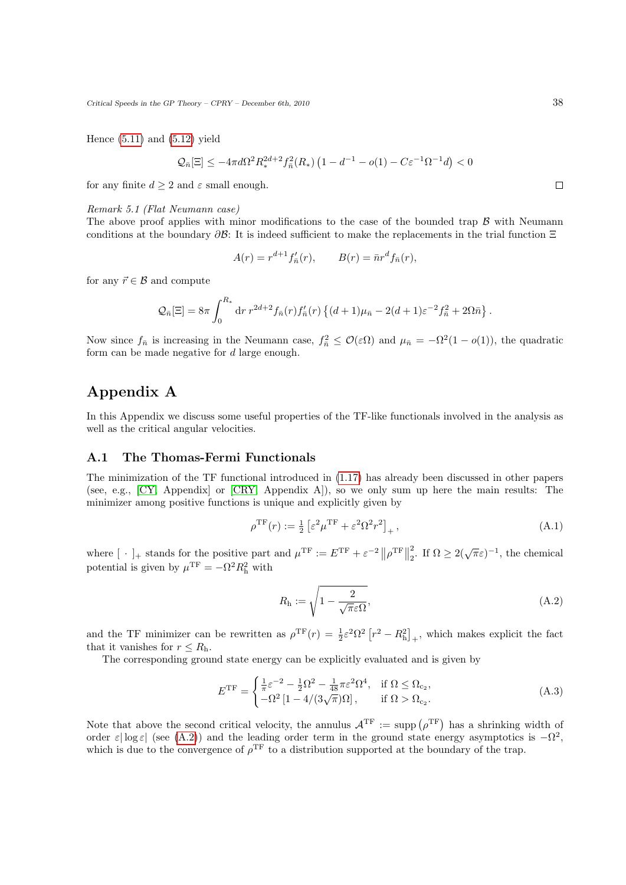Hence (5.11) and (5.12) yield

$$\mathcal{Q}_{\bar{n}}[\Xi] \leq -4\pi d\Omega^2 R_*^{2d+2} f_{\bar{n}}^2(R_*) \left(1 - d^{-1} - o(1) - C\varepsilon^{-1}\Omega^{-1}d\right) < 0$$

for any finite $d \geq 2$ and $\varepsilon$ small enough. □

*Remark 5.1 (Flat Neumann case)*
The above proof applies with minor modifications to the case of the bounded trap $\mathcal{B}$ with Neumann conditions at the boundary $\partial\mathcal{B}$: It is indeed sufficient to make the replacements in the trial function $\Xi$

$$A(r) = r^{d+1} f_{\bar{n}}'(r), \qquad B(r) = \bar{n} r^d f_{\bar{n}}(r),$$

for any $\vec{r} \in \mathcal{B}$ and compute

$$\mathcal{Q}_{\bar{n}}[\Xi] = 8\pi \int_0^{R_*} \mathrm{d}r \, r^{2d+2} f_{\bar{n}}(r) f_{\bar{n}}'(r) \left\{ (d+1)\mu_{\bar{n}} - 2(d+1)\varepsilon^{-2} f_{\bar{n}}^2 + 2\Omega\bar{n} \right\}.$$

Now since $f_{\bar{n}}$ is increasing in the Neumann case, $f_{\bar{n}}^2 \leq \mathcal{O}(\varepsilon\Omega)$ and $\mu_{\bar{n}} = -\Omega^2(1 - o(1))$, the quadratic form can be made negative for $d$ large enough.

# Appendix A

In this Appendix we discuss some useful properties of the TF-like functionals involved in the analysis as well as the critical angular velocities.

## A.1 The Thomas-Fermi Functionals

The minimization of the TF functional introduced in (1.17) has already been discussed in other papers (see, e.g., [CY, Appendix] or [CRY, Appendix A]), so we only sum up here the main results: The minimizer among positive functions is unique and explicitly given by

$$\rho^{\mathrm{TF}}(r) := \tfrac{1}{2}\left[\varepsilon^2 \mu^{\mathrm{TF}} + \varepsilon^2 \Omega^2 r^2\right]_+, \tag{A.1}$$

where $[\,\cdot\,]_+$ stands for the positive part and $\mu^{\mathrm{TF}} := E^{\mathrm{TF}} + \varepsilon^{-2}\left\|\rho^{\mathrm{TF}}\right\|_2^2$. If $\Omega \geq 2(\sqrt{\pi}\varepsilon)^{-1}$, the chemical potential is given by $\mu^{\mathrm{TF}} = -\Omega^2 R_{\mathrm{h}}^2$ with

$$R_{\mathrm{h}} := \sqrt{1 - \frac{2}{\sqrt{\pi}\varepsilon\Omega}}, \tag{A.2}$$

and the TF minimizer can be rewritten as $\rho^{\mathrm{TF}}(r) = \frac{1}{2}\varepsilon^2\Omega^2\left[r^2 - R_{\mathrm{h}}^2\right]_+$, which makes explicit the fact that it vanishes for $r \leq R_{\mathrm{h}}$.

The corresponding ground state energy can be explicitly evaluated and is given by

$$E^{\mathrm{TF}} = \begin{cases} \frac{1}{\pi}\varepsilon^{-2} - \frac{1}{2}\Omega^2 - \frac{1}{48}\pi\varepsilon^2\Omega^4, & \text{if } \Omega \leq \Omega_{\mathrm{c}_2}, \\ -\Omega^2\left[1 - 4/(3\sqrt{\pi})\Omega\right], & \text{if } \Omega > \Omega_{\mathrm{c}_2}. \end{cases} \tag{A.3}$$

Note that above the second critical velocity, the annulus $\mathcal{A}^{\mathrm{TF}} := \mathrm{supp}\left(\rho^{\mathrm{TF}}\right)$ has a shrinking width of order $\varepsilon|\log\varepsilon|$ (see (A.2)) and the leading order term in the ground state energy asymptotics is $-\Omega^2$, which is due to the convergence of $\rho^{\mathrm{TF}}$ to a distribution supported at the boundary of the trap.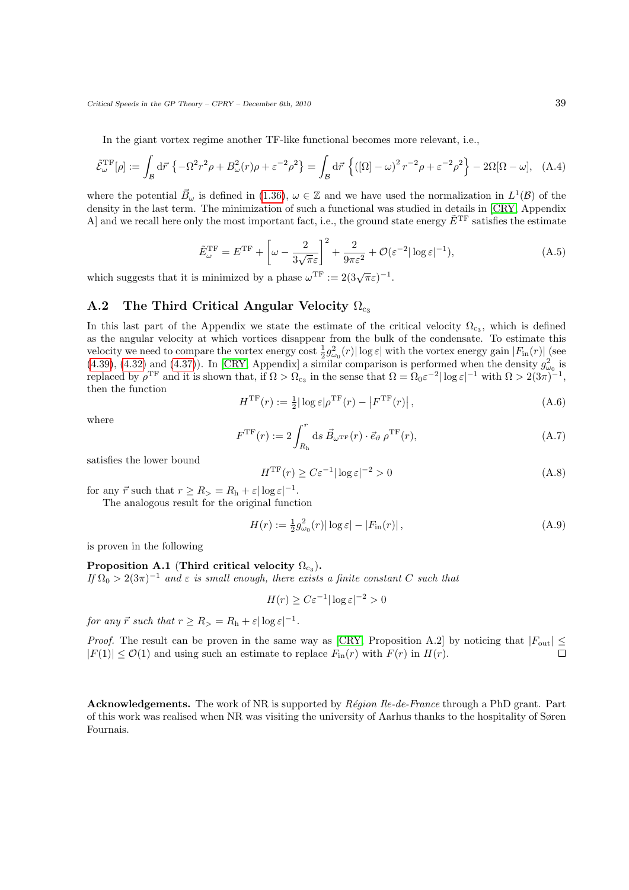In the giant vortex regime another TF-like functional becomes more relevant, i.e.,

$$\tilde{\mathcal{E}}^{\mathrm{TF}}_{\omega}[\rho] := \int_{\mathcal{B}} \mathrm{d}\vec{r} \left\{ -\Omega^2 r^2 \rho + B_{\omega}^2(r)\rho + \varepsilon^{-2}\rho^2 \right\} = \int_{\mathcal{B}} \mathrm{d}\vec{r} \left\{ ([\Omega] - \omega)^2 r^{-2} \rho + \varepsilon^{-2}\rho^2 \right\} - 2\Omega[\Omega - \omega], \quad \text{(A.4)}$$

where the potential $\vec{B}_{\omega}$ is defined in (1.36), $\omega \in \mathbb{Z}$ and we have used the normalization in $L^1(\mathcal{B})$ of the density in the last term. The minimization of such a functional was studied in details in [CRY, Appendix A] and we recall here only the most important fact, i.e., the ground state energy $\tilde{E}^{\mathrm{TF}}$ satisfies the estimate

$$\tilde{E}^{\mathrm{TF}}_{\omega} = E^{\mathrm{TF}} + \left[ \omega - \frac{2}{3\sqrt{\pi}\varepsilon} \right]^2 + \frac{2}{9\pi\varepsilon^2} + \mathcal{O}(\varepsilon^{-2}|\log\varepsilon|^{-1}), \quad \text{(A.5)}$$

which suggests that it is minimized by a phase $\omega^{\mathrm{TF}} := 2(3\sqrt{\pi}\varepsilon)^{-1}$.

## A.2 The Third Critical Angular Velocity $\Omega_{c_3}$

In this last part of the Appendix we state the estimate of the critical velocity $\Omega_{c_3}$, which is defined as the angular velocity at which vortices disappear from the bulk of the condensate. To estimate this velocity we need to compare the vortex energy cost $\frac{1}{2} g^2_{\omega_0}(r)|\log\varepsilon|$ with the vortex energy gain $|F_{\mathrm{in}}(r)|$ (see (4.39), (4.32) and (4.37)). In [CRY, Appendix] a similar comparison is performed when the density $g^2_{\omega_0}$ is replaced by $\rho^{\mathrm{TF}}$ and it is shown that, if $\Omega > \Omega_{c_3}$ in the sense that $\Omega = \Omega_0 \varepsilon^{-2}|\log\varepsilon|^{-1}$ with $\Omega > 2(3\pi)^{-1}$, then the function

$$H^{\mathrm{TF}}(r) := \tfrac{1}{2}|\log\varepsilon|\rho^{\mathrm{TF}}(r) - \left|F^{\mathrm{TF}}(r)\right|, \quad \text{(A.6)}$$

where

$$F^{\mathrm{TF}}(r) := 2\int_{R_{\mathrm{h}}}^{r} \mathrm{d}s \; \vec{B}_{\omega^{\mathrm{TF}}}(r) \cdot \vec{e}_{\vartheta} \, \rho^{\mathrm{TF}}(r), \quad \text{(A.7)}$$

satisfies the lower bound

$$H^{\mathrm{TF}}(r) \geq C\varepsilon^{-1}|\log\varepsilon|^{-2} > 0 \quad \text{(A.8)}$$

for any $\vec{r}$ such that $r \geq R_> = R_{\mathrm{h}} + \varepsilon|\log\varepsilon|^{-1}$.

The analogous result for the original function

$$H(r) := \tfrac{1}{2} g^2_{\omega_0}(r)|\log\varepsilon| - |F_{\mathrm{in}}(r)|, \quad \text{(A.9)}$$

is proven in the following

**Proposition A.1 (Third critical velocity $\Omega_{c_3}$).**
*If $\Omega_0 > 2(3\pi)^{-1}$ and $\varepsilon$ is small enough, there exists a finite constant $C$ such that*

$$H(r) \geq C\varepsilon^{-1}|\log\varepsilon|^{-2} > 0$$

*for any $\vec{r}$ such that $r \geq R_> = R_{\mathrm{h}} + \varepsilon|\log\varepsilon|^{-1}$.*

*Proof.* The result can be proven in the same way as [CRY, Proposition A.2] by noticing that $|F_{\mathrm{out}}| \leq |F(1)| \leq \mathcal{O}(1)$ and using such an estimate to replace $F_{\mathrm{in}}(r)$ with $F(r)$ in $H(r)$. □

**Acknowledgements.** The work of NR is supported by *Région Ile-de-France* through a PhD grant. Part of this work was realised when NR was visiting the university of Aarhus thanks to the hospitality of Søren Fournais.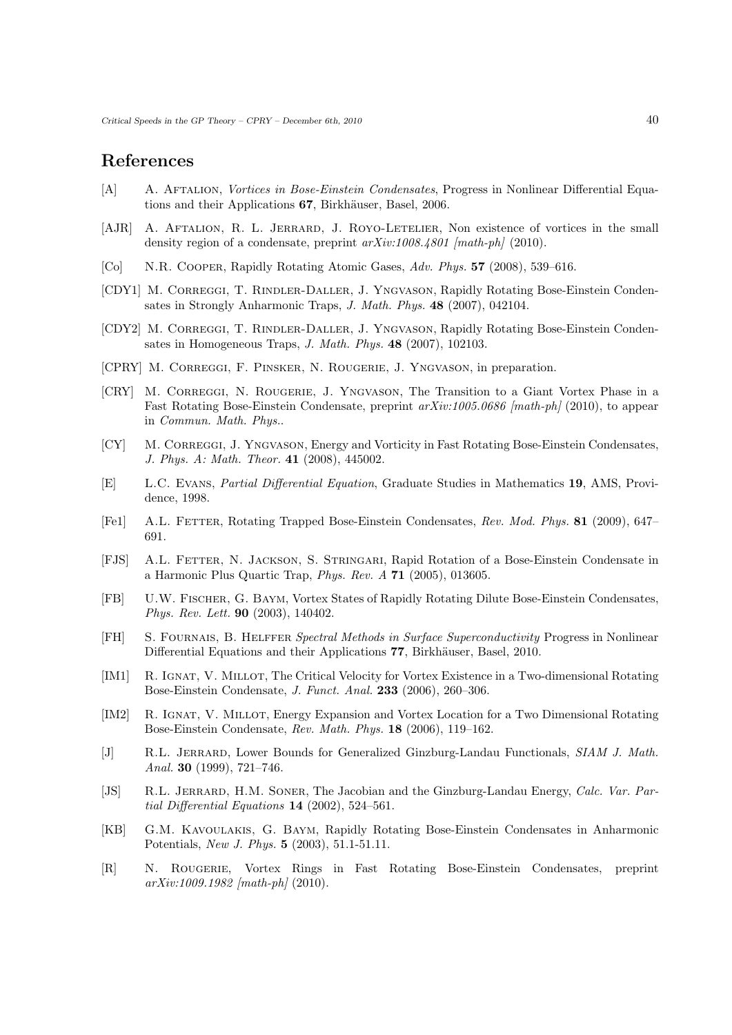## References

[A] A. Aftalion, *Vortices in Bose-Einstein Condensates*, Progress in Nonlinear Differential Equations and their Applications **67**, Birkhäuser, Basel, 2006.

[AJR] A. Aftalion, R. L. Jerrard, J. Royo-Letelier, Non existence of vortices in the small density region of a condensate, preprint *arXiv:1008.4801 [math-ph]* (2010).

[Co] N.R. Cooper, Rapidly Rotating Atomic Gases, *Adv. Phys.* **57** (2008), 539–616.

[CDY1] M. Correggi, T. Rindler-Daller, J. Yngvason, Rapidly Rotating Bose-Einstein Condensates in Strongly Anharmonic Traps, *J. Math. Phys.* **48** (2007), 042104.

[CDY2] M. Correggi, T. Rindler-Daller, J. Yngvason, Rapidly Rotating Bose-Einstein Condensates in Homogeneous Traps, *J. Math. Phys.* **48** (2007), 102103.

[CPRY] M. Correggi, F. Pinsker, N. Rougerie, J. Yngvason, in preparation.

[CRY] M. Correggi, N. Rougerie, J. Yngvason, The Transition to a Giant Vortex Phase in a Fast Rotating Bose-Einstein Condensate, preprint *arXiv:1005.0686 [math-ph]* (2010), to appear in *Commun. Math. Phys.*.

[CY] M. Correggi, J. Yngvason, Energy and Vorticity in Fast Rotating Bose-Einstein Condensates, *J. Phys. A: Math. Theor.* **41** (2008), 445002.

[E] L.C. Evans, *Partial Differential Equation*, Graduate Studies in Mathematics **19**, AMS, Providence, 1998.

[Fe1] A.L. Fetter, Rotating Trapped Bose-Einstein Condensates, *Rev. Mod. Phys.* **81** (2009), 647–691.

[FJS] A.L. Fetter, N. Jackson, S. Stringari, Rapid Rotation of a Bose-Einstein Condensate in a Harmonic Plus Quartic Trap, *Phys. Rev. A* **71** (2005), 013605.

[FB] U.W. Fischer, G. Baym, Vortex States of Rapidly Rotating Dilute Bose-Einstein Condensates, *Phys. Rev. Lett.* **90** (2003), 140402.

[FH] S. Fournais, B. Helffer *Spectral Methods in Surface Superconductivity* Progress in Nonlinear Differential Equations and their Applications **77**, Birkhäuser, Basel, 2010.

[IM1] R. Ignat, V. Millot, The Critical Velocity for Vortex Existence in a Two-dimensional Rotating Bose-Einstein Condensate, *J. Funct. Anal.* **233** (2006), 260–306.

[IM2] R. Ignat, V. Millot, Energy Expansion and Vortex Location for a Two Dimensional Rotating Bose-Einstein Condensate, *Rev. Math. Phys.* **18** (2006), 119–162.

[J] R.L. Jerrard, Lower Bounds for Generalized Ginzburg-Landau Functionals, *SIAM J. Math. Anal.* **30** (1999), 721–746.

[JS] R.L. Jerrard, H.M. Soner, The Jacobian and the Ginzburg-Landau Energy, *Calc. Var. Partial Differential Equations* **14** (2002), 524–561.

[KB] G.M. Kavoulakis, G. Baym, Rapidly Rotating Bose-Einstein Condensates in Anharmonic Potentials, *New J. Phys.* **5** (2003), 51.1-51.11.

[R] N. Rougerie, Vortex Rings in Fast Rotating Bose-Einstein Condensates, preprint *arXiv:1009.1982 [math-ph]* (2010).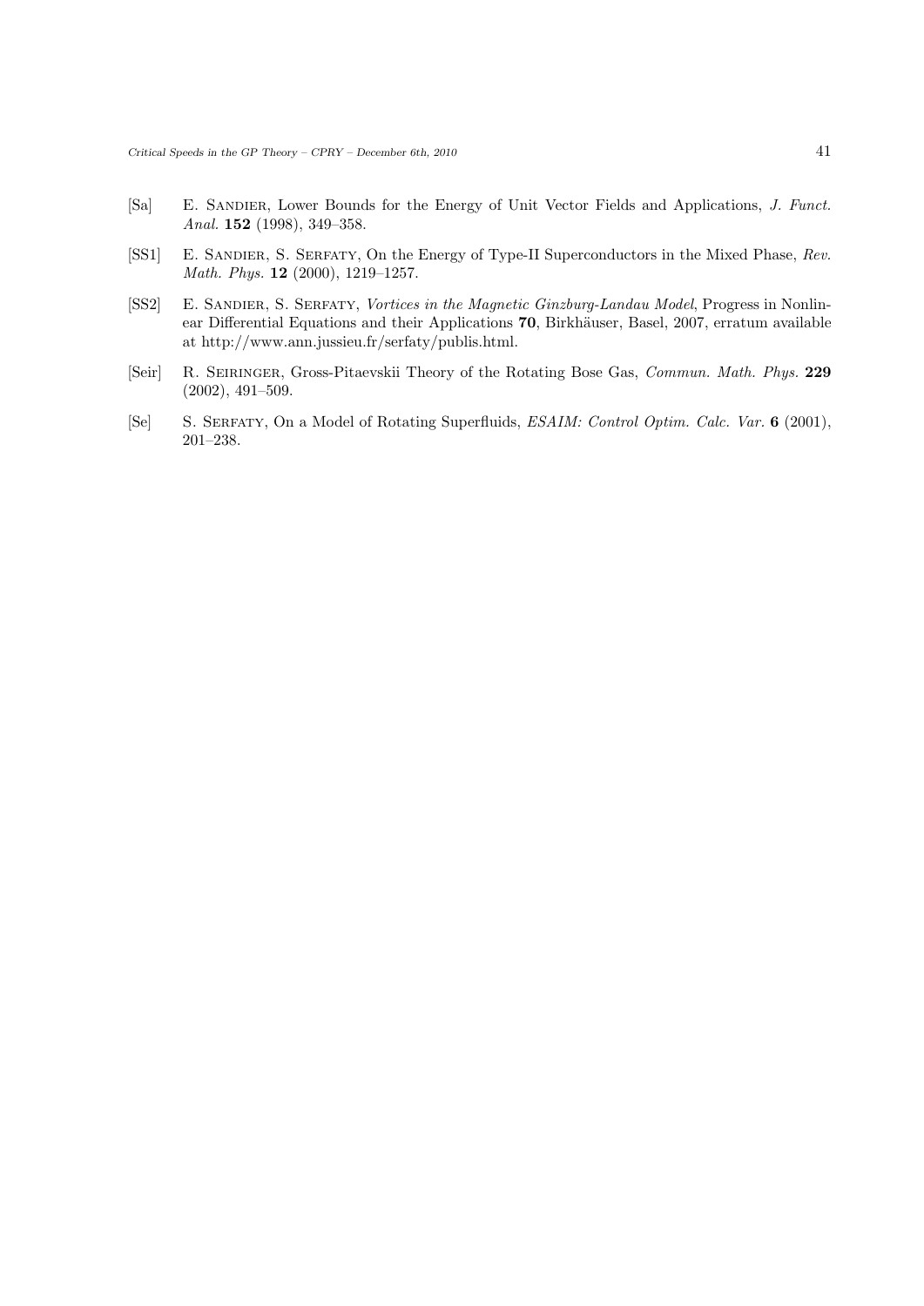[Sa] E. Sandier, Lower Bounds for the Energy of Unit Vector Fields and Applications, *J. Funct. Anal.* **152** (1998), 349–358.

[SS1] E. Sandier, S. Serfaty, On the Energy of Type-II Superconductors in the Mixed Phase, *Rev. Math. Phys.* **12** (2000), 1219–1257.

[SS2] E. Sandier, S. Serfaty, *Vortices in the Magnetic Ginzburg-Landau Model*, Progress in Nonlinear Differential Equations and their Applications **70**, Birkhäuser, Basel, 2007, erratum available at http://www.ann.jussieu.fr/serfaty/publis.html.

[Seir] R. Seiringer, Gross-Pitaevskii Theory of the Rotating Bose Gas, *Commun. Math. Phys.* **229** (2002), 491–509.

[Se] S. Serfaty, On a Model of Rotating Superfluids, *ESAIM: Control Optim. Calc. Var.* **6** (2001), 201–238.